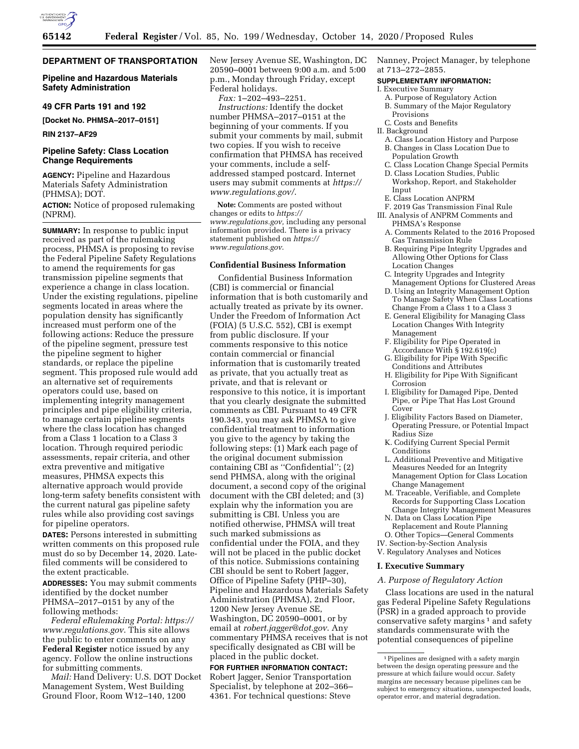# DEPARTMENT OF TRANSPORTATION

## Pipeline and Hazardous Materials Safety Administration

## 49 CFR Parts 191 and 192

**[Docket No. PHMSA–2017–0151]**

**RIN 2137–AF29**

## Pipeline Safety: Class Location Change Requirements

**AGENCY:** Pipeline and Hazardous Materials Safety Administration (PHMSA); DOT.

**ACTION:** Notice of proposed rulemaking (NPRM).

**SUMMARY:** In response to public input received as part of the rulemaking process, PHMSA is proposing to revise the Federal Pipeline Safety Regulations to amend the requirements for gas transmission pipeline segments that experience a change in class location. Under the existing regulations, pipeline segments located in areas where the population density has significantly increased must perform one of the following actions: Reduce the pressure of the pipeline segment, pressure test the pipeline segment to higher standards, or replace the pipeline segment. This proposed rule would add an alternative set of requirements operators could use, based on implementing integrity management principles and pipe eligibility criteria, to manage certain pipeline segments where the class location has changed from a Class 1 location to a Class 3 location. Through required periodic assessments, repair criteria, and other extra preventive and mitigative measures, PHMSA expects this alternative approach would provide long-term safety benefits consistent with the current natural gas pipeline safety rules while also providing cost savings for pipeline operators.

**DATES:** Persons interested in submitting written comments on this proposed rule must do so by December 14, 2020. Late-filed comments will be considered to the extent practicable.

**ADDRESSES:** You may submit comments identified by the docket number PHMSA–2017–0151 by any of the following methods:

*Federal eRulemaking Portal: https://www.regulations.gov*. This site allows the public to enter comments on any **Federal Register** notice issued by any agency. Follow the online instructions for submitting comments.

*Mail:* Hand Delivery: U.S. DOT Docket Management System, West Building Ground Floor, Room W12–140, 1200 New Jersey Avenue SE, Washington, DC 20590–0001 between 9:00 a.m. and 5:00 p.m., Monday through Friday, except Federal holidays.

*Fax:* 1–202–493–2251.

*Instructions:* Identify the docket number PHMSA–2017–0151 at the beginning of your comments. If you submit your comments by mail, submit two copies. If you wish to receive confirmation that PHMSA has received your comments, include a self-addressed stamped postcard. Internet users may submit comments at *https://www.regulations.gov/*.

**Note:** Comments are posted without changes or edits to *https://www.regulations.gov*, including any personal information provided. There is a privacy statement published on *https://www.regulations.gov*.

### Confidential Business Information

Confidential Business Information (CBI) is commercial or financial information that is both customarily and actually treated as private by its owner. Under the Freedom of Information Act (FOIA) (5 U.S.C. 552), CBI is exempt from public disclosure. If your comments responsive to this notice contain commercial or financial information that is customarily treated as private, that you actually treat as private, and that is relevant or responsive to this notice, it is important that you clearly designate the submitted comments as CBI. Pursuant to 49 CFR 190.343, you may ask PHMSA to give confidential treatment to information you give to the agency by taking the following steps: (1) Mark each page of the original document submission containing CBI as ''Confidential''; (2) send PHMSA, along with the original document, a second copy of the original document with the CBI deleted; and (3) explain why the information you are submitting is CBI. Unless you are notified otherwise, PHMSA will treat such marked submissions as confidential under the FOIA, and they will not be placed in the public docket of this notice. Submissions containing CBI should be sent to Robert Jagger, Office of Pipeline Safety (PHP–30), Pipeline and Hazardous Materials Safety Administration (PHMSA), 2nd Floor, 1200 New Jersey Avenue SE, Washington, DC 20590–0001, or by email at *robert.jagger@dot.gov*. Any commentary PHMSA receives that is not specifically designated as CBI will be placed in the public docket.

**FOR FURTHER INFORMATION CONTACT:** Robert Jagger, Senior Transportation Specialist, by telephone at 202–366–4361. For technical questions: Steve Nanney, Project Manager, by telephone at 713–272–2855.

**SUPPLEMENTARY INFORMATION:**

I. Executive Summary
- A. Purpose of Regulatory Action
- B. Summary of the Major Regulatory Provisions
- C. Costs and Benefits

II. Background
- A. Class Location History and Purpose
- B. Changes in Class Location Due to Population Growth
- C. Class Location Change Special Permits
- D. Class Location Studies, Public Workshop, Report, and Stakeholder Input
- E. Class Location ANPRM
- F. 2019 Gas Transmission Final Rule

III. Analysis of ANPRM Comments and PHMSA's Response
- A. Comments Related to the 2016 Proposed Gas Transmission Rule
- B. Requiring Pipe Integrity Upgrades and Allowing Other Options for Class Location Changes
- C. Integrity Upgrades and Integrity Management Options for Clustered Areas
- D. Using an Integrity Management Option To Manage Safety When Class Locations Change From a Class 1 to a Class 3
- E. General Eligibility for Managing Class Location Changes With Integrity Management
- F. Eligibility for Pipe Operated in Accordance With § 192.619(c)
- G. Eligibility for Pipe With Specific Conditions and Attributes
- H. Eligibility for Pipe With Significant Corrosion
- I. Eligibility for Damaged Pipe, Dented Pipe, or Pipe That Has Lost Ground Cover
- J. Eligibility Factors Based on Diameter, Operating Pressure, or Potential Impact Radius Size
- K. Codifying Current Special Permit Conditions
- L. Additional Preventive and Mitigative Measures Needed for an Integrity Management Option for Class Location Change Management
- M. Traceable, Verifiable, and Complete Records for Supporting Class Location Change Integrity Management Measures
- N. Data on Class Location Pipe Replacement and Route Planning
- O. Other Topics—General Comments

IV. Section-by-Section Analysis

V. Regulatory Analyses and Notices

## I. Executive Summary

### *A. Purpose of Regulatory Action*

Class locations are used in the natural gas Federal Pipeline Safety Regulations (PSR) in a graded approach to provide conservative safety margins [1] and safety standards commensurate with the potential consequences of pipeline

[1] Pipelines are designed with a safety margin between the design operating pressure and the pressure at which failure would occur. Safety margins are necessary because pipelines can be subject to emergency situations, unexpected loads, operator error, and material degradation.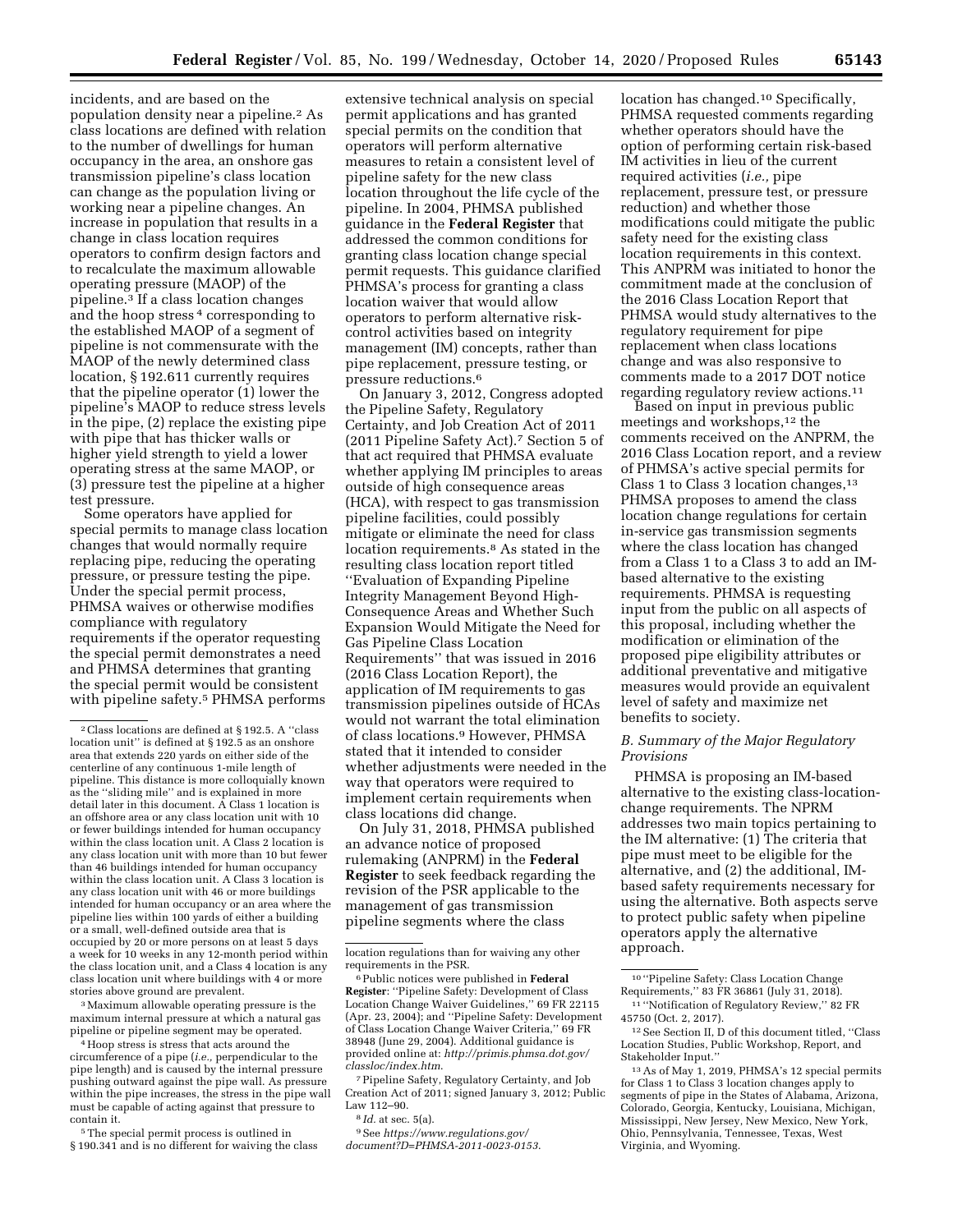incidents, and are based on the population density near a pipeline.[2] As class locations are defined with relation to the number of dwellings for human occupancy in the area, an onshore gas transmission pipeline's class location can change as the population living or working near a pipeline changes. An increase in population that results in a change in class location requires operators to confirm design factors and to recalculate the maximum allowable operating pressure (MAOP) of the pipeline.[3] If a class location changes and the hoop stress [4] corresponding to the established MAOP of a segment of pipeline is not commensurate with the MAOP of the newly determined class location, § 192.611 currently requires that the pipeline operator (1) lower the pipeline's MAOP to reduce stress levels in the pipe, (2) replace the existing pipe with pipe that has thicker walls or higher yield strength to yield a lower operating stress at the same MAOP, or (3) pressure test the pipeline at a higher test pressure.

Some operators have applied for special permits to manage class location changes that would normally require replacing pipe, reducing the operating pressure, or pressure testing the pipe. Under the special permit process, PHMSA waives or otherwise modifies compliance with regulatory requirements if the operator requesting the special permit demonstrates a need and PHMSA determines that granting the special permit would be consistent with pipeline safety.[5] PHMSA performs extensive technical analysis on special permit applications and has granted special permits on the condition that operators will perform alternative measures to retain a consistent level of pipeline safety for the new class location throughout the life cycle of the pipeline. In 2004, PHMSA published guidance in the **Federal Register** that addressed the common conditions for granting class location change special permit requests. This guidance clarified PHMSA's process for granting a class location waiver that would allow operators to perform alternative risk-control activities based on integrity management (IM) concepts, rather than pipe replacement, pressure testing, or pressure reductions.[6]

On January 3, 2012, Congress adopted the Pipeline Safety, Regulatory Certainty, and Job Creation Act of 2011 (2011 Pipeline Safety Act).[7] Section 5 of that act required that PHMSA evaluate whether applying IM principles to areas outside of high consequence areas (HCA), with respect to gas transmission pipeline facilities, could possibly mitigate or eliminate the need for class location requirements.[8] As stated in the resulting class location report titled "Evaluation of Expanding Pipeline Integrity Management Beyond High-Consequence Areas and Whether Such Expansion Would Mitigate the Need for Gas Pipeline Class Location Requirements" that was issued in 2016 (2016 Class Location Report), the application of IM requirements to gas transmission pipelines outside of HCAs would not warrant the total elimination of class locations.[9] However, PHMSA stated that it intended to consider whether adjustments were needed in the way that operators were required to implement certain requirements when class locations did change.

On July 31, 2018, PHMSA published an advance notice of proposed rulemaking (ANPRM) in the **Federal Register** to seek feedback regarding the revision of the PSR applicable to the management of gas transmission pipeline segments where the class location has changed.[10] Specifically, PHMSA requested comments regarding whether operators should have the option of performing certain risk-based IM activities in lieu of the current required activities (*i.e.,* pipe replacement, pressure test, or pressure reduction) and whether those modifications could mitigate the public safety need for the existing class location requirements in this context. This ANPRM was initiated to honor the commitment made at the conclusion of the 2016 Class Location Report that PHMSA would study alternatives to the regulatory requirement for pipe replacement when class locations change and was also responsive to comments made to a 2017 DOT notice regarding regulatory review actions.[11]

Based on input in previous public meetings and workshops,[12] the comments received on the ANPRM, the 2016 Class Location report, and a review of PHMSA's active special permits for Class 1 to Class 3 location changes,[13] PHMSA proposes to amend the class location change regulations for certain in-service gas transmission segments where the class location has changed from a Class 1 to a Class 3 to add an IM-based alternative to the existing requirements. PHMSA is requesting input from the public on all aspects of this proposal, including whether the modification or elimination of the proposed pipe eligibility attributes or additional preventative and mitigative measures would provide an equivalent level of safety and maximize net benefits to society.

### *B. Summary of the Major Regulatory Provisions*

PHMSA is proposing an IM-based alternative to the existing class-location-change requirements. The NPRM addresses two main topics pertaining to the IM alternative: (1) The criteria that pipe must meet to be eligible for the alternative, and (2) the additional, IM-based safety requirements necessary for using the alternative. Both aspects serve to protect public safety when pipeline operators apply the alternative approach.

---

[2] Class locations are defined at § 192.5. A "class location unit" is defined at § 192.5 as an onshore area that extends 220 yards on either side of the centerline of any continuous 1-mile length of pipeline. This distance is more colloquially known as the "sliding mile" and is explained in more detail later in this document. A Class 1 location is an offshore area or any class location unit with 10 or fewer buildings intended for human occupancy within the class location unit. A Class 2 location is any class location unit with more than 10 but fewer than 46 buildings intended for human occupancy within the class location unit. A Class 3 location is any class location unit with 46 or more buildings intended for human occupancy or an area where the pipeline lies within 100 yards of either a building or a small, well-defined outside area that is occupied by 20 or more persons on at least 5 days a week for 10 weeks in any 12-month period within the class location unit, and a Class 4 location is any class location unit where buildings with 4 or more stories above ground are prevalent.

[3] Maximum allowable operating pressure is the maximum internal pressure at which a natural gas pipeline or pipeline segment may be operated.

[4] Hoop stress is stress that acts around the circumference of a pipe (*i.e.,* perpendicular to the pipe length) and is caused by the internal pressure pushing outward against the pipe wall. As pressure within the pipe increases, the stress in the pipe wall must be capable of acting against that pressure to contain it.

[5] The special permit process is outlined in § 190.341 and is no different for waiving the class location regulations than for waiving any other requirements in the PSR.

[6] Public notices were published in **Federal Register**: "Pipeline Safety: Development of Class Location Change Waiver Guidelines," 69 FR 22115 (Apr. 23, 2004); and "Pipeline Safety: Development of Class Location Change Waiver Criteria," 69 FR 38948 (June 29, 2004). Additional guidance is provided online at: *http://primis.phmsa.dot.gov/classloc/index.htm*.

[7] Pipeline Safety, Regulatory Certainty, and Job Creation Act of 2011; signed January 3, 2012; Public Law 112–90.

[8] *Id.* at sec. 5(a).

[9] See *https://www.regulations.gov/document?D=PHMSA-2011-0023-0153*.

[10] "Pipeline Safety: Class Location Change Requirements," 83 FR 36861 (July 31, 2018).

[11] "Notification of Regulatory Review," 82 FR 45750 (Oct. 2, 2017).

[12] See Section II, D of this document titled, "Class Location Studies, Public Workshop, Report, and Stakeholder Input."

[13] As of May 1, 2019, PHMSA's 12 special permits for Class 1 to Class 3 location changes apply to segments of pipe in the States of Alabama, Arizona, Colorado, Georgia, Kentucky, Louisiana, Michigan, Mississippi, New Jersey, New Mexico, New York, Ohio, Pennsylvania, Tennessee, Texas, West Virginia, and Wyoming.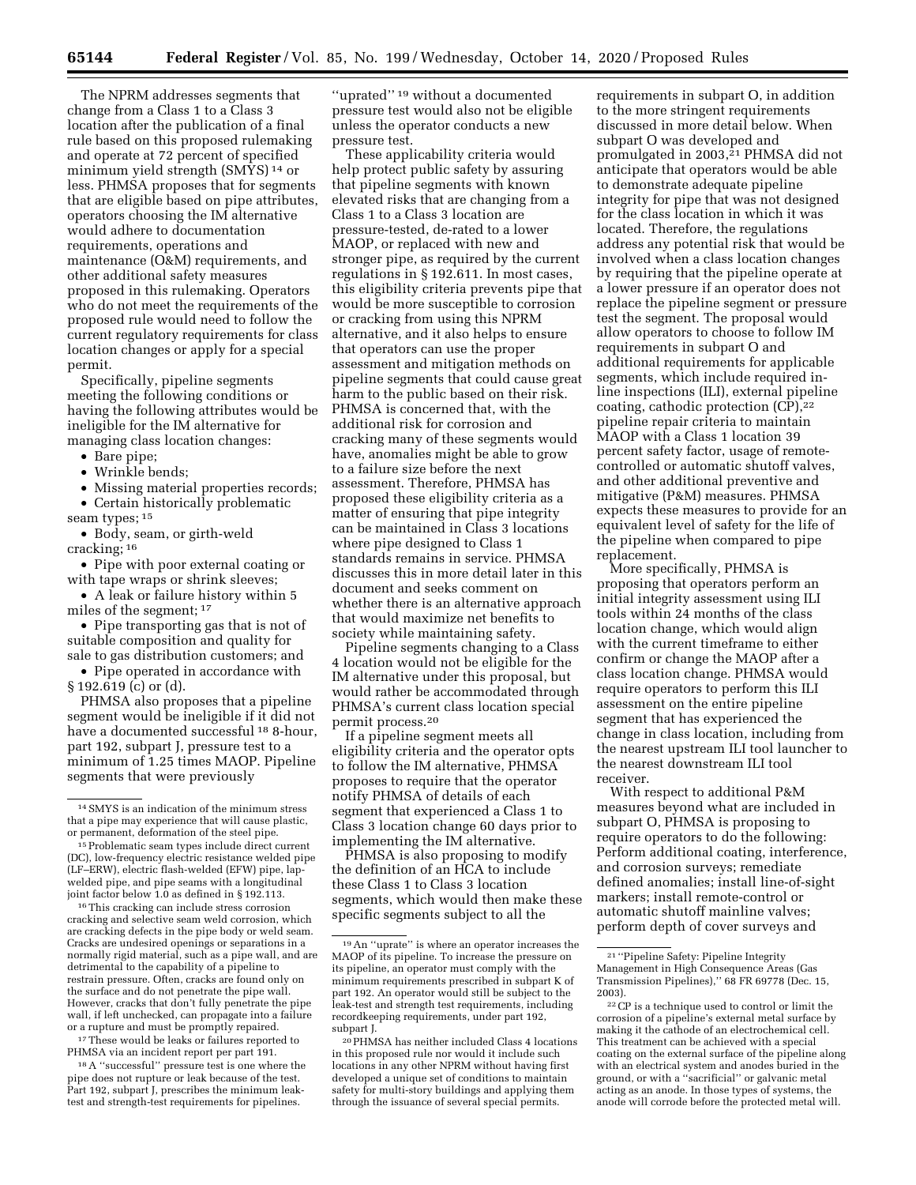The NPRM addresses segments that change from a Class 1 to a Class 3 location after the publication of a final rule based on this proposed rulemaking and operate at 72 percent of specified minimum yield strength (SMYS) [14] or less. PHMSA proposes that for segments that are eligible based on pipe attributes, operators choosing the IM alternative would adhere to documentation requirements, operations and maintenance (O&M) requirements, and other additional safety measures proposed in this rulemaking. Operators who do not meet the requirements of the proposed rule would need to follow the current regulatory requirements for class location changes or apply for a special permit.

Specifically, pipeline segments meeting the following conditions or having the following attributes would be ineligible for the IM alternative for managing class location changes:

- Bare pipe;
- Wrinkle bends;
- Missing material properties records;
- Certain historically problematic seam types; [15]
- Body, seam, or girth-weld cracking; [16]
- Pipe with poor external coating or with tape wraps or shrink sleeves;
- A leak or failure history within 5 miles of the segment; [17]
- Pipe transporting gas that is not of suitable composition and quality for sale to gas distribution customers; and
- Pipe operated in accordance with § 192.619 (c) or (d).

PHMSA also proposes that a pipeline segment would be ineligible if it did not have a documented successful [18] 8-hour, part 192, subpart J, pressure test to a minimum of 1.25 times MAOP. Pipeline segments that were previously ''uprated'' [19] without a documented pressure test would also not be eligible unless the operator conducts a new pressure test.

These applicability criteria would help protect public safety by assuring that pipeline segments with known elevated risks that are changing from a Class 1 to a Class 3 location are pressure-tested, de-rated to a lower MAOP, or replaced with new and stronger pipe, as required by the current regulations in § 192.611. In most cases, this eligibility criteria prevents pipe that would be more susceptible to corrosion or cracking from using this NPRM alternative, and it also helps to ensure that operators can use the proper assessment and mitigation methods on pipeline segments that could cause great harm to the public based on their risk. PHMSA is concerned that, with the additional risk for corrosion and cracking many of these segments would have, anomalies might be able to grow to a failure size before the next assessment. Therefore, PHMSA has proposed these eligibility criteria as a matter of ensuring that pipe integrity can be maintained in Class 3 locations where pipe designed to Class 1 standards remains in service. PHMSA discusses this in more detail later in this document and seeks comment on whether there is an alternative approach that would maximize net benefits to society while maintaining safety.

Pipeline segments changing to a Class 4 location would not be eligible for the IM alternative under this proposal, but would rather be accommodated through PHMSA's current class location special permit process.[20]

If a pipeline segment meets all eligibility criteria and the operator opts to follow the IM alternative, PHMSA proposes to require that the operator notify PHMSA of details of each segment that experienced a Class 1 to Class 3 location change 60 days prior to implementing the IM alternative.

PHMSA is also proposing to modify the definition of an HCA to include these Class 1 to Class 3 location segments, which would then make these specific segments subject to all the requirements in subpart O, in addition to the more stringent requirements discussed in more detail below. When subpart O was developed and promulgated in 2003,[21] PHMSA did not anticipate that operators would be able to demonstrate adequate pipeline integrity for pipe that was not designed for the class location in which it was located. Therefore, the regulations address any potential risk that would be involved when a class location changes by requiring that the pipeline operate at a lower pressure if an operator does not replace the pipeline segment or pressure test the segment. The proposal would allow operators to choose to follow IM requirements in subpart O and additional requirements for applicable segments, which include required in-line inspections (ILI), external pipeline coating, cathodic protection (CP),[22] pipeline repair criteria to maintain MAOP with a Class 1 location 39 percent safety factor, usage of remote-controlled or automatic shutoff valves, and other additional preventive and mitigative (P&M) measures. PHMSA expects these measures to provide for an equivalent level of safety for the life of the pipeline when compared to pipe replacement.

More specifically, PHMSA is proposing that operators perform an initial integrity assessment using ILI tools within 24 months of the class location change, which would align with the current timeframe to either confirm or change the MAOP after a class location change. PHMSA would require operators to perform this ILI assessment on the entire pipeline segment that has experienced the change in class location, including from the nearest upstream ILI tool launcher to the nearest downstream ILI tool receiver.

With respect to additional P&M measures beyond what are included in subpart O, PHMSA is proposing to require operators to do the following: Perform additional coating, interference, and corrosion surveys; remediate defined anomalies; install line-of-sight markers; install remote-control or automatic shutoff mainline valves; perform depth of cover surveys and

---

[14] SMYS is an indication of the minimum stress that a pipe may experience that will cause plastic, or permanent, deformation of the steel pipe.

[15] Problematic seam types include direct current (DC), low-frequency electric resistance welded pipe (LF–ERW), electric flash-welded (EFW) pipe, lap-welded pipe, and pipe seams with a longitudinal joint factor below 1.0 as defined in § 192.113.

[16] This cracking can include stress corrosion cracking and selective seam weld corrosion, which are cracking defects in the pipe body or weld seam. Cracks are undesired openings or separations in a normally rigid material, such as a pipe wall, and are detrimental to the capability of a pipeline to restrain pressure. Often, cracks are found only on the surface and do not penetrate the pipe wall. However, cracks that don't fully penetrate the pipe wall, if left unchecked, can propagate into a failure or a rupture and must be promptly repaired.

[17] These would be leaks or failures reported to PHMSA via an incident report per part 191.

[18] A ''successful'' pressure test is one where the pipe does not rupture or leak because of the test. Part 192, subpart J, prescribes the minimum leak-test and strength-test requirements for pipelines.

[19] An ''uprate'' is where an operator increases the MAOP of its pipeline. To increase the pressure on its pipeline, an operator must comply with the minimum requirements prescribed in subpart K of part 192. An operator would still be subject to the leak-test and strength test requirements, including recordkeeping requirements, under part 192, subpart J.

[20] PHMSA has neither included Class 4 locations in this proposed rule nor would it include such locations in any other NPRM without having first developed a unique set of conditions to maintain safety for multi-story buildings and applying them through the issuance of several special permits.

[21] ''Pipeline Safety: Pipeline Integrity Management in High Consequence Areas (Gas Transmission Pipelines),'' 68 FR 69778 (Dec. 15, 2003).

[22] CP is a technique used to control or limit the corrosion of a pipeline's external metal surface by making it the cathode of an electrochemical cell. This treatment can be achieved with a special coating on the external surface of the pipeline along with an electrical system and anodes buried in the ground, or with a ''sacrificial'' or galvanic metal acting as an anode. In those types of systems, the anode will corrode before the protected metal will.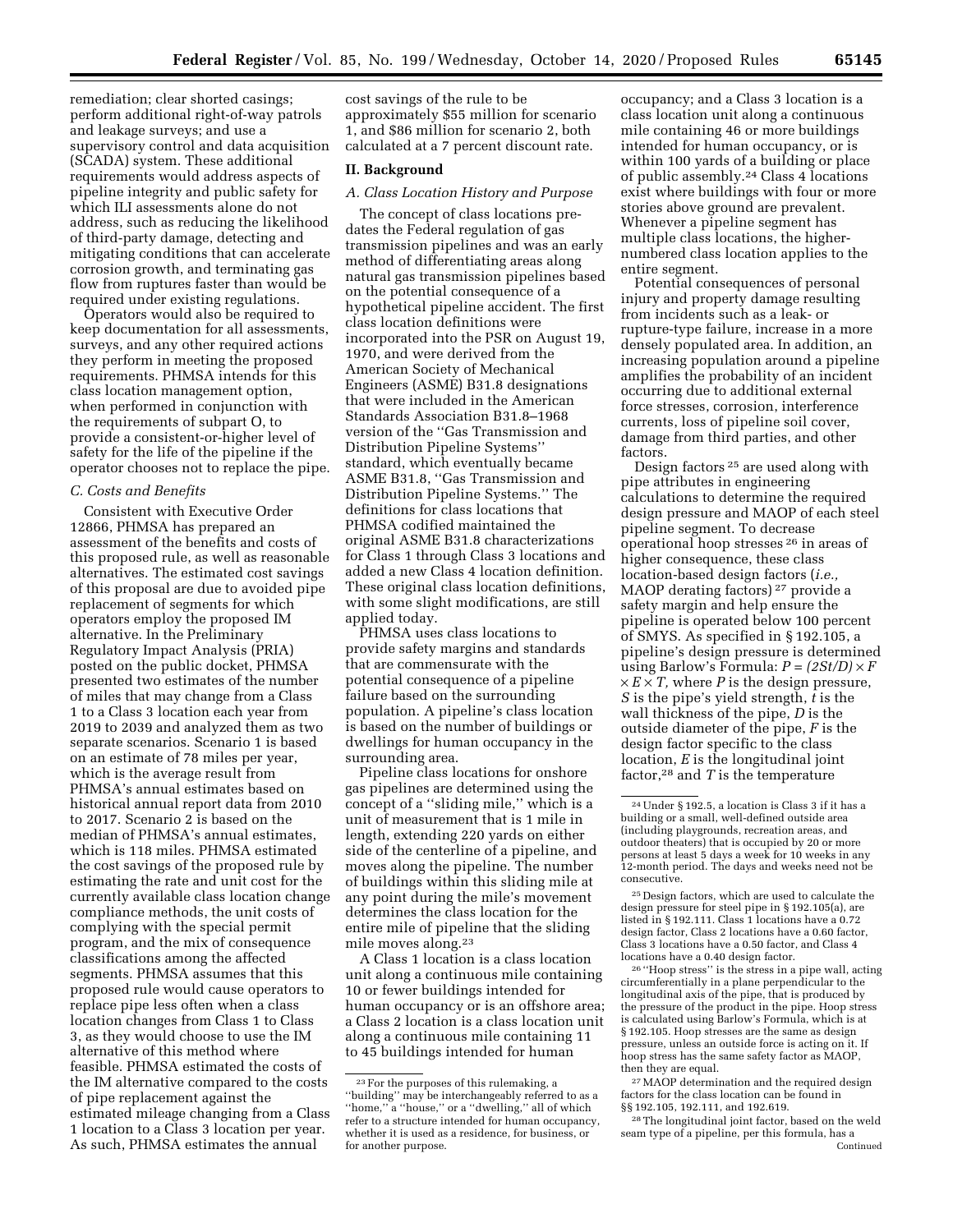remediation; clear shorted casings; perform additional right-of-way patrols and leakage surveys; and use a supervisory control and data acquisition (SCADA) system. These additional requirements would address aspects of pipeline integrity and public safety for which ILI assessments alone do not address, such as reducing the likelihood of third-party damage, detecting and mitigating conditions that can accelerate corrosion growth, and terminating gas flow from ruptures faster than would be required under existing regulations.

Operators would also be required to keep documentation for all assessments, surveys, and any other required actions they perform in meeting the proposed requirements. PHMSA intends for this class location management option, when performed in conjunction with the requirements of subpart O, to provide a consistent-or-higher level of safety for the life of the pipeline if the operator chooses not to replace the pipe.

### C. Costs and Benefits

Consistent with Executive Order 12866, PHMSA has prepared an assessment of the benefits and costs of this proposed rule, as well as reasonable alternatives. The estimated cost savings of this proposal are due to avoided pipe replacement of segments for which operators employ the proposed IM alternative. In the Preliminary Regulatory Impact Analysis (PRIA) posted on the public docket, PHMSA presented two estimates of the number of miles that may change from a Class 1 to a Class 3 location each year from 2019 to 2039 and analyzed them as two separate scenarios. Scenario 1 is based on an estimate of 78 miles per year, which is the average result from PHMSA's annual estimates based on historical annual report data from 2010 to 2017. Scenario 2 is based on the median of PHMSA's annual estimates, which is 118 miles. PHMSA estimated the cost savings of the proposed rule by estimating the rate and unit cost for the currently available class location change compliance methods, the unit costs of complying with the special permit program, and the mix of consequence classifications among the affected segments. PHMSA assumes that this proposed rule would cause operators to replace pipe less often when a class location changes from Class 1 to Class 3, as they would choose to use the IM alternative of this method where feasible. PHMSA estimated the costs of the IM alternative compared to the costs of pipe replacement against the estimated mileage changing from a Class 1 location to a Class 3 location per year. As such, PHMSA estimates the annual cost savings of the rule to be approximately $55 million for scenario 1, and $86 million for scenario 2, both calculated at a 7 percent discount rate.

## II. Background

### A. Class Location History and Purpose

The concept of class locations predates the Federal regulation of gas transmission pipelines and was an early method of differentiating areas along natural gas transmission pipelines based on the potential consequence of a hypothetical pipeline accident. The first class location definitions were incorporated into the PSR on August 19, 1970, and were derived from the American Society of Mechanical Engineers (ASME) B31.8 designations that were included in the American Standards Association B31.8–1968 version of the ''Gas Transmission and Distribution Pipeline Systems'' standard, which eventually became ASME B31.8, ''Gas Transmission and Distribution Pipeline Systems.'' The definitions for class locations that PHMSA codified maintained the original ASME B31.8 characterizations for Class 1 through Class 3 locations and added a new Class 4 location definition. These original class location definitions, with some slight modifications, are still applied today.

PHMSA uses class locations to provide safety margins and standards that are commensurate with the potential consequence of a pipeline failure based on the surrounding population. A pipeline's class location is based on the number of buildings or dwellings for human occupancy in the surrounding area.

Pipeline class locations for onshore gas pipelines are determined using the concept of a ''sliding mile,'' which is a unit of measurement that is 1 mile in length, extending 220 yards on either side of the centerline of a pipeline, and moves along the pipeline. The number of buildings within this sliding mile at any point during the mile's movement determines the class location for the entire mile of pipeline that the sliding mile moves along.[23]

A Class 1 location is a class location unit along a continuous mile containing 10 or fewer buildings intended for human occupancy or is an offshore area; a Class 2 location is a class location unit along a continuous mile containing 11 to 45 buildings intended for human occupancy; and a Class 3 location is a class location unit along a continuous mile containing 46 or more buildings intended for human occupancy, or is within 100 yards of a building or place of public assembly.[24] Class 4 locations exist where buildings with four or more stories above ground are prevalent. Whenever a pipeline segment has multiple class locations, the higher-numbered class location applies to the entire segment.

Potential consequences of personal injury and property damage resulting from incidents such as a leak- or rupture-type failure, increase in a more densely populated area. In addition, an increasing population around a pipeline amplifies the probability of an incident occurring due to additional external force stresses, corrosion, interference currents, loss of pipeline soil cover, damage from third parties, and other factors.

Design factors[25] are used along with pipe attributes in engineering calculations to determine the required design pressure and MAOP of each steel pipeline segment. To decrease operational hoop stresses[26] in areas of higher consequence, these class location-based design factors (*i.e.,* MAOP derating factors)[27] provide a safety margin and help ensure the pipeline is operated below 100 percent of SMYS. As specified in § 192.105, a pipeline's design pressure is determined using Barlow's Formula: $P = (2St/D) \times F \times E \times T$, where $P$ is the design pressure, $S$ is the pipe's yield strength, $t$ is the wall thickness of the pipe, $D$ is the outside diameter of the pipe, $F$ is the design factor specific to the class location, $E$ is the longitudinal joint factor,[28] and $T$ is the temperature

---

[23] For the purposes of this rulemaking, a ''building'' may be interchangeably referred to as a ''home,'' a ''house,'' or a ''dwelling,'' all of which refer to a structure intended for human occupancy, whether it is used as a residence, for business, or for another purpose.

[24] Under § 192.5, a location is Class 3 if it has a building or a small, well-defined outside area (including playgrounds, recreation areas, and outdoor theaters) that is occupied by 20 or more persons at least 5 days a week for 10 weeks in any 12-month period. The days and weeks need not be consecutive.

[25] Design factors, which are used to calculate the design pressure for steel pipe in § 192.105(a), are listed in § 192.111. Class 1 locations have a 0.72 design factor, Class 2 locations have a 0.60 factor, Class 3 locations have a 0.50 factor, and Class 4 locations have a 0.40 design factor.

[26] ''Hoop stress'' is the stress in a pipe wall, acting circumferentially in a plane perpendicular to the longitudinal axis of the pipe, that is produced by the pressure of the product in the pipe. Hoop stress is calculated using Barlow's Formula, which is at § 192.105. Hoop stresses are the same as design pressure, unless an outside force is acting on it. If hoop stress has the same safety factor as MAOP, then they are equal.

[27] MAOP determination and the required design factors for the class location can be found in §§ 192.105, 192.111, and 192.619.

[28] The longitudinal joint factor, based on the weld seam type of a pipeline, per this formula, has a

Continued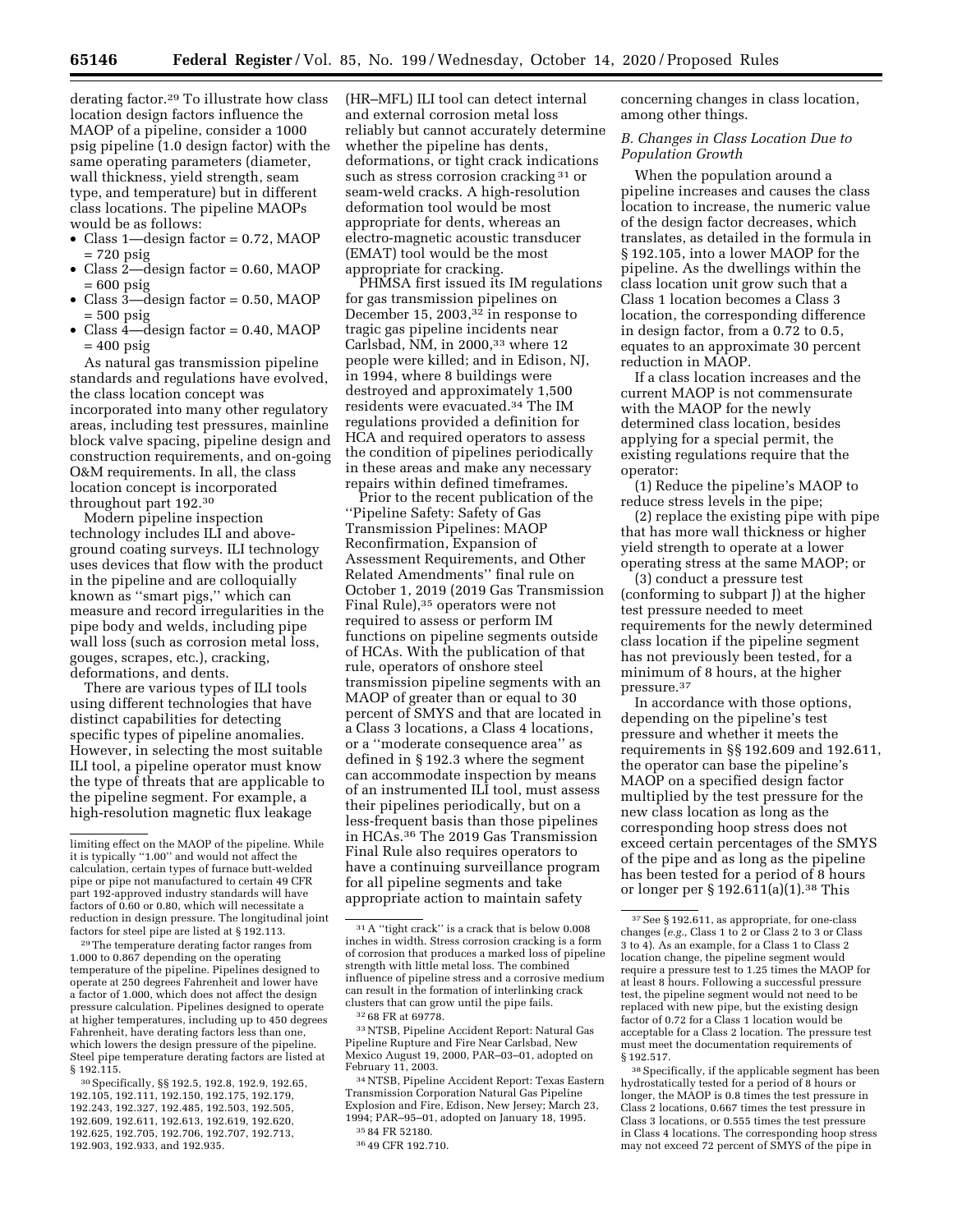derating factor.[29] To illustrate how class location design factors influence the MAOP of a pipeline, consider a 1000 psig pipeline (1.0 design factor) with the same operating parameters (diameter, wall thickness, yield strength, seam type, and temperature) but in different class locations. The pipeline MAOPs would be as follows:

- Class 1—design factor = 0.72, MAOP = 720 psig
- Class 2—design factor = 0.60, MAOP = 600 psig
- Class 3—design factor = 0.50, MAOP = 500 psig
- Class 4—design factor = 0.40, MAOP = 400 psig

As natural gas transmission pipeline standards and regulations have evolved, the class location concept was incorporated into many other regulatory areas, including test pressures, mainline block valve spacing, pipeline design and construction requirements, and on-going O&M requirements. In all, the class location concept is incorporated throughout part 192.[30]

Modern pipeline inspection technology includes ILI and above-ground coating surveys. ILI technology uses devices that flow with the product in the pipeline and are colloquially known as ''smart pigs,'' which can measure and record irregularities in the pipe body and welds, including pipe wall loss (such as corrosion metal loss, gouges, scrapes, etc.), cracking, deformations, and dents.

There are various types of ILI tools using different technologies that have distinct capabilities for detecting specific types of pipeline anomalies. However, in selecting the most suitable ILI tool, a pipeline operator must know the type of threats that are applicable to the pipeline segment. For example, a high-resolution magnetic flux leakage (HR–MFL) ILI tool can detect internal and external corrosion metal loss reliably but cannot accurately determine whether the pipeline has dents, deformations, or tight crack indications such as stress corrosion cracking[31] or seam-weld cracks. A high-resolution deformation tool would be most appropriate for dents, whereas an electro-magnetic acoustic transducer (EMAT) tool would be the most appropriate for cracking.

PHMSA first issued its IM regulations for gas transmission pipelines on December 15, 2003,[32] in response to tragic gas pipeline incidents near Carlsbad, NM, in 2000,[33] where 12 people were killed; and in Edison, NJ, in 1994, where 8 buildings were destroyed and approximately 1,500 residents were evacuated.[34] The IM regulations provided a definition for HCA and required operators to assess the condition of pipelines periodically in these areas and make any necessary repairs within defined timeframes.

Prior to the recent publication of the ''Pipeline Safety: Safety of Gas Transmission Pipelines: MAOP Reconfirmation, Expansion of Assessment Requirements, and Other Related Amendments'' final rule on October 1, 2019 (2019 Gas Transmission Final Rule),[35] operators were not required to assess or perform IM functions on pipeline segments outside of HCAs. With the publication of that rule, operators of onshore steel transmission pipeline segments with an MAOP of greater than or equal to 30 percent of SMYS and that are located in a Class 3 locations, a Class 4 locations, or a ''moderate consequence area'' as defined in § 192.3 where the segment can accommodate inspection by means of an instrumented ILI tool, must assess their pipelines periodically, but on a less-frequent basis than those pipelines in HCAs.[36] The 2019 Gas Transmission Final Rule also requires operators to have a continuing surveillance program for all pipeline segments and take appropriate action to maintain safety concerning changes in class location, among other things.

### *B. Changes in Class Location Due to Population Growth*

When the population around a pipeline increases and causes the class location to increase, the numeric value of the design factor decreases, which translates, as detailed in the formula in § 192.105, into a lower MAOP for the pipeline. As the dwellings within the class location unit grow such that a Class 1 location becomes a Class 3 location, the corresponding difference in design factor, from a 0.72 to 0.5, equates to an approximate 30 percent reduction in MAOP.

If a class location increases and the current MAOP is not commensurate with the MAOP for the newly determined class location, besides applying for a special permit, the existing regulations require that the operator:

(1) Reduce the pipeline's MAOP to reduce stress levels in the pipe;

(2) replace the existing pipe with pipe that has more wall thickness or higher yield strength to operate at a lower operating stress at the same MAOP; or

(3) conduct a pressure test (conforming to subpart J) at the higher test pressure needed to meet requirements for the newly determined class location if the pipeline segment has not previously been tested, for a minimum of 8 hours, at the higher pressure.[37]

In accordance with those options, depending on the pipeline's test pressure and whether it meets the requirements in §§ 192.609 and 192.611, the operator can base the pipeline's MAOP on a specified design factor multiplied by the test pressure for the new class location as long as the corresponding hoop stress does not exceed certain percentages of the SMYS of the pipe and as long as the pipeline has been tested for a period of 8 hours or longer per § 192.611(a)(1).[38] This

---

limiting effect on the MAOP of the pipeline. While it is typically ''1.00'' and would not affect the calculation, certain types of furnace butt-welded pipe or pipe not manufactured to certain 49 CFR part 192-approved industry standards will have factors of 0.60 or 0.80, which will necessitate a reduction in design pressure. The longitudinal joint factors for steel pipe are listed at § 192.113.

[29] The temperature derating factor ranges from 1.000 to 0.867 depending on the operating temperature of the pipeline. Pipelines designed to operate at 250 degrees Fahrenheit and lower have a factor of 1.000, which does not affect the design pressure calculation. Pipelines designed to operate at higher temperatures, including up to 450 degrees Fahrenheit, have derating factors less than one, which lowers the design pressure of the pipeline. Steel pipe temperature derating factors are listed at § 192.115.

[30] Specifically, §§ 192.5, 192.8, 192.9, 192.65, 192.105, 192.111, 192.150, 192.175, 192.179, 192.243, 192.327, 192.485, 192.503, 192.505, 192.609, 192.611, 192.613, 192.619, 192.620, 192.625, 192.705, 192.706, 192.707, 192.713, 192.903, 192.933, and 192.935.

[31] A ''tight crack'' is a crack that is below 0.008 inches in width. Stress corrosion cracking is a form of corrosion that produces a marked loss of pipeline strength with little metal loss. The combined influence of pipeline stress and a corrosive medium can result in the formation of interlinking crack clusters that can grow until the pipe fails.

[32] 68 FR at 69778.

[33] NTSB, Pipeline Accident Report: Natural Gas Pipeline Rupture and Fire Near Carlsbad, New Mexico August 19, 2000, PAR–03–01, adopted on February 11, 2003.

[34] NTSB, Pipeline Accident Report: Texas Eastern Transmission Corporation Natural Gas Pipeline Explosion and Fire, Edison, New Jersey; March 23, 1994; PAR–95–01, adopted on January 18, 1995.

[35] 84 FR 52180.

[36] 49 CFR 192.710.

[37] See § 192.611, as appropriate, for one-class changes (*e.g.,* Class 1 to 2 or Class 2 to 3 or Class 3 to 4). As an example, for a Class 1 to Class 2 location change, the pipeline segment would require a pressure test to 1.25 times the MAOP for at least 8 hours. Following a successful pressure test, the pipeline segment would not need to be replaced with new pipe, but the existing design factor of 0.72 for a Class 1 location would be acceptable for a Class 2 location. The pressure test must meet the documentation requirements of § 192.517.

[38] Specifically, if the applicable segment has been hydrostatically tested for a period of 8 hours or longer, the MAOP is 0.8 times the test pressure in Class 2 locations, 0.667 times the test pressure in Class 3 locations, or 0.555 times the test pressure in Class 4 locations. The corresponding hoop stress may not exceed 72 percent of SMYS of the pipe in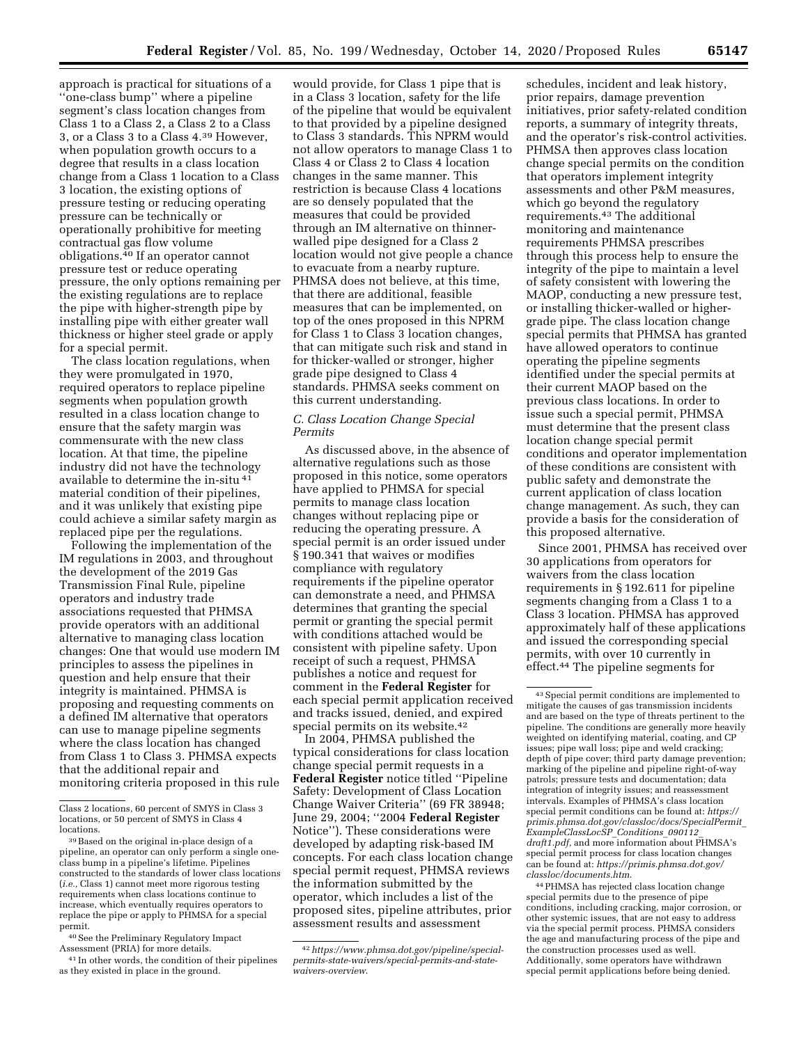approach is practical for situations of a ''one-class bump'' where a pipeline segment's class location changes from Class 1 to a Class 2, a Class 2 to a Class 3, or a Class 3 to a Class 4.[39] However, when population growth occurs to a degree that results in a class location change from a Class 1 location to a Class 3 location, the existing options of pressure testing or reducing operating pressure can be technically or operationally prohibitive for meeting contractual gas flow volume obligations.[40] If an operator cannot pressure test or reduce operating pressure, the only options remaining per the existing regulations are to replace the pipe with higher-strength pipe by installing pipe with either greater wall thickness or higher steel grade or apply for a special permit.

The class location regulations, when they were promulgated in 1970, required operators to replace pipeline segments when population growth resulted in a class location change to ensure that the safety margin was commensurate with the new class location. At that time, the pipeline industry did not have the technology available to determine the in-situ[41] material condition of their pipelines, and it was unlikely that existing pipe could achieve a similar safety margin as replaced pipe per the regulations.

Following the implementation of the IM regulations in 2003, and throughout the development of the 2019 Gas Transmission Final Rule, pipeline operators and industry trade associations requested that PHMSA provide operators with an additional alternative to managing class location changes: One that would use modern IM principles to assess the pipelines in question and help ensure that their integrity is maintained. PHMSA is proposing and requesting comments on a defined IM alternative that operators can use to manage pipeline segments where the class location has changed from Class 1 to Class 3. PHMSA expects that the additional repair and monitoring criteria proposed in this rule would provide, for Class 1 pipe that is in a Class 3 location, safety for the life of the pipeline that would be equivalent to that provided by a pipeline designed to Class 3 standards. This NPRM would not allow operators to manage Class 1 to Class 4 or Class 2 to Class 4 location changes in the same manner. This restriction is because Class 4 locations are so densely populated that the measures that could be provided through an IM alternative on thinner-walled pipe designed for a Class 2 location would not give people a chance to evacuate from a nearby rupture. PHMSA does not believe, at this time, that there are additional, feasible measures that can be implemented, on top of the ones proposed in this NPRM for Class 1 to Class 3 location changes, that can mitigate such risk and stand in for thicker-walled or stronger, higher grade pipe designed to Class 4 standards. PHMSA seeks comment on this current understanding.

### *C. Class Location Change Special Permits*

As discussed above, in the absence of alternative regulations such as those proposed in this notice, some operators have applied to PHMSA for special permits to manage class location changes without replacing pipe or reducing the operating pressure. A special permit is an order issued under § 190.341 that waives or modifies compliance with regulatory requirements if the pipeline operator can demonstrate a need, and PHMSA determines that granting the special permit or granting the special permit with conditions attached would be consistent with pipeline safety. Upon receipt of such a request, PHMSA publishes a notice and request for comment in the **Federal Register** for each special permit application received and tracks issued, denied, and expired special permits on its website.[42]

In 2004, PHMSA published the typical considerations for class location change special permit requests in a **Federal Register** notice titled ''Pipeline Safety: Development of Class Location Change Waiver Criteria'' (69 FR 38948; June 29, 2004; ''2004 **Federal Register** Notice''). These considerations were developed by adapting risk-based IM concepts. For each class location change special permit request, PHMSA reviews the information submitted by the operator, which includes a list of the proposed sites, pipeline attributes, prior assessment results and assessment schedules, incident and leak history, prior repairs, damage prevention initiatives, prior safety-related condition reports, a summary of integrity threats, and the operator's risk-control activities. PHMSA then approves class location change special permits on the condition that operators implement integrity assessments and other P&M measures, which go beyond the regulatory requirements.[43] The additional monitoring and maintenance requirements PHMSA prescribes through this process help to ensure the integrity of the pipe to maintain a level of safety consistent with lowering the MAOP, conducting a new pressure test, or installing thicker-walled or higher-grade pipe. The class location change special permits that PHMSA has granted have allowed operators to continue operating the pipeline segments identified under the special permits at their current MAOP based on the previous class locations. In order to issue such a special permit, PHMSA must determine that the present class location change special permit conditions and operator implementation of these conditions are consistent with public safety and demonstrate the current application of class location change management. As such, they can provide a basis for the consideration of this proposed alternative.

Since 2001, PHMSA has received over 30 applications from operators for waivers from the class location requirements in § 192.611 for pipeline segments changing from a Class 1 to a Class 3 location. PHMSA has approved approximately half of these applications and issued the corresponding special permits, with over 10 currently in effect.[44] The pipeline segments for

---

Class 2 locations, 60 percent of SMYS in Class 3 locations, or 50 percent of SMYS in Class 4 locations.

[39] Based on the original in-place design of a pipeline, an operator can only perform a single one-class bump in a pipeline's lifetime. Pipelines constructed to the standards of lower class locations (*i.e.,* Class 1) cannot meet more rigorous testing requirements when class locations continue to increase, which eventually requires operators to replace the pipe or apply to PHMSA for a special permit.

[40] See the Preliminary Regulatory Impact Assessment (PRIA) for more details.

[41] In other words, the condition of their pipelines as they existed in place in the ground.

[42] *https://www.phmsa.dot.gov/pipeline/special-permits-state-waivers/special-permits-and-state-waivers-overview.*

[43] Special permit conditions are implemented to mitigate the causes of gas transmission incidents and are based on the type of threats pertinent to the pipeline. The conditions are generally more heavily weighted on identifying material, coating, and CP issues; pipe wall loss; pipe and weld cracking; depth of pipe cover; third party damage prevention; marking of the pipeline and pipeline right-of-way patrols; pressure tests and documentation; data integration of integrity issues; and reassessment intervals. Examples of PHMSA's class location special permit conditions can be found at: *https://primis.phmsa.dot.gov/classloc/docs/SpecialPermit_ExampleClassLocSP_Conditions_090112_draft1.pdf,* and more information about PHMSA's special permit process for class location changes can be found at: *https://primis.phmsa.dot.gov/classloc/documents.htm.*

[44] PHMSA has rejected class location change special permits due to the presence of pipe conditions, including cracking, major corrosion, or other systemic issues, that are not easy to address via the special permit process. PHMSA considers the age and manufacturing process of the pipe and the construction processes used as well. Additionally, some operators have withdrawn special permit applications before being denied.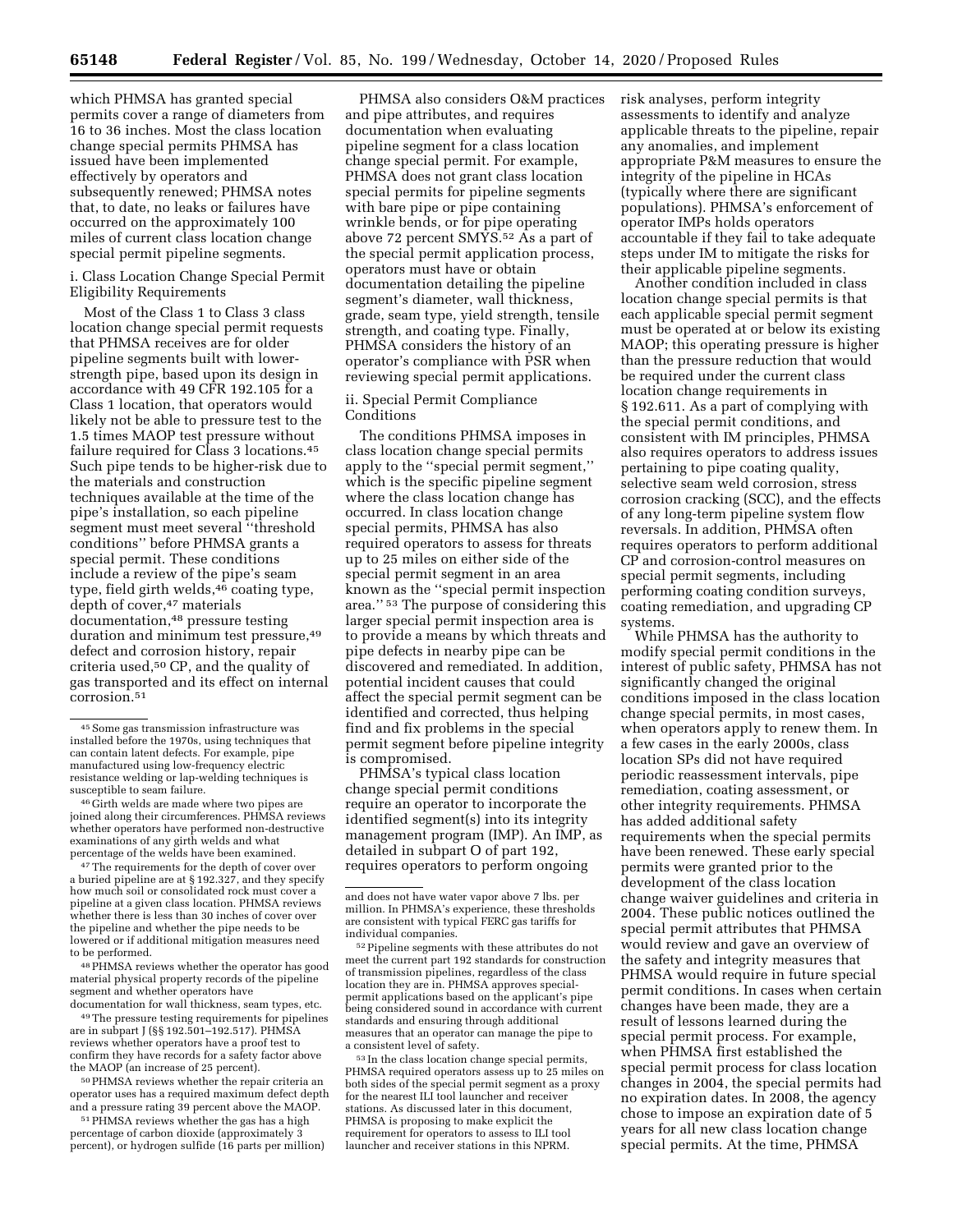which PHMSA has granted special permits cover a range of diameters from 16 to 36 inches. Most the class location change special permits PHMSA has issued have been implemented effectively by operators and subsequently renewed; PHMSA notes that, to date, no leaks or failures have occurred on the approximately 100 miles of current class location change special permit pipeline segments.

i. Class Location Change Special Permit Eligibility Requirements

Most of the Class 1 to Class 3 class location change special permit requests that PHMSA receives are for older pipeline segments built with lower-strength pipe, based upon its design in accordance with 49 CFR 192.105 for a Class 1 location, that operators would likely not be able to pressure test to the 1.5 times MAOP test pressure without failure required for Class 3 locations.[45] Such pipe tends to be higher-risk due to the materials and construction techniques available at the time of the pipe's installation, so each pipeline segment must meet several "threshold conditions" before PHMSA grants a special permit. These conditions include a review of the pipe's seam type, field girth welds,[46] coating type, depth of cover,[47] materials documentation,[48] pressure testing duration and minimum test pressure,[49] defect and corrosion history, repair criteria used,[50] CP, and the quality of gas transported and its effect on internal corrosion.[51]

PHMSA also considers O&M practices and pipe attributes, and requires documentation when evaluating pipeline segment for a class location change special permit. For example, PHMSA does not grant class location special permits for pipeline segments with bare pipe or pipe containing wrinkle bends, or for pipe operating above 72 percent SMYS.[52] As a part of the special permit application process, operators must have or obtain documentation detailing the pipeline segment's diameter, wall thickness, grade, seam type, yield strength, tensile strength, and coating type. Finally, PHMSA considers the history of an operator's compliance with PSR when reviewing special permit applications.

ii. Special Permit Compliance Conditions

The conditions PHMSA imposes in class location change special permits apply to the "special permit segment," which is the specific pipeline segment where the class location change has occurred. In class location change special permits, PHMSA has also required operators to assess for threats up to 25 miles on either side of the special permit segment in an area known as the "special permit inspection area."[53] The purpose of considering this larger special permit inspection area is to provide a means by which threats and pipe defects in nearby pipe can be discovered and remediated. In addition, potential incident causes that could affect the special permit segment can be identified and corrected, thus helping find and fix problems in the special permit segment before pipeline integrity is compromised.

PHMSA's typical class location change special permit conditions require an operator to incorporate the identified segment(s) into its integrity management program (IMP). An IMP, as detailed in subpart O of part 192, requires operators to perform ongoing risk analyses, perform integrity assessments to identify and analyze applicable threats to the pipeline, repair any anomalies, and implement appropriate P&M measures to ensure the integrity of the pipeline in HCAs (typically where there are significant populations). PHMSA's enforcement of operator IMPs holds operators accountable if they fail to take adequate steps under IM to mitigate the risks for their applicable pipeline segments.

Another condition included in class location change special permits is that each applicable special permit segment must be operated at or below its existing MAOP; this operating pressure is higher than the pressure reduction that would be required under the current class location change requirements in § 192.611. As a part of complying with the special permit conditions, and consistent with IM principles, PHMSA also requires operators to address issues pertaining to pipe coating quality, selective seam weld corrosion, stress corrosion cracking (SCC), and the effects of any long-term pipeline system flow reversals. In addition, PHMSA often requires operators to perform additional CP and corrosion-control measures on special permit segments, including performing coating condition surveys, coating remediation, and upgrading CP systems.

While PHMSA has the authority to modify special permit conditions in the interest of public safety, PHMSA has not significantly changed the original conditions imposed in the class location change special permits, in most cases, when operators apply to renew them. In a few cases in the early 2000s, class location SPs did not have required periodic reassessment intervals, pipe remediation, coating assessment, or other integrity requirements. PHMSA has added additional safety requirements when the special permits have been renewed. These early special permits were granted prior to the development of the class location change waiver guidelines and criteria in 2004. These public notices outlined the special permit attributes that PHMSA would review and gave an overview of the safety and integrity measures that PHMSA would require in future special permit conditions. In cases when certain changes have been made, they are a result of lessons learned during the special permit process. For example, when PHMSA first established the special permit process for class location changes in 2004, the special permits had no expiration dates. In 2008, the agency chose to impose an expiration date of 5 years for all new class location change special permits. At the time, PHMSA

---

[45] Some gas transmission infrastructure was installed before the 1970s, using techniques that can contain latent defects. For example, pipe manufactured using low-frequency electric resistance welding or lap-welding techniques is susceptible to seam failure.

[46] Girth welds are made where two pipes are joined along their circumferences. PHMSA reviews whether operators have performed non-destructive examinations of any girth welds and what percentage of the welds have been examined.

[47] The requirements for the depth of cover over a buried pipeline are at § 192.327, and they specify how much soil or consolidated rock must cover a pipeline at a given class location. PHMSA reviews whether there is less than 30 inches of cover over the pipeline and whether the pipe needs to be lowered or if additional mitigation measures need to be performed.

[48] PHMSA reviews whether the operator has good material physical property records of the pipeline segment and whether operators have documentation for wall thickness, seam types, etc.

[49] The pressure testing requirements for pipelines are in subpart J (§§ 192.501–192.517). PHMSA reviews whether operators have a proof test to confirm they have records for a safety factor above the MAOP (an increase of 25 percent).

[50] PHMSA reviews whether the repair criteria an operator uses has a required maximum defect depth and a pressure rating 39 percent above the MAOP.

[51] PHMSA reviews whether the gas has a high percentage of carbon dioxide (approximately 3 percent), or hydrogen sulfide (16 parts per million) and does not have water vapor above 7 lbs. per million. In PHMSA's experience, these thresholds are consistent with typical FERC gas tariffs for individual companies.

[52] Pipeline segments with these attributes do not meet the current part 192 standards for construction of transmission pipelines, regardless of the class location they are in. PHMSA approves special-permit applications based on the applicant's pipe being considered sound in accordance with current standards and ensuring through additional measures that an operator can manage the pipe to a consistent level of safety.

[53] In the class location change special permits, PHMSA required operators assess up to 25 miles on both sides of the special permit segment as a proxy for the nearest ILI tool launcher and receiver stations. As discussed later in this document, PHMSA is proposing to make explicit the requirement for operators to assess to ILI tool launcher and receiver stations in this NPRM.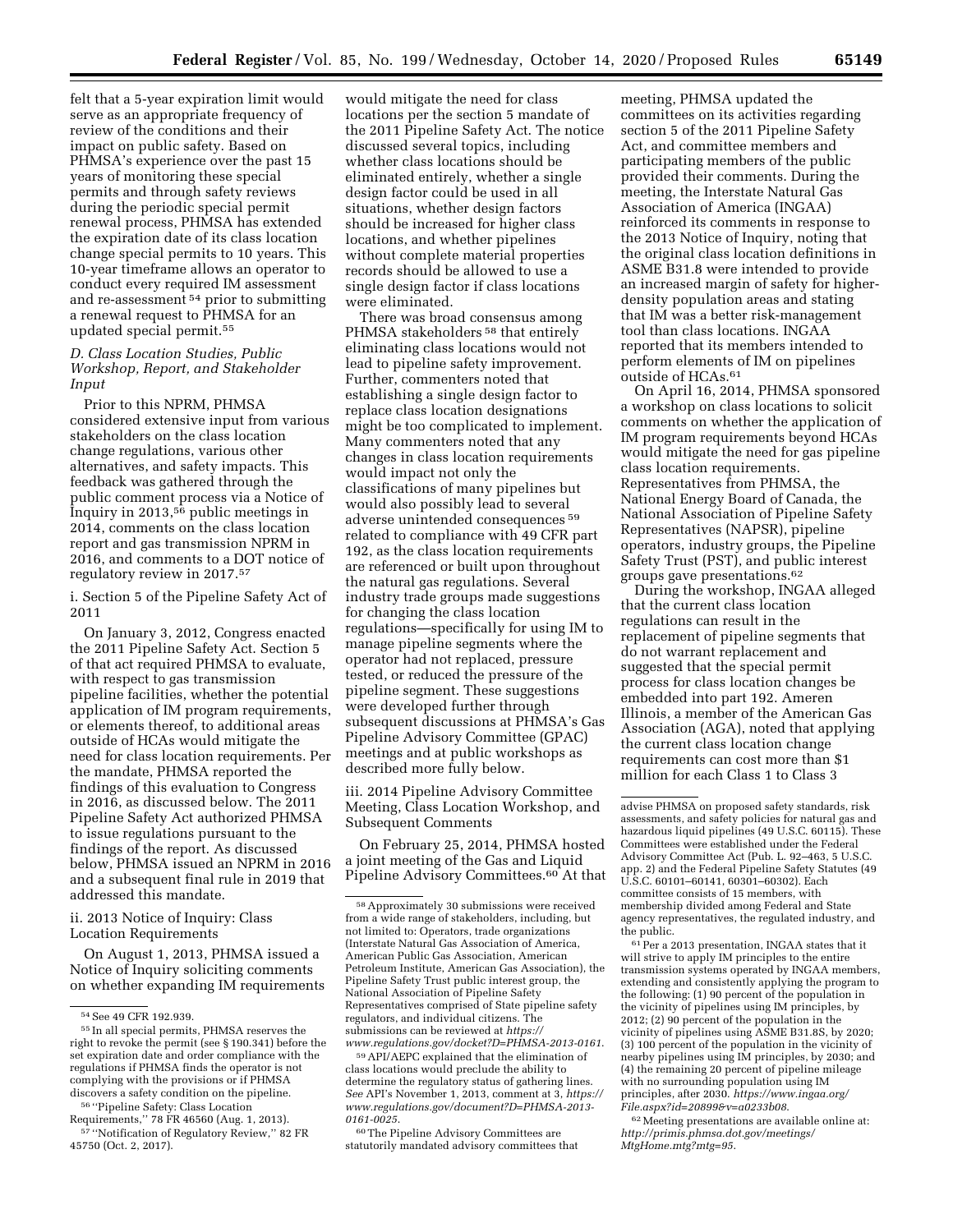felt that a 5-year expiration limit would serve as an appropriate frequency of review of the conditions and their impact on public safety. Based on PHMSA's experience over the past 15 years of monitoring these special permits and through safety reviews during the periodic special permit renewal process, PHMSA has extended the expiration date of its class location change special permits to 10 years. This 10-year timeframe allows an operator to conduct every required IM assessment and re-assessment [54] prior to submitting a renewal request to PHMSA for an updated special permit.[55]

### D. Class Location Studies, Public Workshop, Report, and Stakeholder Input

Prior to this NPRM, PHMSA considered extensive input from various stakeholders on the class location change regulations, various other alternatives, and safety impacts. This feedback was gathered through the public comment process via a Notice of Inquiry in 2013,[56] public meetings in 2014, comments on the class location report and gas transmission NPRM in 2016, and comments to a DOT notice of regulatory review in 2017.[57]

#### i. Section 5 of the Pipeline Safety Act of 2011

On January 3, 2012, Congress enacted the 2011 Pipeline Safety Act. Section 5 of that act required PHMSA to evaluate, with respect to gas transmission pipeline facilities, whether the potential application of IM program requirements, or elements thereof, to additional areas outside of HCAs would mitigate the need for class location requirements. Per the mandate, PHMSA reported the findings of this evaluation to Congress in 2016, as discussed below. The 2011 Pipeline Safety Act authorized PHMSA to issue regulations pursuant to the findings of the report. As discussed below, PHMSA issued an NPRM in 2016 and a subsequent final rule in 2019 that addressed this mandate.

#### ii. 2013 Notice of Inquiry: Class Location Requirements

On August 1, 2013, PHMSA issued a Notice of Inquiry soliciting comments on whether expanding IM requirements would mitigate the need for class locations per the section 5 mandate of the 2011 Pipeline Safety Act. The notice discussed several topics, including whether class locations should be eliminated entirely, whether a single design factor could be used in all situations, whether design factors should be increased for higher class locations, and whether pipelines without complete material properties records should be allowed to use a single design factor if class locations were eliminated.

There was broad consensus among PHMSA stakeholders [58] that entirely eliminating class locations would not lead to pipeline safety improvement. Further, commenters noted that establishing a single design factor to replace class location designations might be too complicated to implement. Many commenters noted that any changes in class location requirements would impact not only the classifications of many pipelines but would also possibly lead to several adverse unintended consequences [59] related to compliance with 49 CFR part 192, as the class location requirements are referenced or built upon throughout the natural gas regulations. Several industry trade groups made suggestions for changing the class location regulations—specifically for using IM to manage pipeline segments where the operator had not replaced, pressure tested, or reduced the pressure of the pipeline segment. These suggestions were developed further through subsequent discussions at PHMSA's Gas Pipeline Advisory Committee (GPAC) meetings and at public workshops as described more fully below.

#### iii. 2014 Pipeline Advisory Committee Meeting, Class Location Workshop, and Subsequent Comments

On February 25, 2014, PHMSA hosted a joint meeting of the Gas and Liquid Pipeline Advisory Committees.[60] At that meeting, PHMSA updated the committees on its activities regarding section 5 of the 2011 Pipeline Safety Act, and committee members and participating members of the public provided their comments. During the meeting, the Interstate Natural Gas Association of America (INGAA) reinforced its comments in response to the 2013 Notice of Inquiry, noting that the original class location definitions in ASME B31.8 were intended to provide an increased margin of safety for higher-density population areas and stating that IM was a better risk-management tool than class locations. INGAA reported that its members intended to perform elements of IM on pipelines outside of HCAs.[61]

On April 16, 2014, PHMSA sponsored a workshop on class locations to solicit comments on whether the application of IM program requirements beyond HCAs would mitigate the need for gas pipeline class location requirements. Representatives from PHMSA, the National Energy Board of Canada, the National Association of Pipeline Safety Representatives (NAPSR), pipeline operators, industry groups, the Pipeline Safety Trust (PST), and public interest groups gave presentations.[62]

During the workshop, INGAA alleged that the current class location regulations can result in the replacement of pipeline segments that do not warrant replacement and suggested that the special permit process for class location changes be embedded into part 192. Ameren Illinois, a member of the American Gas Association (AGA), noted that applying the current class location change requirements can cost more than $1 million for each Class 1 to Class 3

---

[54] See 49 CFR 192.939.

[55] In all special permits, PHMSA reserves the right to revoke the permit (see § 190.341) before the set expiration date and order compliance with the regulations if PHMSA finds the operator is not complying with the provisions or if PHMSA discovers a safety condition on the pipeline.

[56] "Pipeline Safety: Class Location Requirements," 78 FR 46560 (Aug. 1, 2013).

[57] "Notification of Regulatory Review," 82 FR 45750 (Oct. 2, 2017).

[58] Approximately 30 submissions were received from a wide range of stakeholders, including, but not limited to: Operators, trade organizations (Interstate Natural Gas Association of America, American Public Gas Association, American Petroleum Institute, American Gas Association), the Pipeline Safety Trust public interest group, the National Association of Pipeline Safety Representatives comprised of State pipeline safety regulators, and individual citizens. The submissions can be reviewed at *https://www.regulations.gov/docket?D=PHMSA-2013-0161*.

[59] API/AEPC explained that the elimination of class locations would preclude the ability to determine the regulatory status of gathering lines. *See* API's November 1, 2013, comment at 3, *https://www.regulations.gov/document?D=PHMSA-2013-0161-0025*.

[60] The Pipeline Advisory Committees are statutorily mandated advisory committees that advise PHMSA on proposed safety standards, risk assessments, and safety policies for natural gas and hazardous liquid pipelines (49 U.S.C. 60115). These Committees were established under the Federal Advisory Committee Act (Pub. L. 92–463, 5 U.S.C. app. 2) and the Federal Pipeline Safety Statutes (49 U.S.C. 60101–60141, 60301–60302). Each committee consists of 15 members, with membership divided among Federal and State agency representatives, the regulated industry, and the public.

[61] Per a 2013 presentation, INGAA states that it will strive to apply IM principles to the entire transmission systems operated by INGAA members, extending and consistently applying the program to the following: (1) 90 percent of the population in the vicinity of pipelines using IM principles, by 2012; (2) 90 percent of the population in the vicinity of pipelines using ASME B31.8S, by 2020; (3) 100 percent of the population in the vicinity of nearby pipelines using IM principles, by 2030; and (4) the remaining 20 percent of pipeline mileage with no surrounding population using IM principles, after 2030. *https://www.ingaa.org/File.aspx?id=20899&v=a0233b08*.

[62] Meeting presentations are available online at: *http://primis.phmsa.dot.gov/meetings/MtgHome.mtg?mtg=95*.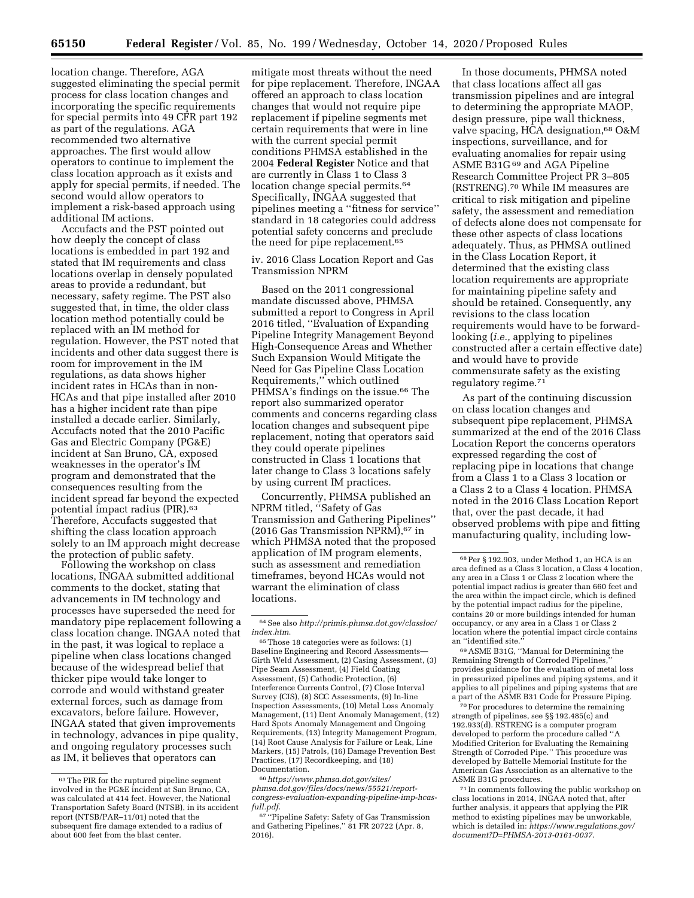location change. Therefore, AGA suggested eliminating the special permit process for class location changes and incorporating the specific requirements for special permits into 49 CFR part 192 as part of the regulations. AGA recommended two alternative approaches. The first would allow operators to continue to implement the class location approach as it exists and apply for special permits, if needed. The second would allow operators to implement a risk-based approach using additional IM actions.

Accufacts and the PST pointed out how deeply the concept of class locations is embedded in part 192 and stated that IM requirements and class locations overlap in densely populated areas to provide a redundant, but necessary, safety regime. The PST also suggested that, in time, the older class location method potentially could be replaced with an IM method for regulation. However, the PST noted that incidents and other data suggest there is room for improvement in the IM regulations, as data shows higher incident rates in HCAs than in non-HCAs and that pipe installed after 2010 has a higher incident rate than pipe installed a decade earlier. Similarly, Accufacts noted that the 2010 Pacific Gas and Electric Company (PG&E) incident at San Bruno, CA, exposed weaknesses in the operator's IM program and demonstrated that the consequences resulting from the incident spread far beyond the expected potential impact radius (PIR).[63] Therefore, Accufacts suggested that shifting the class location approach solely to an IM approach might decrease the protection of public safety.

Following the workshop on class locations, INGAA submitted additional comments to the docket, stating that advancements in IM technology and processes have superseded the need for mandatory pipe replacement following a class location change. INGAA noted that in the past, it was logical to replace a pipeline when class locations changed because of the widespread belief that thicker pipe would take longer to corrode and would withstand greater external forces, such as damage from excavators, before failure. However, INGAA stated that given improvements in technology, advances in pipe quality, and ongoing regulatory processes such as IM, it believes that operators can mitigate most threats without the need for pipe replacement. Therefore, INGAA offered an approach to class location changes that would not require pipe replacement if pipeline segments met certain requirements that were in line with the current special permit conditions PHMSA established in the 2004 **Federal Register** Notice and that are currently in Class 1 to Class 3 location change special permits.[64] Specifically, INGAA suggested that pipelines meeting a "fitness for service" standard in 18 categories could address potential safety concerns and preclude the need for pipe replacement.[65]

iv. 2016 Class Location Report and Gas Transmission NPRM

Based on the 2011 congressional mandate discussed above, PHMSA submitted a report to Congress in April 2016 titled, "Evaluation of Expanding Pipeline Integrity Management Beyond High-Consequence Areas and Whether Such Expansion Would Mitigate the Need for Gas Pipeline Class Location Requirements," which outlined PHMSA's findings on the issue.[66] The report also summarized operator comments and concerns regarding class location changes and subsequent pipe replacement, noting that operators said they could operate pipelines constructed in Class 1 locations that later change to Class 3 locations safely by using current IM practices.

Concurrently, PHMSA published an NPRM titled, "Safety of Gas Transmission and Gathering Pipelines" (2016 Gas Transmission NPRM),[67] in which PHMSA noted that the proposed application of IM program elements, such as assessment and remediation timeframes, beyond HCAs would not warrant the elimination of class locations.

In those documents, PHMSA noted that class locations affect all gas transmission pipelines and are integral to determining the appropriate MAOP, design pressure, pipe wall thickness, valve spacing, HCA designation,[68] O&M inspections, surveillance, and for evaluating anomalies for repair using ASME B31G[69] and AGA Pipeline Research Committee Project PR 3–805 (RSTRENG).[70] While IM measures are critical to risk mitigation and pipeline safety, the assessment and remediation of defects alone does not compensate for these other aspects of class locations adequately. Thus, as PHMSA outlined in the Class Location Report, it determined that the existing class location requirements are appropriate for maintaining pipeline safety and should be retained. Consequently, any revisions to the class location requirements would have to be forward-looking (*i.e.,* applying to pipelines constructed after a certain effective date) and would have to provide commensurate safety as the existing regulatory regime.[71]

As part of the continuing discussion on class location changes and subsequent pipe replacement, PHMSA summarized at the end of the 2016 Class Location Report the concerns operators expressed regarding the cost of replacing pipe in locations that change from a Class 1 to a Class 3 location or a Class 2 to a Class 4 location. PHMSA noted in the 2016 Class Location Report that, over the past decade, it had observed problems with pipe and fitting manufacturing quality, including low-

---

[63] The PIR for the ruptured pipeline segment involved in the PG&E incident at San Bruno, CA, was calculated at 414 feet. However, the National Transportation Safety Board (NTSB), in its accident report (NTSB/PAR–11/01) noted that the subsequent fire damage extended to a radius of about 600 feet from the blast center.

[64] See also *http://primis.phmsa.dot.gov/classloc/index.htm*.

[65] Those 18 categories were as follows: (1) Baseline Engineering and Record Assessments—Girth Weld Assessment, (2) Casing Assessment, (3) Pipe Seam Assessment, (4) Field Coating Assessment, (5) Cathodic Protection, (6) Interference Currents Control, (7) Close Interval Survey (CIS), (8) SCC Assessments, (9) In-line Inspection Assessments, (10) Metal Loss Anomaly Management, (11) Dent Anomaly Management, (12) Hard Spots Anomaly Management and Ongoing Requirements, (13) Integrity Management Program, (14) Root Cause Analysis for Failure or Leak, Line Markers, (15) Patrols, (16) Damage Prevention Best Practices, (17) Recordkeeping, and (18) Documentation.

[66] *https://www.phmsa.dot.gov/sites/phmsa.dot.gov/files/docs/news/55521/report-congress-evaluation-expanding-pipeline-imp-hcas-full.pdf*.

[67] "Pipeline Safety: Safety of Gas Transmission and Gathering Pipelines," 81 FR 20722 (Apr. 8, 2016).

[68] Per § 192.903, under Method 1, an HCA is an area defined as a Class 3 location, a Class 4 location, any area in a Class 1 or Class 2 location where the potential impact radius is greater than 660 feet and the area within the impact circle, which is defined by the potential impact radius for the pipeline, contains 20 or more buildings intended for human occupancy, or any area in a Class 1 or Class 2 location where the potential impact circle contains an "identified site."

[69] ASME B31G, "Manual for Determining the Remaining Strength of Corroded Pipelines," provides guidance for the evaluation of metal loss in pressurized pipelines and piping systems, and it applies to all pipelines and piping systems that are a part of the ASME B31 Code for Pressure Piping.

[70] For procedures to determine the remaining strength of pipelines, see §§ 192.485(c) and 192.933(d). RSTRENG is a computer program developed to perform the procedure called "A Modified Criterion for Evaluating the Remaining Strength of Corroded Pipe." This procedure was developed by Battelle Memorial Institute for the American Gas Association as an alternative to the ASME B31G procedures.

[71] In comments following the public workshop on class locations in 2014, INGAA noted that, after further analysis, it appears that applying the PIR method to existing pipelines may be unworkable, which is detailed in: *https://www.regulations.gov/document?D=PHMSA-2013-0161-0037*.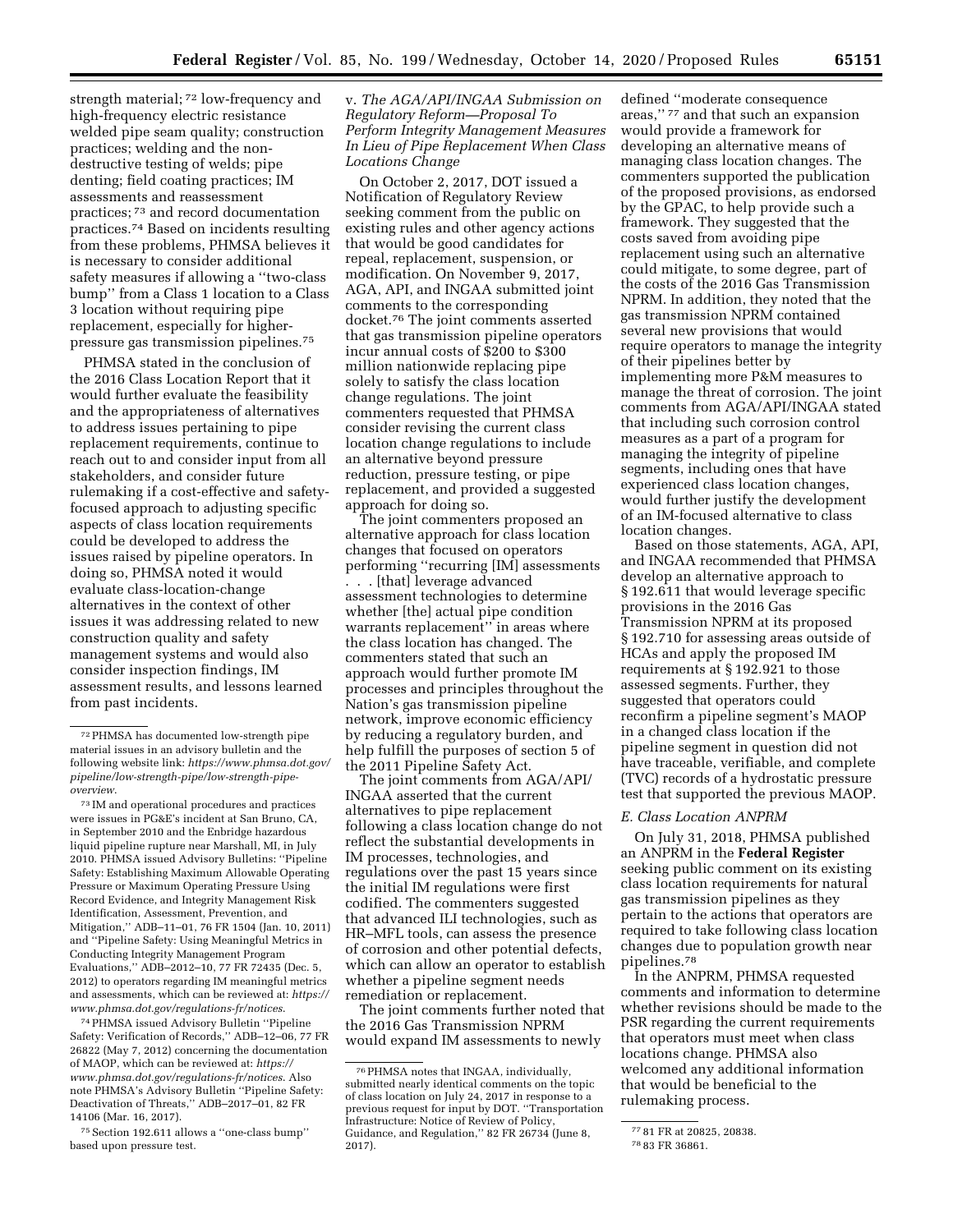strength material;[72] low-frequency and high-frequency electric resistance welded pipe seam quality; construction practices; welding and the non-destructive testing of welds; pipe denting; field coating practices; IM assessments and reassessment practices;[73] and record documentation practices.[74] Based on incidents resulting from these problems, PHMSA believes it is necessary to consider additional safety measures if allowing a ''two-class bump'' from a Class 1 location to a Class 3 location without requiring pipe replacement, especially for higher-pressure gas transmission pipelines.[75]

PHMSA stated in the conclusion of the 2016 Class Location Report that it would further evaluate the feasibility and the appropriateness of alternatives to address issues pertaining to pipe replacement requirements, continue to reach out to and consider input from all stakeholders, and consider future rulemaking if a cost-effective and safety-focused approach to adjusting specific aspects of class location requirements could be developed to address the issues raised by pipeline operators. In doing so, PHMSA noted it would evaluate class-location-change alternatives in the context of other issues it was addressing related to new construction quality and safety management systems and would also consider inspection findings, IM assessment results, and lessons learned from past incidents.

### v. *The AGA/API/INGAA Submission on Regulatory Reform—Proposal To Perform Integrity Management Measures In Lieu of Pipe Replacement When Class Locations Change*

On October 2, 2017, DOT issued a Notification of Regulatory Review seeking comment from the public on existing rules and other agency actions that would be good candidates for repeal, replacement, suspension, or modification. On November 9, 2017, AGA, API, and INGAA submitted joint comments to the corresponding docket.[76] The joint comments asserted that gas transmission pipeline operators incur annual costs of $200 to $300 million nationwide replacing pipe solely to satisfy the class location change regulations. The joint commenters requested that PHMSA consider revising the current class location change regulations to include an alternative beyond pressure reduction, pressure testing, or pipe replacement, and provided a suggested approach for doing so.

The joint commenters proposed an alternative approach for class location changes that focused on operators performing ''recurring [IM] assessments . . . [that] leverage advanced assessment technologies to determine whether [the] actual pipe condition warrants replacement'' in areas where the class location has changed. The commenters stated that such an approach would further promote IM processes and principles throughout the Nation's gas transmission pipeline network, improve economic efficiency by reducing a regulatory burden, and help fulfill the purposes of section 5 of the 2011 Pipeline Safety Act.

The joint comments from AGA/API/INGAA asserted that the current alternatives to pipe replacement following a class location change do not reflect the substantial developments in IM processes, technologies, and regulations over the past 15 years since the initial IM regulations were first codified. The commenters suggested that advanced ILI technologies, such as HR–MFL tools, can assess the presence of corrosion and other potential defects, which can allow an operator to establish whether a pipeline segment needs remediation or replacement.

The joint comments further noted that the 2016 Gas Transmission NPRM would expand IM assessments to newly defined ''moderate consequence areas,''[77] and that such an expansion would provide a framework for developing an alternative means of managing class location changes. The commenters supported the publication of the proposed provisions, as endorsed by the GPAC, to help provide such a framework. They suggested that the costs saved from avoiding pipe replacement using such an alternative could mitigate, to some degree, part of the costs of the 2016 Gas Transmission NPRM. In addition, they noted that the gas transmission NPRM contained several new provisions that would require operators to manage the integrity of their pipelines better by implementing more P&M measures to manage the threat of corrosion. The joint comments from AGA/API/INGAA stated that including such corrosion control measures as a part of a program for managing the integrity of pipeline segments, including ones that have experienced class location changes, would further justify the development of an IM-focused alternative to class location changes.

Based on those statements, AGA, API, and INGAA recommended that PHMSA develop an alternative approach to § 192.611 that would leverage specific provisions in the 2016 Gas Transmission NPRM at its proposed § 192.710 for assessing areas outside of HCAs and apply the proposed IM requirements at § 192.921 to those assessed segments. Further, they suggested that operators could reconfirm a pipeline segment's MAOP in a changed class location if the pipeline segment in question did not have traceable, verifiable, and complete (TVC) records of a hydrostatic pressure test that supported the previous MAOP.

### *E. Class Location ANPRM*

On July 31, 2018, PHMSA published an ANPRM in the **Federal Register** seeking public comment on its existing class location requirements for natural gas transmission pipelines as they pertain to the actions that operators are required to take following class location changes due to population growth near pipelines.[78]

In the ANPRM, PHMSA requested comments and information to determine whether revisions should be made to the PSR regarding the current requirements that operators must meet when class locations change. PHMSA also welcomed any additional information that would be beneficial to the rulemaking process.

---

[72] PHMSA has documented low-strength pipe material issues in an advisory bulletin and the following website link: *https://www.phmsa.dot.gov/pipeline/low-strength-pipe/low-strength-pipe-overview*.

[73] IM and operational procedures and practices were issues in PG&E's incident at San Bruno, CA, in September 2010 and the Enbridge hazardous liquid pipeline rupture near Marshall, MI, in July 2010. PHMSA issued Advisory Bulletins: ''Pipeline Safety: Establishing Maximum Allowable Operating Pressure or Maximum Operating Pressure Using Record Evidence, and Integrity Management Risk Identification, Assessment, Prevention, and Mitigation,'' ADB–11–01, 76 FR 1504 (Jan. 10, 2011) and ''Pipeline Safety: Using Meaningful Metrics in Conducting Integrity Management Program Evaluations,'' ADB–2012–10, 77 FR 72435 (Dec. 5, 2012) to operators regarding IM meaningful metrics and assessments, which can be reviewed at: *https://www.phmsa.dot.gov/regulations-fr/notices*.

[74] PHMSA issued Advisory Bulletin ''Pipeline Safety: Verification of Records,'' ADB–12–06, 77 FR 26822 (May 7, 2012) concerning the documentation of MAOP, which can be reviewed at: *https://www.phmsa.dot.gov/regulations-fr/notices*. Also note PHMSA's Advisory Bulletin ''Pipeline Safety: Deactivation of Threats,'' ADB–2017–01, 82 FR 14106 (Mar. 16, 2017).

[75] Section 192.611 allows a ''one-class bump'' based upon pressure test.

[76] PHMSA notes that INGAA, individually, submitted nearly identical comments on the topic of class location on July 24, 2017 in response to a previous request for input by DOT. ''Transportation Infrastructure: Notice of Review of Policy, Guidance, and Regulation,'' 82 FR 26734 (June 8, 2017).

[77] 81 FR at 20825, 20838.

[78] 83 FR 36861.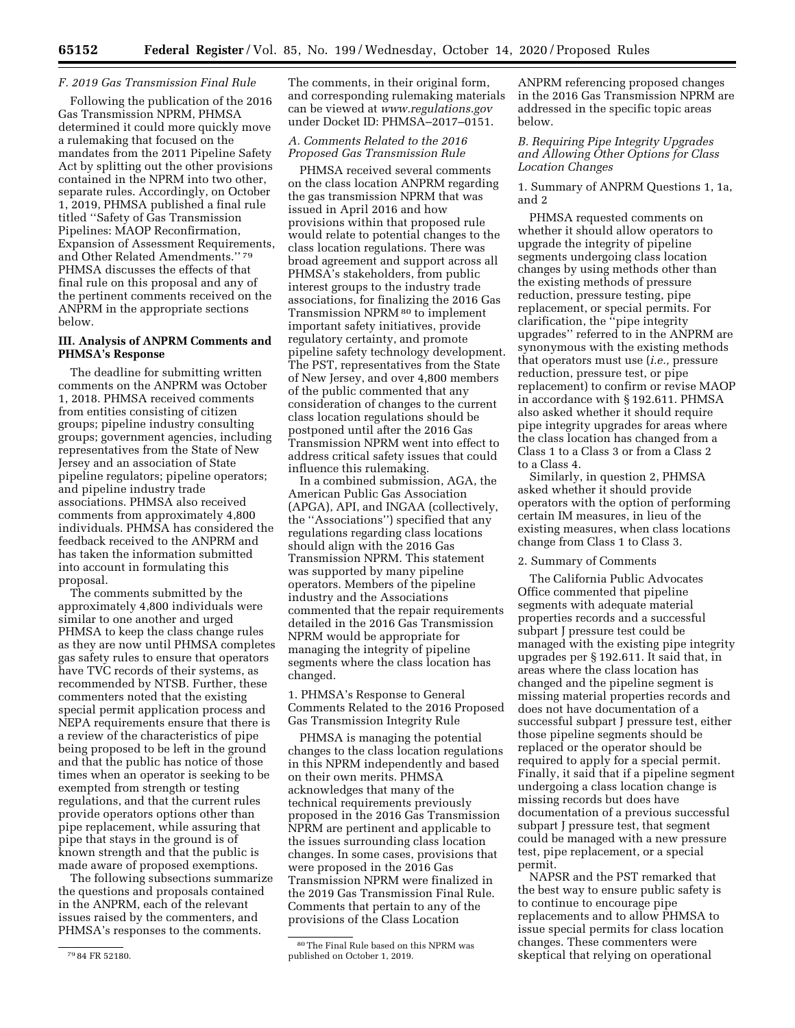### F. 2019 Gas Transmission Final Rule

Following the publication of the 2016 Gas Transmission NPRM, PHMSA determined it could more quickly move a rulemaking that focused on the mandates from the 2011 Pipeline Safety Act by splitting out the other provisions contained in the NPRM into two other, separate rules. Accordingly, on October 1, 2019, PHMSA published a final rule titled ''Safety of Gas Transmission Pipelines: MAOP Reconfirmation, Expansion of Assessment Requirements, and Other Related Amendments.'' [79] PHMSA discusses the effects of that final rule on this proposal and any of the pertinent comments received on the ANPRM in the appropriate sections below.

## III. Analysis of ANPRM Comments and PHMSA's Response

The deadline for submitting written comments on the ANPRM was October 1, 2018. PHMSA received comments from entities consisting of citizen groups; pipeline industry consulting groups; government agencies, including representatives from the State of New Jersey and an association of State pipeline regulators; pipeline operators; and pipeline industry trade associations. PHMSA also received comments from approximately 4,800 individuals. PHMSA has considered the feedback received to the ANPRM and has taken the information submitted into account in formulating this proposal.

The comments submitted by the approximately 4,800 individuals were similar to one another and urged PHMSA to keep the class change rules as they are now until PHMSA completes gas safety rules to ensure that operators have TVC records of their systems, as recommended by NTSB. Further, these commenters noted that the existing special permit application process and NEPA requirements ensure that there is a review of the characteristics of pipe being proposed to be left in the ground and that the public has notice of those times when an operator is seeking to be exempted from strength or testing regulations, and that the current rules provide operators options other than pipe replacement, while assuring that pipe that stays in the ground is of known strength and that the public is made aware of proposed exemptions.

The following subsections summarize the questions and proposals contained in the ANPRM, each of the relevant issues raised by the commenters, and PHMSA's responses to the comments. The comments, in their original form, and corresponding rulemaking materials can be viewed at *www.regulations.gov* under Docket ID: PHMSA–2017–0151.

### A. Comments Related to the 2016 Proposed Gas Transmission Rule

PHMSA received several comments on the class location ANPRM regarding the gas transmission NPRM that was issued in April 2016 and how provisions within that proposed rule would relate to potential changes to the class location regulations. There was broad agreement and support across all PHMSA's stakeholders, from public interest groups to the industry trade associations, for finalizing the 2016 Gas Transmission NPRM [80] to implement important safety initiatives, provide regulatory certainty, and promote pipeline safety technology development. The PST, representatives from the State of New Jersey, and over 4,800 members of the public commented that any consideration of changes to the current class location regulations should be postponed until after the 2016 Gas Transmission NPRM went into effect to address critical safety issues that could influence this rulemaking.

In a combined submission, AGA, the American Public Gas Association (APGA), API, and INGAA (collectively, the ''Associations'') specified that any regulations regarding class locations should align with the 2016 Gas Transmission NPRM. This statement was supported by many pipeline operators. Members of the pipeline industry and the Associations commented that the repair requirements detailed in the 2016 Gas Transmission NPRM would be appropriate for managing the integrity of pipeline segments where the class location has changed.

1. PHMSA's Response to General Comments Related to the 2016 Proposed Gas Transmission Integrity Rule

PHMSA is managing the potential changes to the class location regulations in this NPRM independently and based on their own merits. PHMSA acknowledges that many of the technical requirements previously proposed in the 2016 Gas Transmission NPRM are pertinent and applicable to the issues surrounding class location changes. In some cases, provisions that were proposed in the 2016 Gas Transmission NPRM were finalized in the 2019 Gas Transmission Final Rule. Comments that pertain to any of the provisions of the Class Location ANPRM referencing proposed changes in the 2016 Gas Transmission NPRM are addressed in the specific topic areas below.

### B. Requiring Pipe Integrity Upgrades and Allowing Other Options for Class Location Changes

1. Summary of ANPRM Questions 1, 1a, and 2

PHMSA requested comments on whether it should allow operators to upgrade the integrity of pipeline segments undergoing class location changes by using methods other than the existing methods of pressure reduction, pressure testing, pipe replacement, or special permits. For clarification, the ''pipe integrity upgrades'' referred to in the ANPRM are synonymous with the existing methods that operators must use (*i.e.,* pressure reduction, pressure test, or pipe replacement) to confirm or revise MAOP in accordance with § 192.611. PHMSA also asked whether it should require pipe integrity upgrades for areas where the class location has changed from a Class 1 to a Class 3 or from a Class 2 to a Class 4.

Similarly, in question 2, PHMSA asked whether it should provide operators with the option of performing certain IM measures, in lieu of the existing measures, when class locations change from Class 1 to Class 3.

2. Summary of Comments

The California Public Advocates Office commented that pipeline segments with adequate material properties records and a successful subpart J pressure test could be managed with the existing pipe integrity upgrades per § 192.611. It said that, in areas where the class location has changed and the pipeline segment is missing material properties records and does not have documentation of a successful subpart J pressure test, either those pipeline segments should be replaced or the operator should be required to apply for a special permit. Finally, it said that if a pipeline segment undergoing a class location change is missing records but does have documentation of a previous successful subpart J pressure test, that segment could be managed with a new pressure test, pipe replacement, or a special permit.

NAPSR and the PST remarked that the best way to ensure public safety is to continue to encourage pipe replacements and to allow PHMSA to issue special permits for class location changes. These commenters were skeptical that relying on operational

[79] 84 FR 52180.

[80] The Final Rule based on this NPRM was published on October 1, 2019.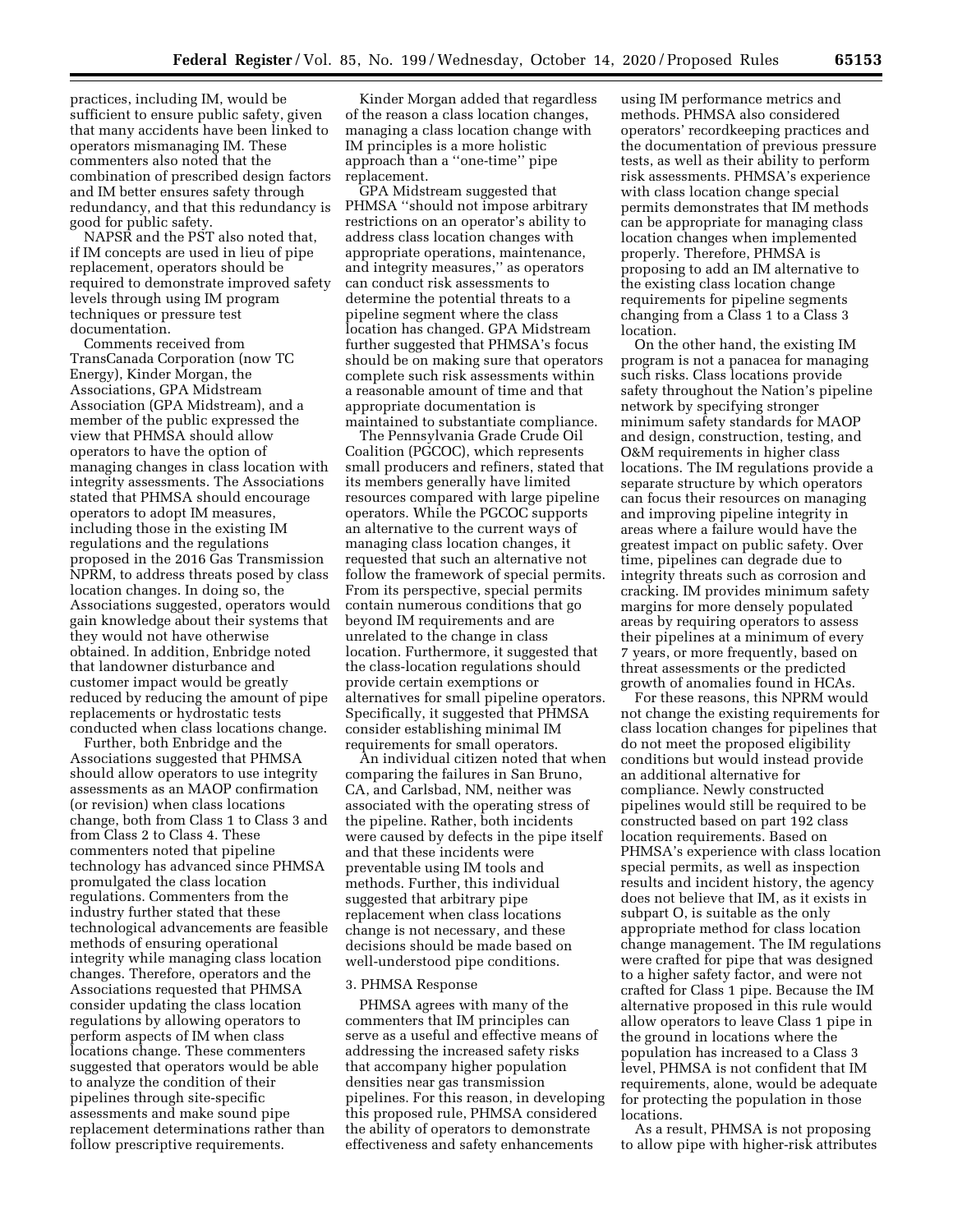practices, including IM, would be sufficient to ensure public safety, given that many accidents have been linked to operators mismanaging IM. These commenters also noted that the combination of prescribed design factors and IM better ensures safety through redundancy, and that this redundancy is good for public safety.

NAPSR and the PST also noted that, if IM concepts are used in lieu of pipe replacement, operators should be required to demonstrate improved safety levels through using IM program techniques or pressure test documentation.

Comments received from TransCanada Corporation (now TC Energy), Kinder Morgan, the Associations, GPA Midstream Association (GPA Midstream), and a member of the public expressed the view that PHMSA should allow operators to have the option of managing changes in class location with integrity assessments. The Associations stated that PHMSA should encourage operators to adopt IM measures, including those in the existing IM regulations and the regulations proposed in the 2016 Gas Transmission NPRM, to address threats posed by class location changes. In doing so, the Associations suggested, operators would gain knowledge about their systems that they would not have otherwise obtained. In addition, Enbridge noted that landowner disturbance and customer impact would be greatly reduced by reducing the amount of pipe replacements or hydrostatic tests conducted when class locations change.

Further, both Enbridge and the Associations suggested that PHMSA should allow operators to use integrity assessments as an MAOP confirmation (or revision) when class locations change, both from Class 1 to Class 3 and from Class 2 to Class 4. These commenters noted that pipeline technology has advanced since PHMSA promulgated the class location regulations. Commenters from the industry further stated that these technological advancements are feasible methods of ensuring operational integrity while managing class location changes. Therefore, operators and the Associations requested that PHMSA consider updating the class location regulations by allowing operators to perform aspects of IM when class locations change. These commenters suggested that operators would be able to analyze the condition of their pipelines through site-specific assessments and make sound pipe replacement determinations rather than follow prescriptive requirements.

Kinder Morgan added that regardless of the reason a class location changes, managing a class location change with IM principles is a more holistic approach than a "one-time" pipe replacement.

GPA Midstream suggested that PHMSA "should not impose arbitrary restrictions on an operator's ability to address class location changes with appropriate operations, maintenance, and integrity measures," as operators can conduct risk assessments to determine the potential threats to a pipeline segment where the class location has changed. GPA Midstream further suggested that PHMSA's focus should be on making sure that operators complete such risk assessments within a reasonable amount of time and that appropriate documentation is maintained to substantiate compliance.

The Pennsylvania Grade Crude Oil Coalition (PGCOC), which represents small producers and refiners, stated that its members generally have limited resources compared with large pipeline operators. While the PGCOC supports an alternative to the current ways of managing class location changes, it requested that such an alternative not follow the framework of special permits. From its perspective, special permits contain numerous conditions that go beyond IM requirements and are unrelated to the change in class location. Furthermore, it suggested that the class-location regulations should provide certain exemptions or alternatives for small pipeline operators. Specifically, it suggested that PHMSA consider establishing minimal IM requirements for small operators.

An individual citizen noted that when comparing the failures in San Bruno, CA, and Carlsbad, NM, neither was associated with the operating stress of the pipeline. Rather, both incidents were caused by defects in the pipe itself and that these incidents were preventable using IM tools and methods. Further, this individual suggested that arbitrary pipe replacement when class locations change is not necessary, and these decisions should be made based on well-understood pipe conditions.

3. PHMSA Response

PHMSA agrees with many of the commenters that IM principles can serve as a useful and effective means of addressing the increased safety risks that accompany higher population densities near gas transmission pipelines. For this reason, in developing this proposed rule, PHMSA considered the ability of operators to demonstrate effectiveness and safety enhancements using IM performance metrics and methods. PHMSA also considered operators' recordkeeping practices and the documentation of previous pressure tests, as well as their ability to perform risk assessments. PHMSA's experience with class location change special permits demonstrates that IM methods can be appropriate for managing class location changes when implemented properly. Therefore, PHMSA is proposing to add an IM alternative to the existing class location change requirements for pipeline segments changing from a Class 1 to a Class 3 location.

On the other hand, the existing IM program is not a panacea for managing such risks. Class locations provide safety throughout the Nation's pipeline network by specifying stronger minimum safety standards for MAOP and design, construction, testing, and O&M requirements in higher class locations. The IM regulations provide a separate structure by which operators can focus their resources on managing and improving pipeline integrity in areas where a failure would have the greatest impact on public safety. Over time, pipelines can degrade due to integrity threats such as corrosion and cracking. IM provides minimum safety margins for more densely populated areas by requiring operators to assess their pipelines at a minimum of every 7 years, or more frequently, based on threat assessments or the predicted growth of anomalies found in HCAs.

For these reasons, this NPRM would not change the existing requirements for class location changes for pipelines that do not meet the proposed eligibility conditions but would instead provide an additional alternative for compliance. Newly constructed pipelines would still be required to be constructed based on part 192 class location requirements. Based on PHMSA's experience with class location special permits, as well as inspection results and incident history, the agency does not believe that IM, as it exists in subpart O, is suitable as the only appropriate method for class location change management. The IM regulations were crafted for pipe that was designed to a higher safety factor, and were not crafted for Class 1 pipe. Because the IM alternative proposed in this rule would allow operators to leave Class 1 pipe in the ground in locations where the population has increased to a Class 3 level, PHMSA is not confident that IM requirements, alone, would be adequate for protecting the population in those locations.

As a result, PHMSA is not proposing to allow pipe with higher-risk attributes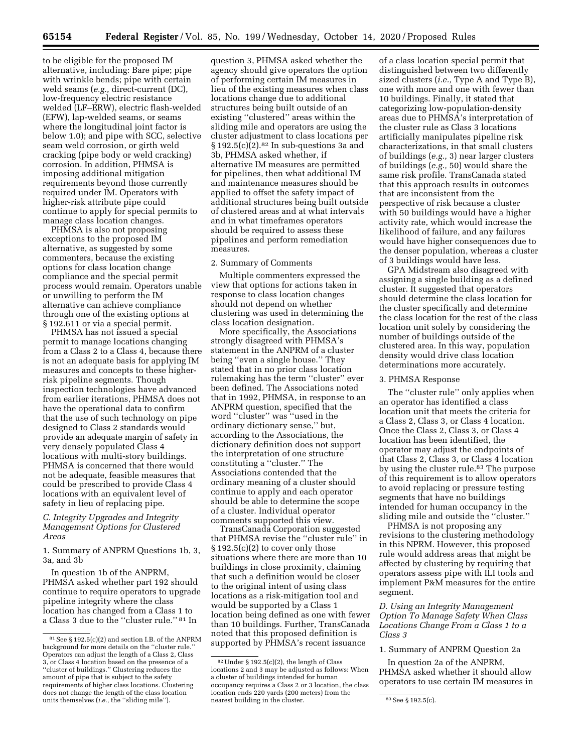to be eligible for the proposed IM alternative, including: Bare pipe; pipe with wrinkle bends; pipe with certain weld seams (*e.g.,* direct-current (DC), low-frequency electric resistance welded (LF–ERW), electric flash-welded (EFW), lap-welded seams, or seams where the longitudinal joint factor is below 1.0); and pipe with SCC, selective seam weld corrosion, or girth weld cracking (pipe body or weld cracking) corrosion. In addition, PHMSA is imposing additional mitigation requirements beyond those currently required under IM. Operators with higher-risk attribute pipe could continue to apply for special permits to manage class location changes.

PHMSA is also not proposing exceptions to the proposed IM alternative, as suggested by some commenters, because the existing options for class location change compliance and the special permit process would remain. Operators unable or unwilling to perform the IM alternative can achieve compliance through one of the existing options at § 192.611 or via a special permit.

PHMSA has not issued a special permit to manage locations changing from a Class 2 to a Class 4, because there is not an adequate basis for applying IM measures and concepts to these higher-risk pipeline segments. Though inspection technologies have advanced from earlier iterations, PHMSA does not have the operational data to confirm that the use of such technology on pipe designed to Class 2 standards would provide an adequate margin of safety in very densely populated Class 4 locations with multi-story buildings. PHMSA is concerned that there would not be adequate, feasible measures that could be prescribed to provide Class 4 locations with an equivalent level of safety in lieu of replacing pipe.

### *C. Integrity Upgrades and Integrity Management Options for Clustered Areas*

1. Summary of ANPRM Questions 1b, 3, 3a, and 3b

In question 1b of the ANPRM, PHMSA asked whether part 192 should continue to require operators to upgrade pipeline integrity where the class location has changed from a Class 1 to a Class 3 due to the "cluster rule." [81] In question 3, PHMSA asked whether the agency should give operators the option of performing certain IM measures in lieu of the existing measures when class locations change due to additional structures being built outside of an existing "clustered" areas within the sliding mile and operators are using the cluster adjustment to class locations per § 192.5(c)(2).[82] In sub-questions 3a and 3b, PHMSA asked whether, if alternative IM measures are permitted for pipelines, then what additional IM and maintenance measures should be applied to offset the safety impact of additional structures being built outside of clustered areas and at what intervals and in what timeframes operators should be required to assess these pipelines and perform remediation measures.

2. Summary of Comments

Multiple commenters expressed the view that options for actions taken in response to class location changes should not depend on whether clustering was used in determining the class location designation.

More specifically, the Associations strongly disagreed with PHMSA's statement in the ANPRM of a cluster being "even a single house." They stated that in no prior class location rulemaking has the term "cluster" ever been defined. The Associations noted that in 1992, PHMSA, in response to an ANPRM question, specified that the word "cluster" was "used in the ordinary dictionary sense," but, according to the Associations, the dictionary definition does not support the interpretation of one structure constituting a "cluster." The Associations contended that the ordinary meaning of a cluster should continue to apply and each operator should be able to determine the scope of a cluster. Individual operator comments supported this view.

TransCanada Corporation suggested that PHMSA revise the "cluster rule" in § 192.5(c)(2) to cover only those situations where there are more than 10 buildings in close proximity, claiming that such a definition would be closer to the original intent of using class locations as a risk-mitigation tool and would be supported by a Class 1 location being defined as one with fewer than 10 buildings. Further, TransCanada noted that this proposed definition is supported by PHMSA's recent issuance of a class location special permit that distinguished between two differently sized clusters (*i.e.,* Type A and Type B), one with more and one with fewer than 10 buildings. Finally, it stated that categorizing low-population-density areas due to PHMSA's interpretation of the cluster rule as Class 3 locations artificially manipulates pipeline risk characterizations, in that small clusters of buildings (*e.g.,* 3) near larger clusters of buildings (*e.g.,* 50) would share the same risk profile. TransCanada stated that this approach results in outcomes that are inconsistent from the perspective of risk because a cluster with 50 buildings would have a higher activity rate, which would increase the likelihood of failure, and any failures would have higher consequences due to the denser population, whereas a cluster of 3 buildings would have less.

GPA Midstream also disagreed with assigning a single building as a defined cluster. It suggested that operators should determine the class location for the cluster specifically and determine the class location for the rest of the class location unit solely by considering the number of buildings outside of the clustered area. In this way, population density would drive class location determinations more accurately.

3. PHMSA Response

The "cluster rule" only applies when an operator has identified a class location unit that meets the criteria for a Class 2, Class 3, or Class 4 location. Once the Class 2, Class 3, or Class 4 location has been identified, the operator may adjust the endpoints of that Class 2, Class 3, or Class 4 location by using the cluster rule.[83] The purpose of this requirement is to allow operators to avoid replacing or pressure testing segments that have no buildings intended for human occupancy in the sliding mile and outside the "cluster."

PHMSA is not proposing any revisions to the clustering methodology in this NPRM. However, this proposed rule would address areas that might be affected by clustering by requiring that operators assess pipe with ILI tools and implement P&M measures for the entire segment.

### *D. Using an Integrity Management Option To Manage Safety When Class Locations Change From a Class 1 to a Class 3*

1. Summary of ANPRM Question 2a

In question 2a of the ANPRM, PHMSA asked whether it should allow operators to use certain IM measures in

---

[81] See § 192.5(c)(2) and section I.B. of the ANPRM background for more details on the "cluster rule." Operators can adjust the length of a Class 2, Class 3, or Class 4 location based on the presence of a "cluster of buildings." Clustering reduces the amount of pipe that is subject to the safety requirements of higher class locations. Clustering does not change the length of the class location units themselves (*i.e.,* the "sliding mile").

[82] Under § 192.5(c)(2), the length of Class locations 2 and 3 may be adjusted as follows: When a cluster of buildings intended for human occupancy requires a Class 2 or 3 location, the class location ends 220 yards (200 meters) from the nearest building in the cluster.

[83] See § 192.5(c).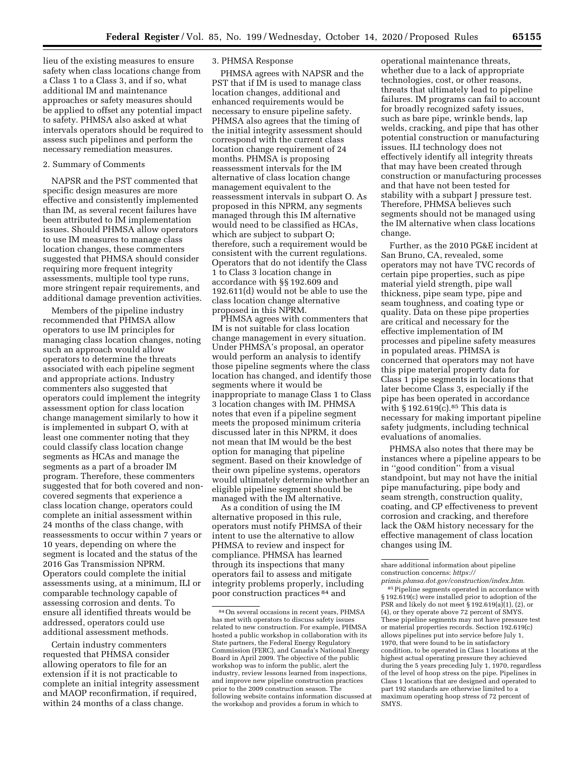lieu of the existing measures to ensure safety when class locations change from a Class 1 to a Class 3, and if so, what additional IM and maintenance approaches or safety measures should be applied to offset any potential impact to safety. PHMSA also asked at what intervals operators should be required to assess such pipelines and perform the necessary remediation measures.

2. Summary of Comments

NAPSR and the PST commented that specific design measures are more effective and consistently implemented than IM, as several recent failures have been attributed to IM implementation issues. Should PHMSA allow operators to use IM measures to manage class location changes, these commenters suggested that PHMSA should consider requiring more frequent integrity assessments, multiple tool type runs, more stringent repair requirements, and additional damage prevention activities.

Members of the pipeline industry recommended that PHMSA allow operators to use IM principles for managing class location changes, noting such an approach would allow operators to determine the threats associated with each pipeline segment and appropriate actions. Industry commenters also suggested that operators could implement the integrity assessment option for class location change management similarly to how it is implemented in subpart O, with at least one commenter noting that they could classify class location change segments as HCAs and manage the segments as a part of a broader IM program. Therefore, these commenters suggested that for both covered and non-covered segments that experience a class location change, operators could complete an initial assessment within 24 months of the class change, with reassessments to occur within 7 years or 10 years, depending on where the segment is located and the status of the 2016 Gas Transmission NPRM. Operators could complete the initial assessments using, at a minimum, ILI or comparable technology capable of assessing corrosion and dents. To ensure all identified threats would be addressed, operators could use additional assessment methods.

Certain industry commenters requested that PHMSA consider allowing operators to file for an extension if it is not practicable to complete an initial integrity assessment and MAOP reconfirmation, if required, within 24 months of a class change.

3. PHMSA Response

PHMSA agrees with NAPSR and the PST that if IM is used to manage class location changes, additional and enhanced requirements would be necessary to ensure pipeline safety. PHMSA also agrees that the timing of the initial integrity assessment should correspond with the current class location change requirement of 24 months. PHMSA is proposing reassessment intervals for the IM alternative of class location change management equivalent to the reassessment intervals in subpart O. As proposed in this NPRM, any segments managed through this IM alternative would need to be classified as HCAs, which are subject to subpart O; therefore, such a requirement would be consistent with the current regulations. Operators that do not identify the Class 1 to Class 3 location change in accordance with §§ 192.609 and 192.611(d) would not be able to use the class location change alternative proposed in this NPRM.

PHMSA agrees with commenters that IM is not suitable for class location change management in every situation. Under PHMSA's proposal, an operator would perform an analysis to identify those pipeline segments where the class location has changed, and identify those segments where it would be inappropriate to manage Class 1 to Class 3 location changes with IM. PHMSA notes that even if a pipeline segment meets the proposed minimum criteria discussed later in this NPRM, it does not mean that IM would be the best option for managing that pipeline segment. Based on their knowledge of their own pipeline systems, operators would ultimately determine whether an eligible pipeline segment should be managed with the IM alternative.

As a condition of using the IM alternative proposed in this rule, operators must notify PHMSA of their intent to use the alternative to allow PHMSA to review and inspect for compliance. PHMSA has learned through its inspections that many operators fail to assess and mitigate integrity problems properly, including poor construction practices [84] and operational maintenance threats, whether due to a lack of appropriate technologies, cost, or other reasons, threats that ultimately lead to pipeline failures. IM programs can fail to account for broadly recognized safety issues, such as bare pipe, wrinkle bends, lap welds, cracking, and pipe that has other potential construction or manufacturing issues. ILI technology does not effectively identify all integrity threats that may have been created through construction or manufacturing processes and that have not been tested for stability with a subpart J pressure test. Therefore, PHMSA believes such segments should not be managed using the IM alternative when class locations change.

Further, as the 2010 PG&E incident at San Bruno, CA, revealed, some operators may not have TVC records of certain pipe properties, such as pipe material yield strength, pipe wall thickness, pipe seam type, pipe and seam toughness, and coating type or quality. Data on these pipe properties are critical and necessary for the effective implementation of IM processes and pipeline safety measures in populated areas. PHMSA is concerned that operators may not have this pipe material property data for Class 1 pipe segments in locations that later become Class 3, especially if the pipe has been operated in accordance with § 192.619(c).[85] This data is necessary for making important pipeline safety judgments, including technical evaluations of anomalies.

PHMSA also notes that there may be instances where a pipeline appears to be in ''good condition'' from a visual standpoint, but may not have the initial pipe manufacturing, pipe body and seam strength, construction quality, coating, and CP effectiveness to prevent corrosion and cracking, and therefore lack the O&M history necessary for the effective management of class location changes using IM.

---

[84] On several occasions in recent years, PHMSA has met with operators to discuss safety issues related to new construction. For example, PHMSA hosted a public workshop in collaboration with its State partners, the Federal Energy Regulatory Commission (FERC), and Canada's National Energy Board in April 2009. The objective of the public workshop was to inform the public, alert the industry, review lessons learned from inspections, and improve new pipeline construction practices prior to the 2009 construction season. The following website contains information discussed at the workshop and provides a forum in which to share additional information about pipeline construction concerns: *https://primis.phmsa.dot.gov/construction/index.htm*.

[85] Pipeline segments operated in accordance with § 192.619(c) were installed prior to adoption of the PSR and likely do not meet § 192.619(a)(1), (2), or (4), or they operate above 72 percent of SMYS. These pipeline segments may not have pressure test or material properties records. Section 192.619(c) allows pipelines put into service before July 1, 1970, that were found to be in satisfactory condition, to be operated in Class 1 locations at the highest actual operating pressure they achieved during the 5 years preceding July 1, 1970, regardless of the level of hoop stress on the pipe. Pipelines in Class 1 locations that are designed and operated to part 192 standards are otherwise limited to a maximum operating hoop stress of 72 percent of SMYS.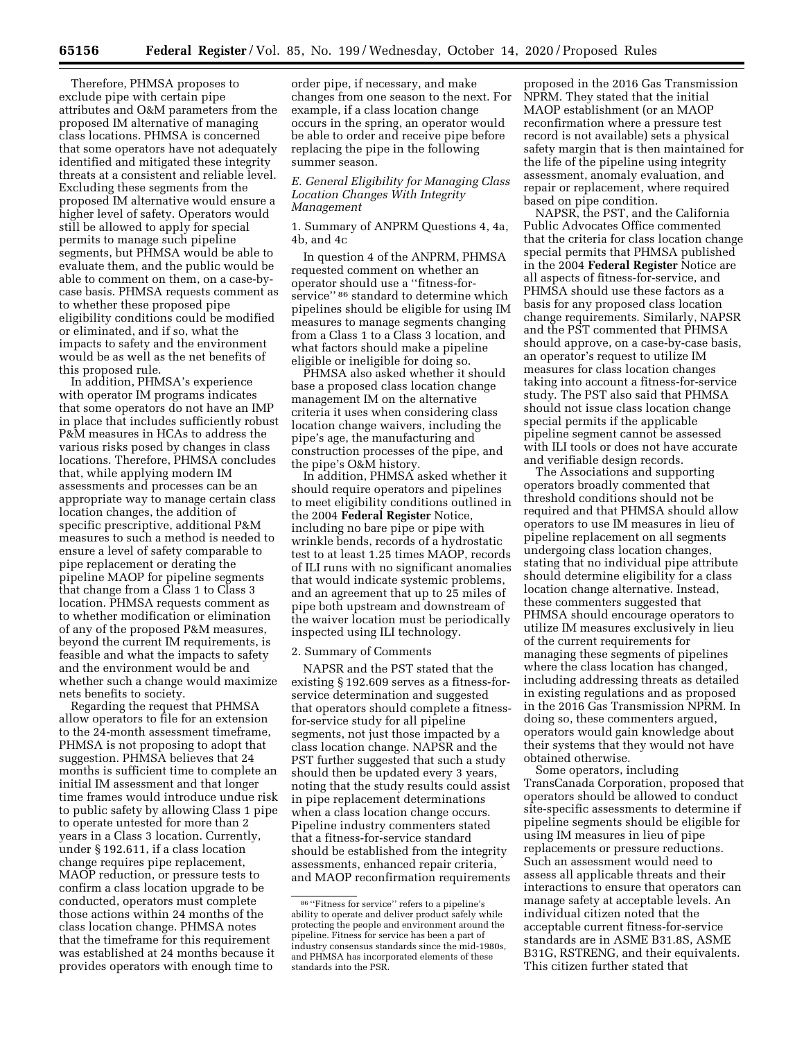Therefore, PHMSA proposes to exclude pipe with certain pipe attributes and O&M parameters from the proposed IM alternative of managing class locations. PHMSA is concerned that some operators have not adequately identified and mitigated these integrity threats at a consistent and reliable level. Excluding these segments from the proposed IM alternative would ensure a higher level of safety. Operators would still be allowed to apply for special permits to manage such pipeline segments, but PHMSA would be able to evaluate them, and the public would be able to comment on them, on a case-by-case basis. PHMSA requests comment as to whether these proposed pipe eligibility conditions could be modified or eliminated, and if so, what the impacts to safety and the environment would be as well as the net benefits of this proposed rule.

In addition, PHMSA's experience with operator IM programs indicates that some operators do not have an IMP in place that includes sufficiently robust P&M measures in HCAs to address the various risks posed by changes in class locations. Therefore, PHMSA concludes that, while applying modern IM assessments and processes can be an appropriate way to manage certain class location changes, the addition of specific prescriptive, additional P&M measures to such a method is needed to ensure a level of safety comparable to pipe replacement or derating the pipeline MAOP for pipeline segments that change from a Class 1 to Class 3 location. PHMSA requests comment as to whether modification or elimination of any of the proposed P&M measures, beyond the current IM requirements, is feasible and what the impacts to safety and the environment would be and whether such a change would maximize nets benefits to society.

Regarding the request that PHMSA allow operators to file for an extension to the 24-month assessment timeframe, PHMSA is not proposing to adopt that suggestion. PHMSA believes that 24 months is sufficient time to complete an initial IM assessment and that longer time frames would introduce undue risk to public safety by allowing Class 1 pipe to operate untested for more than 2 years in a Class 3 location. Currently, under § 192.611, if a class location change requires pipe replacement, MAOP reduction, or pressure tests to confirm a class location upgrade to be conducted, operators must complete those actions within 24 months of the class location change. PHMSA notes that the timeframe for this requirement was established at 24 months because it provides operators with enough time to order pipe, if necessary, and make changes from one season to the next. For example, if a class location change occurs in the spring, an operator would be able to order and receive pipe before replacing the pipe in the following summer season.

*E. General Eligibility for Managing Class Location Changes With Integrity Management*

1. Summary of ANPRM Questions 4, 4a, 4b, and 4c

In question 4 of the ANPRM, PHMSA requested comment on whether an operator should use a "fitness-for-service" [86] standard to determine which pipelines should be eligible for using IM measures to manage segments changing from a Class 1 to a Class 3 location, and what factors should make a pipeline eligible or ineligible for doing so.

PHMSA also asked whether it should base a proposed class location change management IM on the alternative criteria it uses when considering class location change waivers, including the pipe's age, the manufacturing and construction processes of the pipe, and the pipe's O&M history.

In addition, PHMSA asked whether it should require operators and pipelines to meet eligibility conditions outlined in the 2004 **Federal Register** Notice, including no bare pipe or pipe with wrinkle bends, records of a hydrostatic test to at least 1.25 times MAOP, records of ILI runs with no significant anomalies that would indicate systemic problems, and an agreement that up to 25 miles of pipe both upstream and downstream of the waiver location must be periodically inspected using ILI technology.

2. Summary of Comments

NAPSR and the PST stated that the existing § 192.609 serves as a fitness-for-service determination and suggested that operators should complete a fitness-for-service study for all pipeline segments, not just those impacted by a class location change. NAPSR and the PST further suggested that such a study should then be updated every 3 years, noting that the study results could assist in pipe replacement determinations when a class location change occurs. Pipeline industry commenters stated that a fitness-for-service standard should be established from the integrity assessments, enhanced repair criteria, and MAOP reconfirmation requirements proposed in the 2016 Gas Transmission NPRM. They stated that the initial MAOP establishment (or an MAOP reconfirmation where a pressure test record is not available) sets a physical safety margin that is then maintained for the life of the pipeline using integrity assessment, anomaly evaluation, and repair or replacement, where required based on pipe condition.

NAPSR, the PST, and the California Public Advocates Office commented that the criteria for class location change special permits that PHMSA published in the 2004 **Federal Register** Notice are all aspects of fitness-for-service, and PHMSA should use these factors as a basis for any proposed class location change requirements. Similarly, NAPSR and the PST commented that PHMSA should approve, on a case-by-case basis, an operator's request to utilize IM measures for class location changes taking into account a fitness-for-service study. The PST also said that PHMSA should not issue class location change special permits if the applicable pipeline segment cannot be assessed with ILI tools or does not have accurate and verifiable design records.

The Associations and supporting operators broadly commented that threshold conditions should not be required and that PHMSA should allow operators to use IM measures in lieu of pipeline replacement on all segments undergoing class location changes, stating that no individual pipe attribute should determine eligibility for a class location change alternative. Instead, these commenters suggested that PHMSA should encourage operators to utilize IM measures exclusively in lieu of the current requirements for managing these segments of pipelines where the class location has changed, including addressing threats as detailed in existing regulations and as proposed in the 2016 Gas Transmission NPRM. In doing so, these commenters argued, operators would gain knowledge about their systems that they would not have obtained otherwise.

Some operators, including TransCanada Corporation, proposed that operators should be allowed to conduct site-specific assessments to determine if pipeline segments should be eligible for using IM measures in lieu of pipe replacements or pressure reductions. Such an assessment would need to assess all applicable threats and their interactions to ensure that operators can manage safety at acceptable levels. An individual citizen noted that the acceptable current fitness-for-service standards are in ASME B31.8S, ASME B31G, RSTRENG, and their equivalents. This citizen further stated that

[86] "Fitness for service" refers to a pipeline's ability to operate and deliver product safely while protecting the people and environment around the pipeline. Fitness for service has been a part of industry consensus standards since the mid-1980s, and PHMSA has incorporated elements of these standards into the PSR.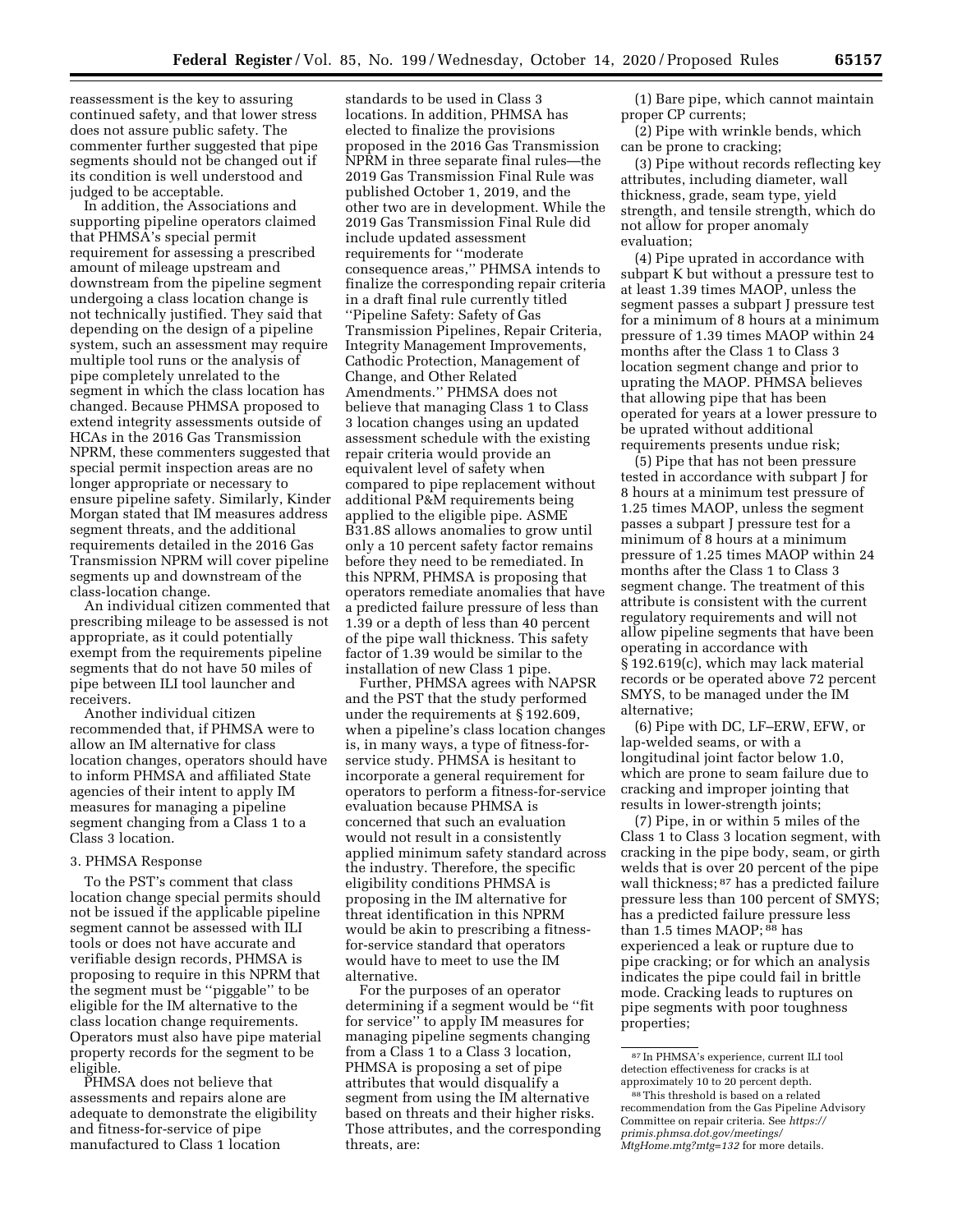reassessment is the key to assuring continued safety, and that lower stress does not assure public safety. The commenter further suggested that pipe segments should not be changed out if its condition is well understood and judged to be acceptable.

In addition, the Associations and supporting pipeline operators claimed that PHMSA's special permit requirement for assessing a prescribed amount of mileage upstream and downstream from the pipeline segment undergoing a class location change is not technically justified. They said that depending on the design of a pipeline system, such an assessment may require multiple tool runs or the analysis of pipe completely unrelated to the segment in which the class location has changed. Because PHMSA proposed to extend integrity assessments outside of HCAs in the 2016 Gas Transmission NPRM, these commenters suggested that special permit inspection areas are no longer appropriate or necessary to ensure pipeline safety. Similarly, Kinder Morgan stated that IM measures address segment threats, and the additional requirements detailed in the 2016 Gas Transmission NPRM will cover pipeline segments up and downstream of the class-location change.

An individual citizen commented that prescribing mileage to be assessed is not appropriate, as it could potentially exempt from the requirements pipeline segments that do not have 50 miles of pipe between ILI tool launcher and receivers.

Another individual citizen recommended that, if PHMSA were to allow an IM alternative for class location changes, operators should have to inform PHMSA and affiliated State agencies of their intent to apply IM measures for managing a pipeline segment changing from a Class 1 to a Class 3 location.

### 3. PHMSA Response

To the PST's comment that class location change special permits should not be issued if the applicable pipeline segment cannot be assessed with ILI tools or does not have accurate and verifiable design records, PHMSA is proposing to require in this NPRM that the segment must be "piggable" to be eligible for the IM alternative to the class location change requirements. Operators must also have pipe material property records for the segment to be eligible.

PHMSA does not believe that assessments and repairs alone are adequate to demonstrate the eligibility and fitness-for-service of pipe manufactured to Class 1 location standards to be used in Class 3 locations. In addition, PHMSA has elected to finalize the provisions proposed in the 2016 Gas Transmission NPRM in three separate final rules—the 2019 Gas Transmission Final Rule was published October 1, 2019, and the other two are in development. While the 2019 Gas Transmission Final Rule did include updated assessment requirements for "moderate consequence areas," PHMSA intends to finalize the corresponding repair criteria in a draft final rule currently titled "Pipeline Safety: Safety of Gas Transmission Pipelines, Repair Criteria, Integrity Management Improvements, Cathodic Protection, Management of Change, and Other Related Amendments." PHMSA does not believe that managing Class 1 to Class 3 location changes using an updated assessment schedule with the existing repair criteria would provide an equivalent level of safety when compared to pipe replacement without additional P&M requirements being applied to the eligible pipe. ASME B31.8S allows anomalies to grow until only a 10 percent safety factor remains before they need to be remediated. In this NPRM, PHMSA is proposing that operators remediate anomalies that have a predicted failure pressure of less than 1.39 or a depth of less than 40 percent of the pipe wall thickness. This safety factor of 1.39 would be similar to the installation of new Class 1 pipe.

Further, PHMSA agrees with NAPSR and the PST that the study performed under the requirements at § 192.609, when a pipeline's class location changes is, in many ways, a type of fitness-for-service study. PHMSA is hesitant to incorporate a general requirement for operators to perform a fitness-for-service evaluation because PHMSA is concerned that such an evaluation would not result in a consistently applied minimum safety standard across the industry. Therefore, the specific eligibility conditions PHMSA is proposing in the IM alternative for threat identification in this NPRM would be akin to prescribing a fitness-for-service standard that operators would have to meet to use the IM alternative.

For the purposes of an operator determining if a segment would be "fit for service" to apply IM measures for managing pipeline segments changing from a Class 1 to a Class 3 location, PHMSA is proposing a set of pipe attributes that would disqualify a segment from using the IM alternative based on threats and their higher risks. Those attributes, and the corresponding threats, are:

(1) Bare pipe, which cannot maintain proper CP currents;

(2) Pipe with wrinkle bends, which can be prone to cracking;

(3) Pipe without records reflecting key attributes, including diameter, wall thickness, grade, seam type, yield strength, and tensile strength, which do not allow for proper anomaly evaluation;

(4) Pipe uprated in accordance with subpart K but without a pressure test to at least 1.39 times MAOP, unless the segment passes a subpart J pressure test for a minimum of 8 hours at a minimum pressure of 1.39 times MAOP within 24 months after the Class 1 to Class 3 location segment change and prior to uprating the MAOP. PHMSA believes that allowing pipe that has been operated for years at a lower pressure to be uprated without additional requirements presents undue risk;

(5) Pipe that has not been pressure tested in accordance with subpart J for 8 hours at a minimum test pressure of 1.25 times MAOP, unless the segment passes a subpart J pressure test for a minimum of 8 hours at a minimum pressure of 1.25 times MAOP within 24 months after the Class 1 to Class 3 segment change. The treatment of this attribute is consistent with the current regulatory requirements and will not allow pipeline segments that have been operating in accordance with § 192.619(c), which may lack material records or be operated above 72 percent SMYS, to be managed under the IM alternative;

(6) Pipe with DC, LF–ERW, EFW, or lap-welded seams, or with a longitudinal joint factor below 1.0, which are prone to seam failure due to cracking and improper jointing that results in lower-strength joints;

(7) Pipe, in or within 5 miles of the Class 1 to Class 3 location segment, with cracking in the pipe body, seam, or girth welds that is over 20 percent of the pipe wall thickness;[87] has a predicted failure pressure less than 100 percent of SMYS; has a predicted failure pressure less than 1.5 times MAOP;[88] has experienced a leak or rupture due to pipe cracking; or for which an analysis indicates the pipe could fail in brittle mode. Cracking leads to ruptures on pipe segments with poor toughness properties;

---

[87] In PHMSA's experience, current ILI tool detection effectiveness for cracks is at approximately 10 to 20 percent depth.

[88] This threshold is based on a related recommendation from the Gas Pipeline Advisory Committee on repair criteria. See *https://primis.phmsa.dot.gov/meetings/MtgHome.mtg?mtg=132* for more details.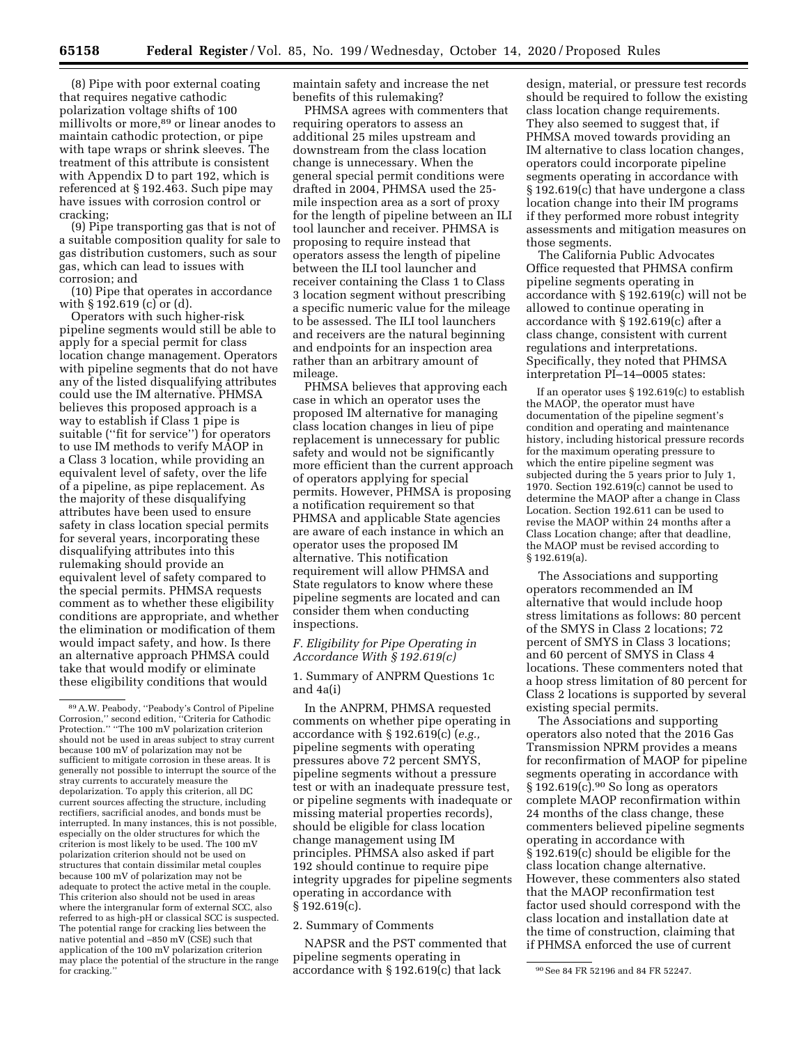(8) Pipe with poor external coating that requires negative cathodic polarization voltage shifts of 100 millivolts or more,[89] or linear anodes to maintain cathodic protection, or pipe with tape wraps or shrink sleeves. The treatment of this attribute is consistent with Appendix D to part 192, which is referenced at § 192.463. Such pipe may have issues with corrosion control or cracking;

(9) Pipe transporting gas that is not of a suitable composition quality for sale to gas distribution customers, such as sour gas, which can lead to issues with corrosion; and

(10) Pipe that operates in accordance with § 192.619 (c) or (d).

Operators with such higher-risk pipeline segments would still be able to apply for a special permit for class location change management. Operators with pipeline segments that do not have any of the listed disqualifying attributes could use the IM alternative. PHMSA believes this proposed approach is a way to establish if Class 1 pipe is suitable (''fit for service'') for operators to use IM methods to verify MAOP in a Class 3 location, while providing an equivalent level of safety, over the life of a pipeline, as pipe replacement. As the majority of these disqualifying attributes have been used to ensure safety in class location special permits for several years, incorporating these disqualifying attributes into this rulemaking should provide an equivalent level of safety compared to the special permits. PHMSA requests comment as to whether these eligibility conditions are appropriate, and whether the elimination or modification of them would impact safety, and how. Is there an alternative approach PHMSA could take that would modify or eliminate these eligibility conditions that would maintain safety and increase the net benefits of this rulemaking?

PHMSA agrees with commenters that requiring operators to assess an additional 25 miles upstream and downstream from the class location change is unnecessary. When the general special permit conditions were drafted in 2004, PHMSA used the 25-mile inspection area as a sort of proxy for the length of pipeline between an ILI tool launcher and receiver. PHMSA is proposing to require instead that operators assess the length of pipeline between the ILI tool launcher and receiver containing the Class 1 to Class 3 location segment without prescribing a specific numeric value for the mileage to be assessed. The ILI tool launchers and receivers are the natural beginning and endpoints for an inspection area rather than an arbitrary amount of mileage.

PHMSA believes that approving each case in which an operator uses the proposed IM alternative for managing class location changes in lieu of pipe replacement is unnecessary for public safety and would not be significantly more efficient than the current approach of operators applying for special permits. However, PHMSA is proposing a notification requirement so that PHMSA and applicable State agencies are aware of each instance in which an operator uses the proposed IM alternative. This notification requirement will allow PHMSA and State regulators to know where these pipeline segments are located and can consider them when conducting inspections.

### *F. Eligibility for Pipe Operating in Accordance With § 192.619(c)*

1. Summary of ANPRM Questions 1c and 4a(i)

In the ANPRM, PHMSA requested comments on whether pipe operating in accordance with § 192.619(c) (*e.g.,* pipeline segments with operating pressures above 72 percent SMYS, pipeline segments without a pressure test or with an inadequate pressure test, or pipeline segments with inadequate or missing material properties records), should be eligible for class location change management using IM principles. PHMSA also asked if part 192 should continue to require pipe integrity upgrades for pipeline segments operating in accordance with § 192.619(c).

2. Summary of Comments

NAPSR and the PST commented that pipeline segments operating in accordance with § 192.619(c) that lack design, material, or pressure test records should be required to follow the existing class location change requirements. They also seemed to suggest that, if PHMSA moved towards providing an IM alternative to class location changes, operators could incorporate pipeline segments operating in accordance with § 192.619(c) that have undergone a class location change into their IM programs if they performed more robust integrity assessments and mitigation measures on those segments.

The California Public Advocates Office requested that PHMSA confirm pipeline segments operating in accordance with § 192.619(c) will not be allowed to continue operating in accordance with § 192.619(c) after a class change, consistent with current regulations and interpretations. Specifically, they noted that PHMSA interpretation PI–14–0005 states:

> If an operator uses § 192.619(c) to establish the MAOP, the operator must have documentation of the pipeline segment's condition and operating and maintenance history, including historical pressure records for the maximum operating pressure to which the entire pipeline segment was subjected during the 5 years prior to July 1, 1970. Section 192.619(c) cannot be used to determine the MAOP after a change in Class Location. Section 192.611 can be used to revise the MAOP within 24 months after a Class Location change; after that deadline, the MAOP must be revised according to § 192.619(a).

The Associations and supporting operators recommended an IM alternative that would include hoop stress limitations as follows: 80 percent of the SMYS in Class 2 locations; 72 percent of SMYS in Class 3 locations; and 60 percent of SMYS in Class 4 locations. These commenters noted that a hoop stress limitation of 80 percent for Class 2 locations is supported by several existing special permits.

The Associations and supporting operators also noted that the 2016 Gas Transmission NPRM provides a means for reconfirmation of MAOP for pipeline segments operating in accordance with § 192.619(c).[90] So long as operators complete MAOP reconfirmation within 24 months of the class change, these commenters believed pipeline segments operating in accordance with § 192.619(c) should be eligible for the class location change alternative. However, these commenters also stated that the MAOP reconfirmation test factor used should correspond with the class location and installation date at the time of construction, claiming that if PHMSA enforced the use of current

---

[89] A.W. Peabody, ''Peabody's Control of Pipeline Corrosion,'' second edition, ''Criteria for Cathodic Protection.'' ''The 100 mV polarization criterion should not be used in areas subject to stray current because 100 mV of polarization may not be sufficient to mitigate corrosion in these areas. It is generally not possible to interrupt the source of the stray currents to accurately measure the depolarization. To apply this criterion, all DC current sources affecting the structure, including rectifiers, sacrificial anodes, and bonds must be interrupted. In many instances, this is not possible, especially on the older structures for which the criterion is most likely to be used. The 100 mV polarization criterion should not be used on structures that contain dissimilar metal couples because 100 mV of polarization may not be adequate to protect the active metal in the couple. This criterion also should not be used in areas where the intergranular form of external SCC, also referred to as high-pH or classical SCC is suspected. The potential range for cracking lies between the native potential and –850 mV (CSE) such that application of the 100 mV polarization criterion may place the potential of the structure in the range for cracking.''

[90] See 84 FR 52196 and 84 FR 52247.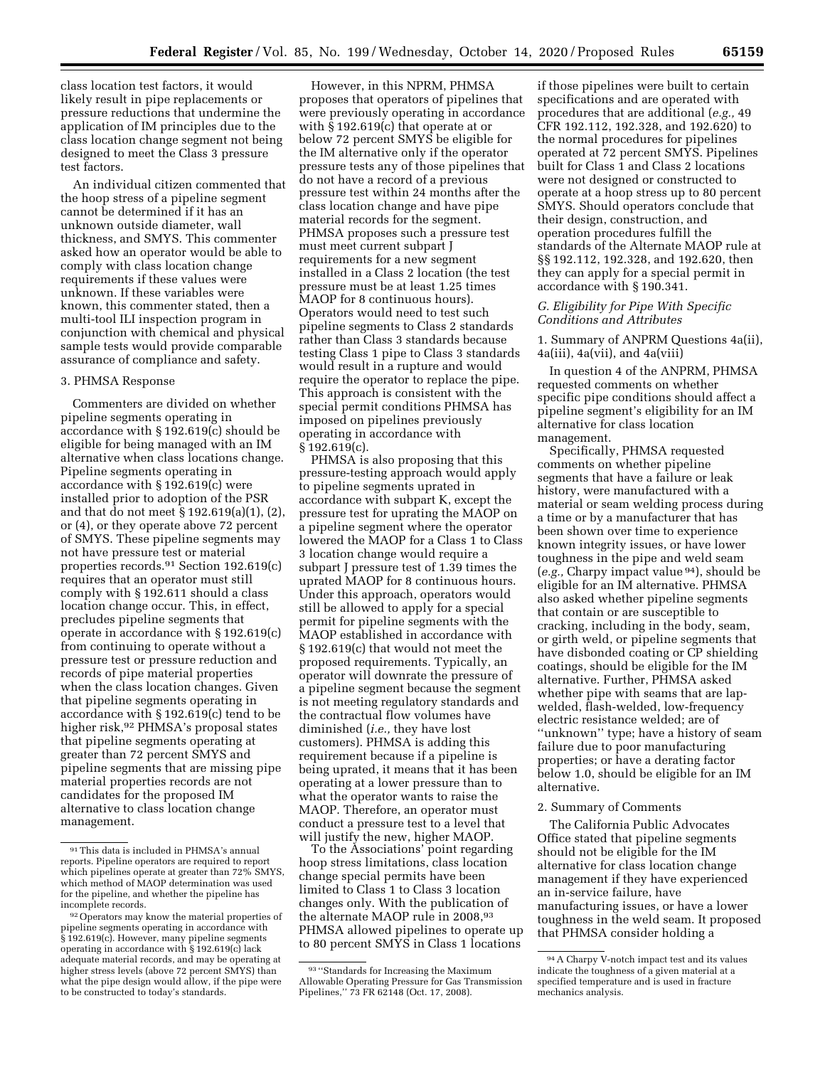class location test factors, it would likely result in pipe replacements or pressure reductions that undermine the application of IM principles due to the class location change segment not being designed to meet the Class 3 pressure test factors.

An individual citizen commented that the hoop stress of a pipeline segment cannot be determined if it has an unknown outside diameter, wall thickness, and SMYS. This commenter asked how an operator would be able to comply with class location change requirements if these values were unknown. If these variables were known, this commenter stated, then a multi-tool ILI inspection program in conjunction with chemical and physical sample tests would provide comparable assurance of compliance and safety.

### 3. PHMSA Response

Commenters are divided on whether pipeline segments operating in accordance with § 192.619(c) should be eligible for being managed with an IM alternative when class locations change. Pipeline segments operating in accordance with § 192.619(c) were installed prior to adoption of the PSR and that do not meet § 192.619(a)(1), (2), or (4), or they operate above 72 percent of SMYS. These pipeline segments may not have pressure test or material properties records.[91] Section 192.619(c) requires that an operator must still comply with § 192.611 should a class location change occur. This, in effect, precludes pipeline segments that operate in accordance with § 192.619(c) from continuing to operate without a pressure test or pressure reduction and records of pipe material properties when the class location changes. Given that pipeline segments operating in accordance with § 192.619(c) tend to be higher risk,[92] PHMSA's proposal states that pipeline segments operating at greater than 72 percent SMYS and pipeline segments that are missing pipe material properties records are not candidates for the proposed IM alternative to class location change management.

However, in this NPRM, PHMSA proposes that operators of pipelines that were previously operating in accordance with § 192.619(c) that operate at or below 72 percent SMYS be eligible for the IM alternative only if the operator pressure tests any of those pipelines that do not have a record of a previous pressure test within 24 months after the class location change and have pipe material records for the segment. PHMSA proposes such a pressure test must meet current subpart J requirements for a new segment installed in a Class 2 location (the test pressure must be at least 1.25 times MAOP for 8 continuous hours). Operators would need to test such pipeline segments to Class 2 standards rather than Class 3 standards because testing Class 1 pipe to Class 3 standards would result in a rupture and would require the operator to replace the pipe. This approach is consistent with the special permit conditions PHMSA has imposed on pipelines previously operating in accordance with § 192.619(c).

PHMSA is also proposing that this pressure-testing approach would apply to pipeline segments uprated in accordance with subpart K, except the pressure test for uprating the MAOP on a pipeline segment where the operator lowered the MAOP for a Class 1 to Class 3 location change would require a subpart J pressure test of 1.39 times the uprated MAOP for 8 continuous hours. Under this approach, operators would still be allowed to apply for a special permit for pipeline segments with the MAOP established in accordance with § 192.619(c) that would not meet the proposed requirements. Typically, an operator will downrate the pressure of a pipeline segment because the segment is not meeting regulatory standards and the contractual flow volumes have diminished (*i.e.,* they have lost customers). PHMSA is adding this requirement because if a pipeline is being uprated, it means that it has been operating at a lower pressure than to what the operator wants to raise the MAOP. Therefore, an operator must conduct a pressure test to a level that will justify the new, higher MAOP.

To the Associations' point regarding hoop stress limitations, class location change special permits have been limited to Class 1 to Class 3 location changes only. With the publication of the alternate MAOP rule in 2008,[93] PHMSA allowed pipelines to operate up to 80 percent SMYS in Class 1 locations if those pipelines were built to certain specifications and are operated with procedures that are additional (*e.g.,* 49 CFR 192.112, 192.328, and 192.620) to the normal procedures for pipelines operated at 72 percent SMYS. Pipelines built for Class 1 and Class 2 locations were not designed or constructed to operate at a hoop stress up to 80 percent SMYS. Should operators conclude that their design, construction, and operation procedures fulfill the standards of the Alternate MAOP rule at §§ 192.112, 192.328, and 192.620, then they can apply for a special permit in accordance with § 190.341.

## *G. Eligibility for Pipe With Specific Conditions and Attributes*

### 1. Summary of ANPRM Questions 4a(ii), 4a(iii), 4a(vii), and 4a(viii)

In question 4 of the ANPRM, PHMSA requested comments on whether specific pipe conditions should affect a pipeline segment's eligibility for an IM alternative for class location management.

Specifically, PHMSA requested comments on whether pipeline segments that have a failure or leak history, were manufactured with a material or seam welding process during a time or by a manufacturer that has been shown over time to experience known integrity issues, or have lower toughness in the pipe and weld seam (*e.g.,* Charpy impact value[94]), should be eligible for an IM alternative. PHMSA also asked whether pipeline segments that contain or are susceptible to cracking, including in the body, seam, or girth weld, or pipeline segments that have disbonded coating or CP shielding coatings, should be eligible for the IM alternative. Further, PHMSA asked whether pipe with seams that are lap-welded, flash-welded, low-frequency electric resistance welded; are of ''unknown'' type; have a history of seam failure due to poor manufacturing properties; or have a derating factor below 1.0, should be eligible for an IM alternative.

### 2. Summary of Comments

The California Public Advocates Office stated that pipeline segments should not be eligible for the IM alternative for class location change management if they have experienced an in-service failure, have manufacturing issues, or have a lower toughness in the weld seam. It proposed that PHMSA consider holding a

---

[91] This data is included in PHMSA's annual reports. Pipeline operators are required to report which pipelines operate at greater than 72% SMYS, which method of MAOP determination was used for the pipeline, and whether the pipeline has incomplete records.

[92] Operators may know the material properties of pipeline segments operating in accordance with § 192.619(c). However, many pipeline segments operating in accordance with § 192.619(c) lack adequate material records, and may be operating at higher stress levels (above 72 percent SMYS) than what the pipe design would allow, if the pipe were to be constructed to today's standards.

[93] ''Standards for Increasing the Maximum Allowable Operating Pressure for Gas Transmission Pipelines,'' 73 FR 62148 (Oct. 17, 2008).

[94] A Charpy V-notch impact test and its values indicate the toughness of a given material at a specified temperature and is used in fracture mechanics analysis.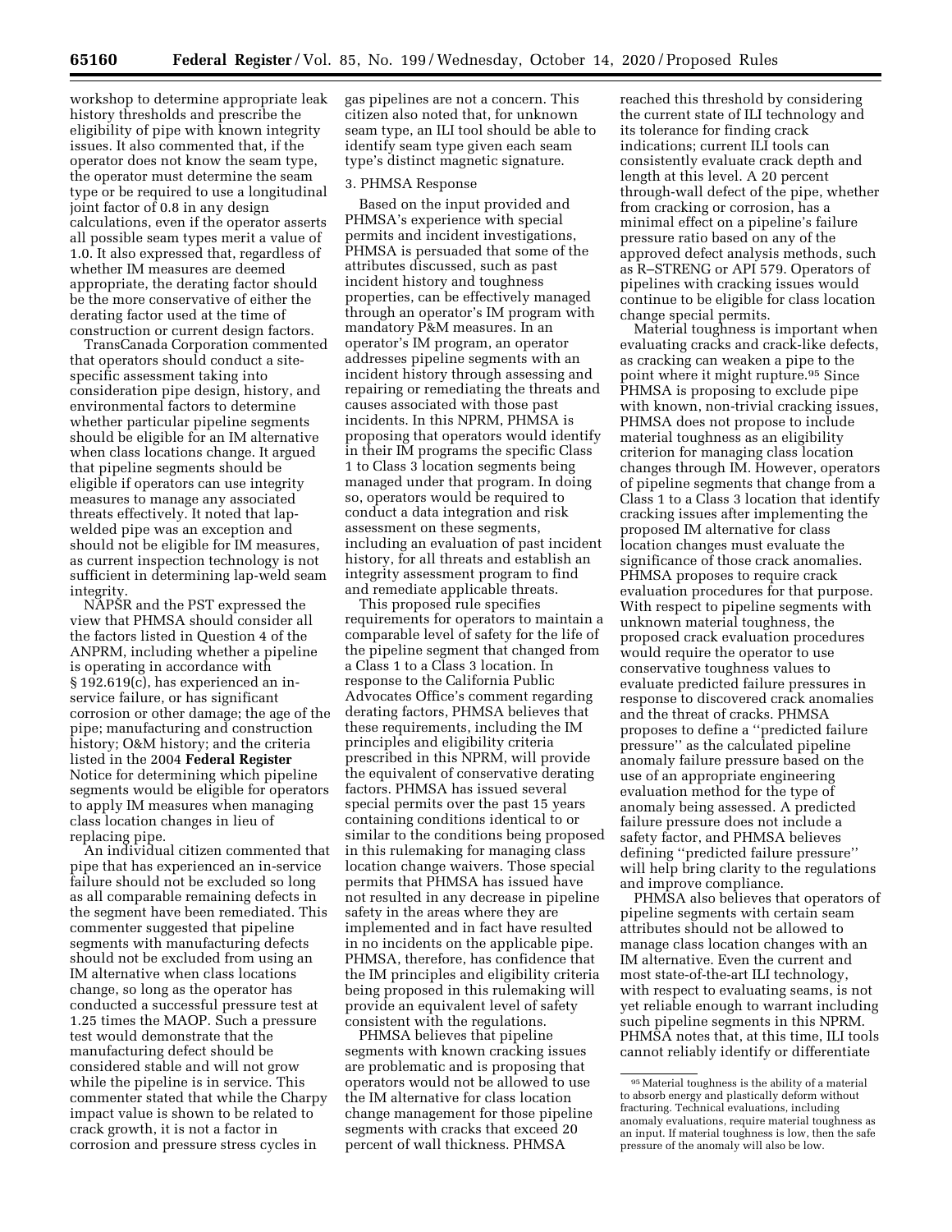workshop to determine appropriate leak history thresholds and prescribe the eligibility of pipe with known integrity issues. It also commented that, if the operator does not know the seam type, the operator must determine the seam type or be required to use a longitudinal joint factor of 0.8 in any design calculations, even if the operator asserts all possible seam types merit a value of 1.0. It also expressed that, regardless of whether IM measures are deemed appropriate, the derating factor should be the more conservative of either the derating factor used at the time of construction or current design factors.

TransCanada Corporation commented that operators should conduct a site-specific assessment taking into consideration pipe design, history, and environmental factors to determine whether particular pipeline segments should be eligible for an IM alternative when class locations change. It argued that pipeline segments should be eligible if operators can use integrity measures to manage any associated threats effectively. It noted that lap-welded pipe was an exception and should not be eligible for IM measures, as current inspection technology is not sufficient in determining lap-weld seam integrity.

NAPSR and the PST expressed the view that PHMSA should consider all the factors listed in Question 4 of the ANPRM, including whether a pipeline is operating in accordance with § 192.619(c), has experienced an in-service failure, or has significant corrosion or other damage; the age of the pipe; manufacturing and construction history; O&M history; and the criteria listed in the 2004 **Federal Register** Notice for determining which pipeline segments would be eligible for operators to apply IM measures when managing class location changes in lieu of replacing pipe.

An individual citizen commented that pipe that has experienced an in-service failure should not be excluded so long as all comparable remaining defects in the segment have been remediated. This commenter suggested that pipeline segments with manufacturing defects should not be excluded from using an IM alternative when class locations change, so long as the operator has conducted a successful pressure test at 1.25 times the MAOP. Such a pressure test would demonstrate that the manufacturing defect should be considered stable and will not grow while the pipeline is in service. This commenter stated that while the Charpy impact value is shown to be related to crack growth, it is not a factor in corrosion and pressure stress cycles in gas pipelines are not a concern. This citizen also noted that, for unknown seam type, an ILI tool should be able to identify seam type given each seam type's distinct magnetic signature.

3. PHMSA Response

Based on the input provided and PHMSA's experience with special permits and incident investigations, PHMSA is persuaded that some of the attributes discussed, such as past incident history and toughness properties, can be effectively managed through an operator's IM program with mandatory P&M measures. In an operator's IM program, an operator addresses pipeline segments with an incident history through assessing and repairing or remediating the threats and causes associated with those past incidents. In this NPRM, PHMSA is proposing that operators would identify in their IM programs the specific Class 1 to Class 3 location segments being managed under that program. In doing so, operators would be required to conduct a data integration and risk assessment on these segments, including an evaluation of past incident history, for all threats and establish an integrity assessment program to find and remediate applicable threats.

This proposed rule specifies requirements for operators to maintain a comparable level of safety for the life of the pipeline segment that changed from a Class 1 to a Class 3 location. In response to the California Public Advocates Office's comment regarding derating factors, PHMSA believes that these requirements, including the IM principles and eligibility criteria prescribed in this NPRM, will provide the equivalent of conservative derating factors. PHMSA has issued several special permits over the past 15 years containing conditions identical to or similar to the conditions being proposed in this rulemaking for managing class location change waivers. Those special permits that PHMSA has issued have not resulted in any decrease in pipeline safety in the areas where they are implemented and in fact have resulted in no incidents on the applicable pipe. PHMSA, therefore, has confidence that the IM principles and eligibility criteria being proposed in this rulemaking will provide an equivalent level of safety consistent with the regulations.

PHMSA believes that pipeline segments with known cracking issues are problematic and is proposing that operators would not be allowed to use the IM alternative for class location change management for those pipeline segments with cracks that exceed 20 percent of wall thickness. PHMSA reached this threshold by considering the current state of ILI technology and its tolerance for finding crack indications; current ILI tools can consistently evaluate crack depth and length at this level. A 20 percent through-wall defect of the pipe, whether from cracking or corrosion, has a minimal effect on a pipeline's failure pressure ratio based on any of the approved defect analysis methods, such as R–STRENG or API 579. Operators of pipelines with cracking issues would continue to be eligible for class location change special permits.

Material toughness is important when evaluating cracks and crack-like defects, as cracking can weaken a pipe to the point where it might rupture.[95] Since PHMSA is proposing to exclude pipe with known, non-trivial cracking issues, PHMSA does not propose to include material toughness as an eligibility criterion for managing class location changes through IM. However, operators of pipeline segments that change from a Class 1 to a Class 3 location that identify cracking issues after implementing the proposed IM alternative for class location changes must evaluate the significance of those crack anomalies. PHMSA proposes to require crack evaluation procedures for that purpose. With respect to pipeline segments with unknown material toughness, the proposed crack evaluation procedures would require the operator to use conservative toughness values to evaluate predicted failure pressures in response to discovered crack anomalies and the threat of cracks. PHMSA proposes to define a ''predicted failure pressure'' as the calculated pipeline anomaly failure pressure based on the use of an appropriate engineering evaluation method for the type of anomaly being assessed. A predicted failure pressure does not include a safety factor, and PHMSA believes defining ''predicted failure pressure'' will help bring clarity to the regulations and improve compliance.

PHMSA also believes that operators of pipeline segments with certain seam attributes should not be allowed to manage class location changes with an IM alternative. Even the current and most state-of-the-art ILI technology, with respect to evaluating seams, is not yet reliable enough to warrant including such pipeline segments in this NPRM. PHMSA notes that, at this time, ILI tools cannot reliably identify or differentiate

[95] Material toughness is the ability of a material to absorb energy and plastically deform without fracturing. Technical evaluations, including anomaly evaluations, require material toughness as an input. If material toughness is low, then the safe pressure of the anomaly will also be low.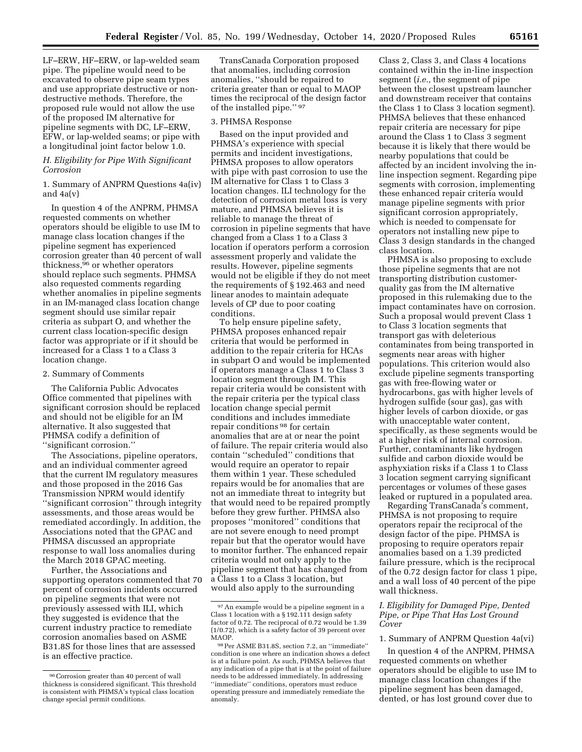LF–ERW, HF–ERW, or lap-welded seam pipe. The pipeline would need to be excavated to observe pipe seam types and use appropriate destructive or non-destructive methods. Therefore, the proposed rule would not allow the use of the proposed IM alternative for pipeline segments with DC, LF–ERW, EFW, or lap-welded seams; or pipe with a longitudinal joint factor below 1.0.

### *H. Eligibility for Pipe With Significant Corrosion*

1. Summary of ANPRM Questions 4a(iv) and 4a(v)

In question 4 of the ANPRM, PHMSA requested comments on whether operators should be eligible to use IM to manage class location changes if the pipeline segment has experienced corrosion greater than 40 percent of wall thickness,[96] or whether operators should replace such segments. PHMSA also requested comments regarding whether anomalies in pipeline segments in an IM-managed class location change segment should use similar repair criteria as subpart O, and whether the current class location-specific design factor was appropriate or if it should be increased for a Class 1 to a Class 3 location change.

2. Summary of Comments

The California Public Advocates Office commented that pipelines with significant corrosion should be replaced and should not be eligible for an IM alternative. It also suggested that PHMSA codify a definition of ''significant corrosion.''

The Associations, pipeline operators, and an individual commenter agreed that the current IM regulatory measures and those proposed in the 2016 Gas Transmission NPRM would identify ''significant corrosion'' through integrity assessments, and those areas would be remediated accordingly. In addition, the Associations noted that the GPAC and PHMSA discussed an appropriate response to wall loss anomalies during the March 2018 GPAC meeting.

Further, the Associations and supporting operators commented that 70 percent of corrosion incidents occurred on pipeline segments that were not previously assessed with ILI, which they suggested is evidence that the current industry practice to remediate corrosion anomalies based on ASME B31.8S for those lines that are assessed is an effective practice.

TransCanada Corporation proposed that anomalies, including corrosion anomalies, ''should be repaired to criteria greater than or equal to MAOP times the reciprocal of the design factor of the installed pipe.''[97]

3. PHMSA Response

Based on the input provided and PHMSA's experience with special permits and incident investigations, PHMSA proposes to allow operators with pipe with past corrosion to use the IM alternative for Class 1 to Class 3 location changes. ILI technology for the detection of corrosion metal loss is very mature, and PHMSA believes it is reliable to manage the threat of corrosion in pipeline segments that have changed from a Class 1 to a Class 3 location if operators perform a corrosion assessment properly and validate the results. However, pipeline segments would not be eligible if they do not meet the requirements of § 192.463 and need linear anodes to maintain adequate levels of CP due to poor coating conditions.

To help ensure pipeline safety, PHMSA proposes enhanced repair criteria that would be performed in addition to the repair criteria for HCAs in subpart O and would be implemented if operators manage a Class 1 to Class 3 location segment through IM. This repair criteria would be consistent with the repair criteria per the typical class location change special permit conditions and includes immediate repair conditions[98] for certain anomalies that are at or near the point of failure. The repair criteria would also contain ''scheduled'' conditions that would require an operator to repair them within 1 year. These scheduled repairs would be for anomalies that are not an immediate threat to integrity but that would need to be repaired promptly before they grew further. PHMSA also proposes ''monitored'' conditions that are not severe enough to need prompt repair but that the operator would have to monitor further. The enhanced repair criteria would not only apply to the pipeline segment that has changed from a Class 1 to a Class 3 location, but would also apply to the surrounding Class 2, Class 3, and Class 4 locations contained within the in-line inspection segment (*i.e.,* the segment of pipe between the closest upstream launcher and downstream receiver that contains the Class 1 to Class 3 location segment). PHMSA believes that these enhanced repair criteria are necessary for pipe around the Class 1 to Class 3 segment because it is likely that there would be nearby populations that could be affected by an incident involving the in-line inspection segment. Regarding pipe segments with corrosion, implementing these enhanced repair criteria would manage pipeline segments with prior significant corrosion appropriately, which is needed to compensate for operators not installing new pipe to Class 3 design standards in the changed class location.

PHMSA is also proposing to exclude those pipeline segments that are not transporting distribution customer-quality gas from the IM alternative proposed in this rulemaking due to the impact contaminates have on corrosion. Such a proposal would prevent Class 1 to Class 3 location segments that transport gas with deleterious contaminates from being transported in segments near areas with higher populations. This criterion would also exclude pipeline segments transporting gas with free-flowing water or hydrocarbons, gas with higher levels of hydrogen sulfide (sour gas), gas with higher levels of carbon dioxide, or gas with unacceptable water content, specifically, as these segments would be at a higher risk of internal corrosion. Further, contaminants like hydrogen sulfide and carbon dioxide would be asphyxiation risks if a Class 1 to Class 3 location segment carrying significant percentages or volumes of these gases leaked or ruptured in a populated area.

Regarding TransCanada's comment, PHMSA is not proposing to require operators repair the reciprocal of the design factor of the pipe. PHMSA is proposing to require operators repair anomalies based on a 1.39 predicted failure pressure, which is the reciprocal of the 0.72 design factor for class 1 pipe, and a wall loss of 40 percent of the pipe wall thickness.

### *I. Eligibility for Damaged Pipe, Dented Pipe, or Pipe That Has Lost Ground Cover*

1. Summary of ANPRM Question 4a(vi)

In question 4 of the ANPRM, PHMSA requested comments on whether operators should be eligible to use IM to manage class location changes if the pipeline segment has been damaged, dented, or has lost ground cover due to

---

[96] Corrosion greater than 40 percent of wall thickness is considered significant. This threshold is consistent with PHMSA's typical class location change special permit conditions.

[97] An example would be a pipeline segment in a Class 1 location with a § 192.111 design safety factor of 0.72. The reciprocal of 0.72 would be 1.39 (1/0.72), which is a safety factor of 39 percent over MAOP.

[98] Per ASME B31.8S, section 7.2, an ''immediate'' condition is one where an indication shows a defect is at a failure point. As such, PHMSA believes that any indication of a pipe that is at the point of failure needs to be addressed immediately. In addressing ''immediate'' conditions, operators must reduce operating pressure and immediately remediate the anomaly.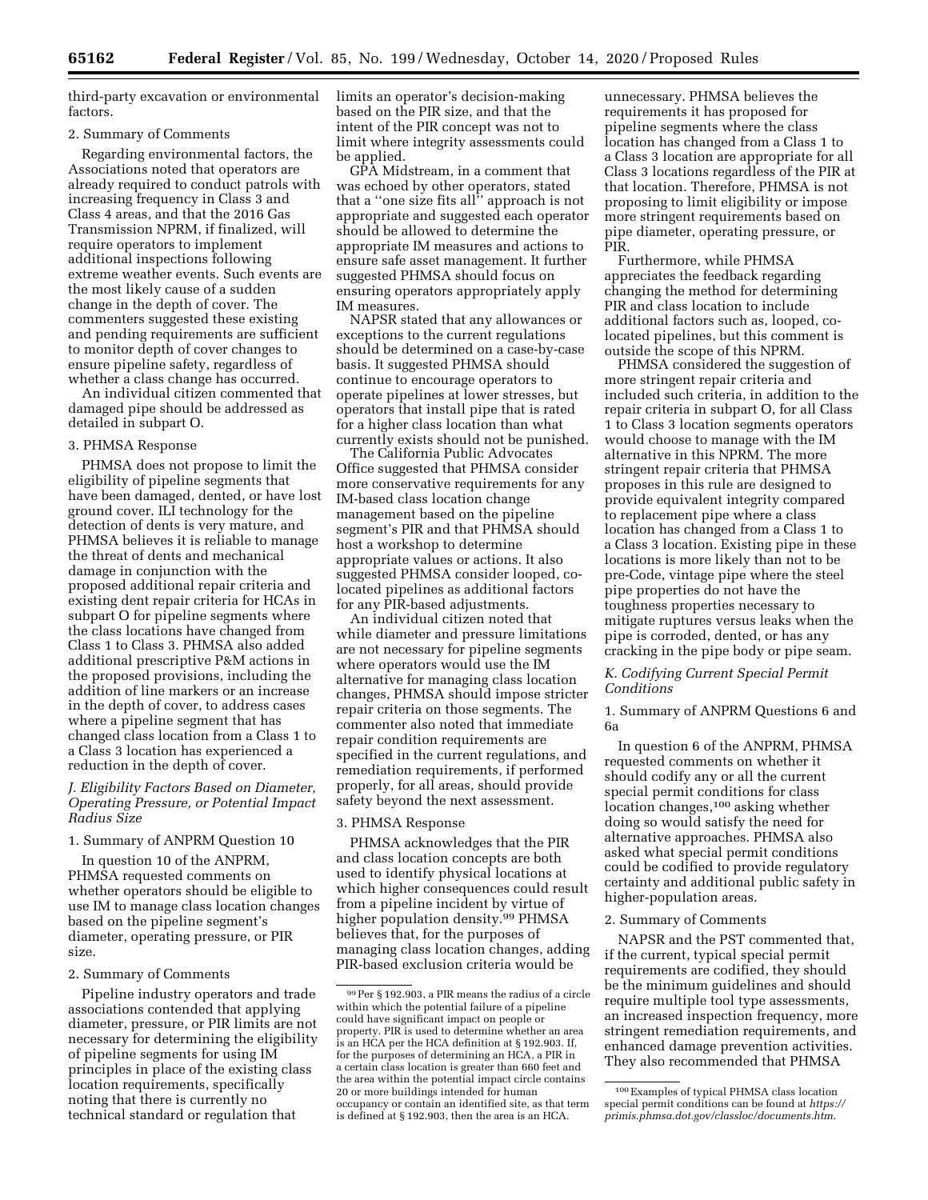third-party excavation or environmental factors.

2. Summary of Comments

Regarding environmental factors, the Associations noted that operators are already required to conduct patrols with increasing frequency in Class 3 and Class 4 areas, and that the 2016 Gas Transmission NPRM, if finalized, will require operators to implement additional inspections following extreme weather events. Such events are the most likely cause of a sudden change in the depth of cover. The commenters suggested these existing and pending requirements are sufficient to monitor depth of cover changes to ensure pipeline safety, regardless of whether a class change has occurred.

An individual citizen commented that damaged pipe should be addressed as detailed in subpart O.

3. PHMSA Response

PHMSA does not propose to limit the eligibility of pipeline segments that have been damaged, dented, or have lost ground cover. ILI technology for the detection of dents is very mature, and PHMSA believes it is reliable to manage the threat of dents and mechanical damage in conjunction with the proposed additional repair criteria and existing dent repair criteria for HCAs in subpart O for pipeline segments where the class locations have changed from Class 1 to Class 3. PHMSA also added additional prescriptive P&M actions in the proposed provisions, including the addition of line markers or an increase in the depth of cover, to address cases where a pipeline segment that has changed class location from a Class 1 to a Class 3 location has experienced a reduction in the depth of cover.

### J. Eligibility Factors Based on Diameter, Operating Pressure, or Potential Impact Radius Size

1. Summary of ANPRM Question 10

In question 10 of the ANPRM, PHMSA requested comments on whether operators should be eligible to use IM to manage class location changes based on the pipeline segment's diameter, operating pressure, or PIR size.

2. Summary of Comments

Pipeline industry operators and trade associations contended that applying diameter, pressure, or PIR limits are not necessary for determining the eligibility of pipeline segments for using IM principles in place of the existing class location requirements, specifically noting that there is currently no technical standard or regulation that limits an operator's decision-making based on the PIR size, and that the intent of the PIR concept was not to limit where integrity assessments could be applied.

GPA Midstream, in a comment that was echoed by other operators, stated that a "one size fits all" approach is not appropriate and suggested each operator should be allowed to determine the appropriate IM measures and actions to ensure safe asset management. It further suggested PHMSA should focus on ensuring operators appropriately apply IM measures.

NAPSR stated that any allowances or exceptions to the current regulations should be determined on a case-by-case basis. It suggested PHMSA should continue to encourage operators to operate pipelines at lower stresses, but operators that install pipe that is rated for a higher class location than what currently exists should not be punished.

The California Public Advocates Office suggested that PHMSA consider more conservative requirements for any IM-based class location change management based on the pipeline segment's PIR and that PHMSA should host a workshop to determine appropriate values or actions. It also suggested PHMSA consider looped, co-located pipelines as additional factors for any PIR-based adjustments.

An individual citizen noted that while diameter and pressure limitations are not necessary for pipeline segments where operators would use the IM alternative for managing class location changes, PHMSA should impose stricter repair criteria on those segments. The commenter also noted that immediate repair condition requirements are specified in the current regulations, and remediation requirements, if performed properly, for all areas, should provide safety beyond the next assessment.

3. PHMSA Response

PHMSA acknowledges that the PIR and class location concepts are both used to identify physical locations at which higher consequences could result from a pipeline incident by virtue of higher population density.[99] PHMSA believes that, for the purposes of managing class location changes, adding PIR-based exclusion criteria would be unnecessary. PHMSA believes the requirements it has proposed for pipeline segments where the class location has changed from a Class 1 to a Class 3 location are appropriate for all Class 3 locations regardless of the PIR at that location. Therefore, PHMSA is not proposing to limit eligibility or impose more stringent requirements based on pipe diameter, operating pressure, or PIR.

Furthermore, while PHMSA appreciates the feedback regarding changing the method for determining PIR and class location to include additional factors such as, looped, co-located pipelines, but this comment is outside the scope of this NPRM.

PHMSA considered the suggestion of more stringent repair criteria and included such criteria, in addition to the repair criteria in subpart O, for all Class 1 to Class 3 location segments operators would choose to manage with the IM alternative in this NPRM. The more stringent repair criteria that PHMSA proposes in this rule are designed to provide equivalent integrity compared to replacement pipe where a class location has changed from a Class 1 to a Class 3 location. Existing pipe in these locations is more likely than not to be pre-Code, vintage pipe where the steel pipe properties do not have the toughness properties necessary to mitigate ruptures versus leaks when the pipe is corroded, dented, or has any cracking in the pipe body or pipe seam.

### K. Codifying Current Special Permit Conditions

1. Summary of ANPRM Questions 6 and 6a

In question 6 of the ANPRM, PHMSA requested comments on whether it should codify any or all the current special permit conditions for class location changes,[100] asking whether doing so would satisfy the need for alternative approaches. PHMSA also asked what special permit conditions could be codified to provide regulatory certainty and additional public safety in higher-population areas.

2. Summary of Comments

NAPSR and the PST commented that, if the current, typical special permit requirements are codified, they should be the minimum guidelines and should require multiple tool type assessments, an increased inspection frequency, more stringent remediation requirements, and enhanced damage prevention activities. They also recommended that PHMSA

[99] Per § 192.903, a PIR means the radius of a circle within which the potential failure of a pipeline could have significant impact on people or property. PIR is used to determine whether an area is an HCA per the HCA definition at § 192.903. If, for the purposes of determining an HCA, a PIR in a certain class location is greater than 660 feet and the area within the potential impact circle contains 20 or more buildings intended for human occupancy or contain an identified site, as that term is defined at § 192.903, then the area is an HCA.

[100] Examples of typical PHMSA class location special permit conditions can be found at *https://primis.phmsa.dot.gov/classloc/documents.htm.*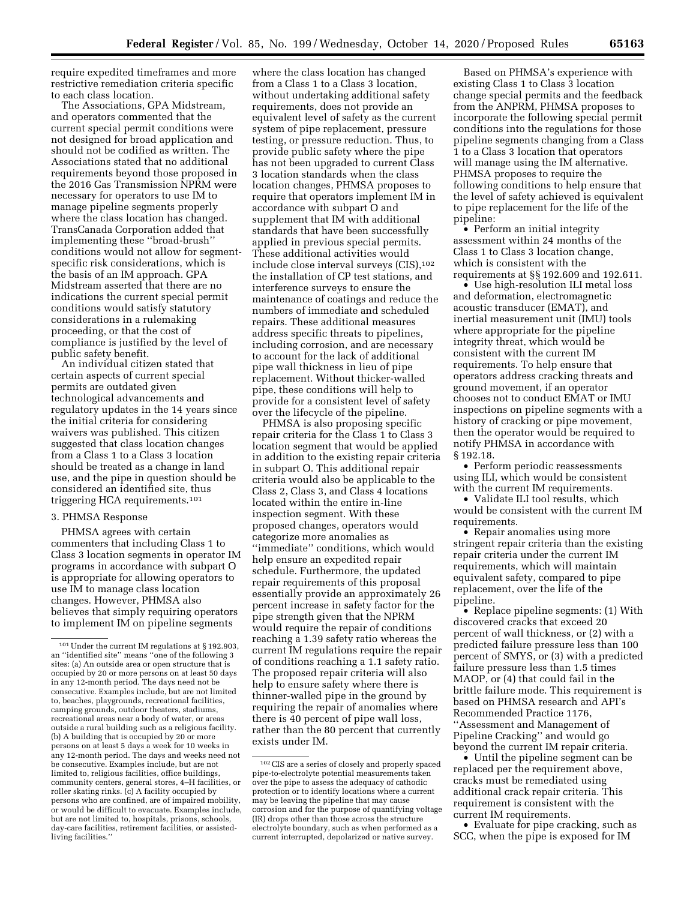require expedited timeframes and more restrictive remediation criteria specific to each class location.

The Associations, GPA Midstream, and operators commented that the current special permit conditions were not designed for broad application and should not be codified as written. The Associations stated that no additional requirements beyond those proposed in the 2016 Gas Transmission NPRM were necessary for operators to use IM to manage pipeline segments properly where the class location has changed. TransCanada Corporation added that implementing these ''broad-brush'' conditions would not allow for segment-specific risk considerations, which is the basis of an IM approach. GPA Midstream asserted that there are no indications the current special permit conditions would satisfy statutory considerations in a rulemaking proceeding, or that the cost of compliance is justified by the level of public safety benefit.

An individual citizen stated that certain aspects of current special permits are outdated given technological advancements and regulatory updates in the 14 years since the initial criteria for considering waivers was published. This citizen suggested that class location changes from a Class 1 to a Class 3 location should be treated as a change in land use, and the pipe in question should be considered an identified site, thus triggering HCA requirements.[101]

3. PHMSA Response

PHMSA agrees with certain commenters that including Class 1 to Class 3 location segments in operator IM programs in accordance with subpart O is appropriate for allowing operators to use IM to manage class location changes. However, PHMSA also believes that simply requiring operators to implement IM on pipeline segments where the class location has changed from a Class 1 to a Class 3 location, without undertaking additional safety requirements, does not provide an equivalent level of safety as the current system of pipe replacement, pressure testing, or pressure reduction. Thus, to provide public safety where the pipe has not been upgraded to current Class 3 location standards when the class location changes, PHMSA proposes to require that operators implement IM in accordance with subpart O and supplement that IM with additional standards that have been successfully applied in previous special permits. These additional activities would include close interval surveys (CIS),[102] the installation of CP test stations, and interference surveys to ensure the maintenance of coatings and reduce the numbers of immediate and scheduled repairs. These additional measures address specific threats to pipelines, including corrosion, and are necessary to account for the lack of additional pipe wall thickness in lieu of pipe replacement. Without thicker-walled pipe, these conditions will help to provide for a consistent level of safety over the lifecycle of the pipeline.

PHMSA is also proposing specific repair criteria for the Class 1 to Class 3 location segment that would be applied in addition to the existing repair criteria in subpart O. This additional repair criteria would also be applicable to the Class 2, Class 3, and Class 4 locations located within the entire in-line inspection segment. With these proposed changes, operators would categorize more anomalies as ''immediate'' conditions, which would help ensure an expedited repair schedule. Furthermore, the updated repair requirements of this proposal essentially provide an approximately 26 percent increase in safety factor for the pipe strength given that the NPRM would require the repair of conditions reaching a 1.39 safety ratio whereas the current IM regulations require the repair of conditions reaching a 1.1 safety ratio. The proposed repair criteria will also help to ensure safety where there is thinner-walled pipe in the ground by requiring the repair of anomalies where there is 40 percent of pipe wall loss, rather than the 80 percent that currently exists under IM.

Based on PHMSA's experience with existing Class 1 to Class 3 location change special permits and the feedback from the ANPRM, PHMSA proposes to incorporate the following special permit conditions into the regulations for those pipeline segments changing from a Class 1 to a Class 3 location that operators will manage using the IM alternative. PHMSA proposes to require the following conditions to help ensure that the level of safety achieved is equivalent to pipe replacement for the life of the pipeline:

- Perform an initial integrity assessment within 24 months of the Class 1 to Class 3 location change, which is consistent with the requirements at §§ 192.609 and 192.611.
- Use high-resolution ILI metal loss and deformation, electromagnetic acoustic transducer (EMAT), and inertial measurement unit (IMU) tools where appropriate for the pipeline integrity threat, which would be consistent with the current IM requirements. To help ensure that operators address cracking threats and ground movement, if an operator chooses not to conduct EMAT or IMU inspections on pipeline segments with a history of cracking or pipe movement, then the operator would be required to notify PHMSA in accordance with § 192.18.
- Perform periodic reassessments using ILI, which would be consistent with the current IM requirements.
- Validate ILI tool results, which would be consistent with the current IM requirements.
- Repair anomalies using more stringent repair criteria than the existing repair criteria under the current IM requirements, which will maintain equivalent safety, compared to pipe replacement, over the life of the pipeline.
- Replace pipeline segments: (1) With discovered cracks that exceed 20 percent of wall thickness, or (2) with a predicted failure pressure less than 100 percent of SMYS, or (3) with a predicted failure pressure less than 1.5 times MAOP, or (4) that could fail in the brittle failure mode. This requirement is based on PHMSA research and API's Recommended Practice 1176, ''Assessment and Management of Pipeline Cracking'' and would go beyond the current IM repair criteria.
- Until the pipeline segment can be replaced per the requirement above, cracks must be remediated using additional crack repair criteria. This requirement is consistent with the current IM requirements.
- Evaluate for pipe cracking, such as SCC, when the pipe is exposed for IM

---

[101] Under the current IM regulations at § 192.903, an ''identified site'' means ''one of the following 3 sites: (a) An outside area or open structure that is occupied by 20 or more persons on at least 50 days in any 12-month period. The days need not be consecutive. Examples include, but are not limited to, beaches, playgrounds, recreational facilities, camping grounds, outdoor theaters, stadiums, recreational areas near a body of water, or areas outside a rural building such as a religious facility. (b) A building that is occupied by 20 or more persons on at least 5 days a week for 10 weeks in any 12-month period. The days and weeks need not be consecutive. Examples include, but are not limited to, religious facilities, office buildings, community centers, general stores, 4–H facilities, or roller skating rinks. (c) A facility occupied by persons who are confined, are of impaired mobility, or would be difficult to evacuate. Examples include, but are not limited to, hospitals, prisons, schools, day-care facilities, retirement facilities, or assisted-living facilities.''

[102] CIS are a series of closely and properly spaced pipe-to-electrolyte potential measurements taken over the pipe to assess the adequacy of cathodic protection or to identify locations where a current may be leaving the pipeline that may cause corrosion and for the purpose of quantifying voltage (IR) drops other than those across the structure electrolyte boundary, such as when performed as a current interrupted, depolarized or native survey.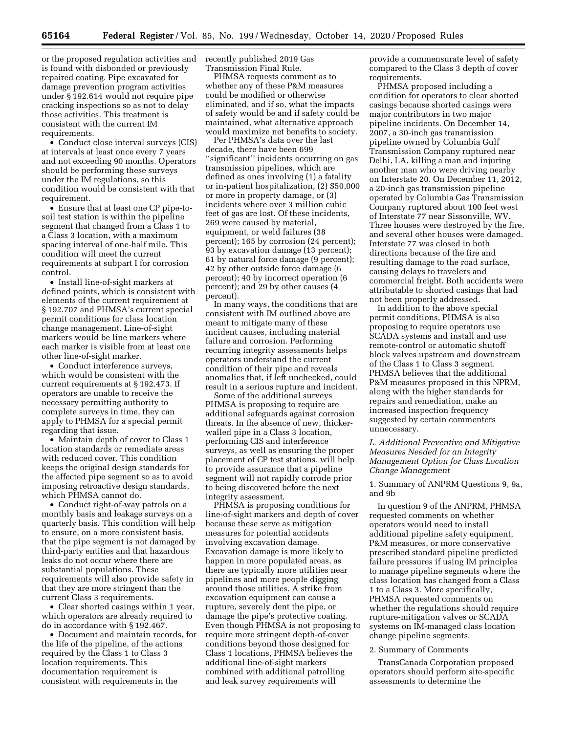or the proposed regulation activities and is found with disbonded or previously repaired coating. Pipe excavated for damage prevention program activities under § 192.614 would not require pipe cracking inspections so as not to delay those activities. This treatment is consistent with the current IM requirements.

- Conduct close interval surveys (CIS) at intervals at least once every 7 years and not exceeding 90 months. Operators should be performing these surveys under the IM regulations, so this condition would be consistent with that requirement.
- Ensure that at least one CP pipe-to-soil test station is within the pipeline segment that changed from a Class 1 to a Class 3 location, with a maximum spacing interval of one-half mile. This condition will meet the current requirements at subpart I for corrosion control.
- Install line-of-sight markers at defined points, which is consistent with elements of the current requirement at § 192.707 and PHMSA's current special permit conditions for class location change management. Line-of-sight markers would be line markers where each marker is visible from at least one other line-of-sight marker.
- Conduct interference surveys, which would be consistent with the current requirements at § 192.473. If operators are unable to receive the necessary permitting authority to complete surveys in time, they can apply to PHMSA for a special permit regarding that issue.
- Maintain depth of cover to Class 1 location standards or remediate areas with reduced cover. This condition keeps the original design standards for the affected pipe segment so as to avoid imposing retroactive design standards, which PHMSA cannot do.
- Conduct right-of-way patrols on a monthly basis and leakage surveys on a quarterly basis. This condition will help to ensure, on a more consistent basis, that the pipe segment is not damaged by third-party entities and that hazardous leaks do not occur where there are substantial populations. These requirements will also provide safety in that they are more stringent than the current Class 3 requirements.
- Clear shorted casings within 1 year, which operators are already required to do in accordance with § 192.467.
- Document and maintain records, for the life of the pipeline, of the actions required by the Class 1 to Class 3 location requirements. This documentation requirement is consistent with requirements in the recently published 2019 Gas Transmission Final Rule.

PHMSA requests comment as to whether any of these P&M measures could be modified or otherwise eliminated, and if so, what the impacts of safety would be and if safety could be maintained, what alternative approach would maximize net benefits to society.

Per PHMSA's data over the last decade, there have been 699 "significant" incidents occurring on gas transmission pipelines, which are defined as ones involving (1) a fatality or in-patient hospitalization, (2) $50,000 or more in property damage, or (3) incidents where over 3 million cubic feet of gas are lost. Of these incidents, 269 were caused by material, equipment, or weld failures (38 percent); 165 by corrosion (24 percent); 93 by excavation damage (13 percent); 61 by natural force damage (9 percent); 42 by other outside force damage (6 percent); 40 by incorrect operation (6 percent); and 29 by other causes (4 percent).

In many ways, the conditions that are consistent with IM outlined above are meant to mitigate many of these incident causes, including material failure and corrosion. Performing recurring integrity assessments helps operators understand the current condition of their pipe and reveals anomalies that, if left unchecked, could result in a serious rupture and incident.

Some of the additional surveys PHMSA is proposing to require are additional safeguards against corrosion threats. In the absence of new, thicker-walled pipe in a Class 3 location, performing CIS and interference surveys, as well as ensuring the proper placement of CP test stations, will help to provide assurance that a pipeline segment will not rapidly corrode prior to being discovered before the next integrity assessment.

PHMSA is proposing conditions for line-of-sight markers and depth of cover because these serve as mitigation measures for potential accidents involving excavation damage. Excavation damage is more likely to happen in more populated areas, as there are typically more utilities near pipelines and more people digging around those utilities. A strike from excavation equipment can cause a rupture, severely dent the pipe, or damage the pipe's protective coating. Even though PHMSA is not proposing to require more stringent depth-of-cover conditions beyond those designed for Class 1 locations, PHMSA believes the additional line-of-sight markers combined with additional patrolling and leak survey requirements will provide a commensurate level of safety compared to the Class 3 depth of cover requirements.

PHMSA proposed including a condition for operators to clear shorted casings because shorted casings were major contributors in two major pipeline incidents. On December 14, 2007, a 30-inch gas transmission pipeline owned by Columbia Gulf Transmission Company ruptured near Delhi, LA, killing a man and injuring another man who were driving nearby on Interstate 20. On December 11, 2012, a 20-inch gas transmission pipeline operated by Columbia Gas Transmission Company ruptured about 100 feet west of Interstate 77 near Sissonville, WV. Three houses were destroyed by the fire, and several other houses were damaged. Interstate 77 was closed in both directions because of the fire and resulting damage to the road surface, causing delays to travelers and commercial freight. Both accidents were attributable to shorted casings that had not been properly addressed.

In addition to the above special permit conditions, PHMSA is also proposing to require operators use SCADA systems and install and use remote-control or automatic shutoff block valves upstream and downstream of the Class 1 to Class 3 segment. PHMSA believes that the additional P&M measures proposed in this NPRM, along with the higher standards for repairs and remediation, make an increased inspection frequency suggested by certain commenters unnecessary.

### *L. Additional Preventive and Mitigative Measures Needed for an Integrity Management Option for Class Location Change Management*

1. Summary of ANPRM Questions 9, 9a, and 9b

In question 9 of the ANPRM, PHMSA requested comments on whether operators would need to install additional pipeline safety equipment, P&M measures, or more conservative prescribed standard pipeline predicted failure pressures if using IM principles to manage pipeline segments where the class location has changed from a Class 1 to a Class 3. More specifically, PHMSA requested comments on whether the regulations should require rupture-mitigation valves or SCADA systems on IM-managed class location change pipeline segments.

2. Summary of Comments

TransCanada Corporation proposed operators should perform site-specific assessments to determine the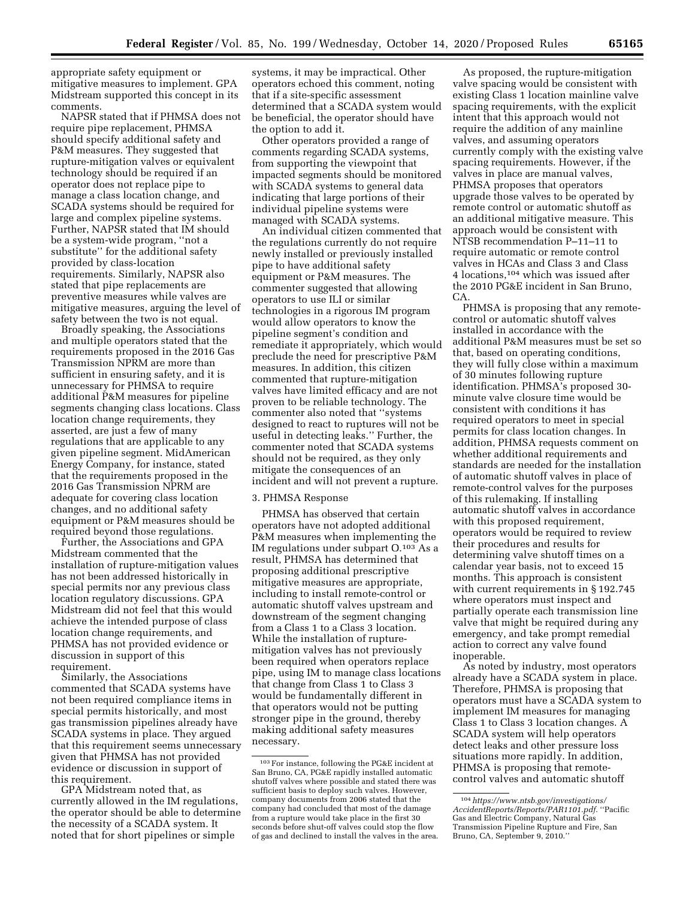appropriate safety equipment or mitigative measures to implement. GPA Midstream supported this concept in its comments.

NAPSR stated that if PHMSA does not require pipe replacement, PHMSA should specify additional safety and P&M measures. They suggested that rupture-mitigation valves or equivalent technology should be required if an operator does not replace pipe to manage a class location change, and SCADA systems should be required for large and complex pipeline systems. Further, NAPSR stated that IM should be a system-wide program, "not a substitute" for the additional safety provided by class-location requirements. Similarly, NAPSR also stated that pipe replacements are preventive measures while valves are mitigative measures, arguing the level of safety between the two is not equal.

Broadly speaking, the Associations and multiple operators stated that the requirements proposed in the 2016 Gas Transmission NPRM are more than sufficient in ensuring safety, and it is unnecessary for PHMSA to require additional P&M measures for pipeline segments changing class locations. Class location change requirements, they asserted, are just a few of many regulations that are applicable to any given pipeline segment. MidAmerican Energy Company, for instance, stated that the requirements proposed in the 2016 Gas Transmission NPRM are adequate for covering class location changes, and no additional safety equipment or P&M measures should be required beyond those regulations.

Further, the Associations and GPA Midstream commented that the installation of rupture-mitigation values has not been addressed historically in special permits nor any previous class location regulatory discussions. GPA Midstream did not feel that this would achieve the intended purpose of class location change requirements, and PHMSA has not provided evidence or discussion in support of this requirement.

Similarly, the Associations commented that SCADA systems have not been required compliance items in special permits historically, and most gas transmission pipelines already have SCADA systems in place. They argued that this requirement seems unnecessary given that PHMSA has not provided evidence or discussion in support of this requirement.

GPA Midstream noted that, as currently allowed in the IM regulations, the operator should be able to determine the necessity of a SCADA system. It noted that for short pipelines or simple systems, it may be impractical. Other operators echoed this comment, noting that if a site-specific assessment determined that a SCADA system would be beneficial, the operator should have the option to add it.

Other operators provided a range of comments regarding SCADA systems, from supporting the viewpoint that impacted segments should be monitored with SCADA systems to general data indicating that large portions of their individual pipeline systems were managed with SCADA systems.

An individual citizen commented that the regulations currently do not require newly installed or previously installed pipe to have additional safety equipment or P&M measures. The commenter suggested that allowing operators to use ILI or similar technologies in a rigorous IM program would allow operators to know the pipeline segment's condition and remediate it appropriately, which would preclude the need for prescriptive P&M measures. In addition, this citizen commented that rupture-mitigation valves have limited efficacy and are not proven to be reliable technology. The commenter also noted that "systems designed to react to ruptures will not be useful in detecting leaks." Further, the commenter noted that SCADA systems should not be required, as they only mitigate the consequences of an incident and will not prevent a rupture.

3. PHMSA Response

PHMSA has observed that certain operators have not adopted additional P&M measures when implementing the IM regulations under subpart O.[103] As a result, PHMSA has determined that proposing additional prescriptive mitigative measures are appropriate, including to install remote-control or automatic shutoff valves upstream and downstream of the segment changing from a Class 1 to a Class 3 location. While the installation of rupture-mitigation valves has not previously been required when operators replace pipe, using IM to manage class locations that change from Class 1 to Class 3 would be fundamentally different in that operators would not be putting stronger pipe in the ground, thereby making additional safety measures necessary.

As proposed, the rupture-mitigation valve spacing would be consistent with existing Class 1 location mainline valve spacing requirements, with the explicit intent that this approach would not require the addition of any mainline valves, and assuming operators currently comply with the existing valve spacing requirements. However, if the valves in place are manual valves, PHMSA proposes that operators upgrade those valves to be operated by remote control or automatic shutoff as an additional mitigative measure. This approach would be consistent with NTSB recommendation P–11–11 to require automatic or remote control valves in HCAs and Class 3 and Class 4 locations,[104] which was issued after the 2010 PG&E incident in San Bruno, CA.

PHMSA is proposing that any remote-control or automatic shutoff valves installed in accordance with the additional P&M measures must be set so that, based on operating conditions, they will fully close within a maximum of 30 minutes following rupture identification. PHMSA's proposed 30-minute valve closure time would be consistent with conditions it has required operators to meet in special permits for class location changes. In addition, PHMSA requests comment on whether additional requirements and standards are needed for the installation of automatic shutoff valves in place of remote-control valves for the purposes of this rulemaking. If installing automatic shutoff valves in accordance with this proposed requirement, operators would be required to review their procedures and results for determining valve shutoff times on a calendar year basis, not to exceed 15 months. This approach is consistent with current requirements in § 192.745 where operators must inspect and partially operate each transmission line valve that might be required during any emergency, and take prompt remedial action to correct any valve found inoperable.

As noted by industry, most operators already have a SCADA system in place. Therefore, PHMSA is proposing that operators must have a SCADA system to implement IM measures for managing Class 1 to Class 3 location changes. A SCADA system will help operators detect leaks and other pressure loss situations more rapidly. In addition, PHMSA is proposing that remote-control valves and automatic shutoff

---

[103] For instance, following the PG&E incident at San Bruno, CA, PG&E rapidly installed automatic shutoff valves where possible and stated there was sufficient basis to deploy such valves. However, company documents from 2006 stated that the company had concluded that most of the damage from a rupture would take place in the first 30 seconds before shut-off valves could stop the flow of gas and declined to install the valves in the area.

[104] *https://www.ntsb.gov/investigations/AccidentReports/Reports/PAR1101.pdf.* "Pacific Gas and Electric Company, Natural Gas Transmission Pipeline Rupture and Fire, San Bruno, CA, September 9, 2010."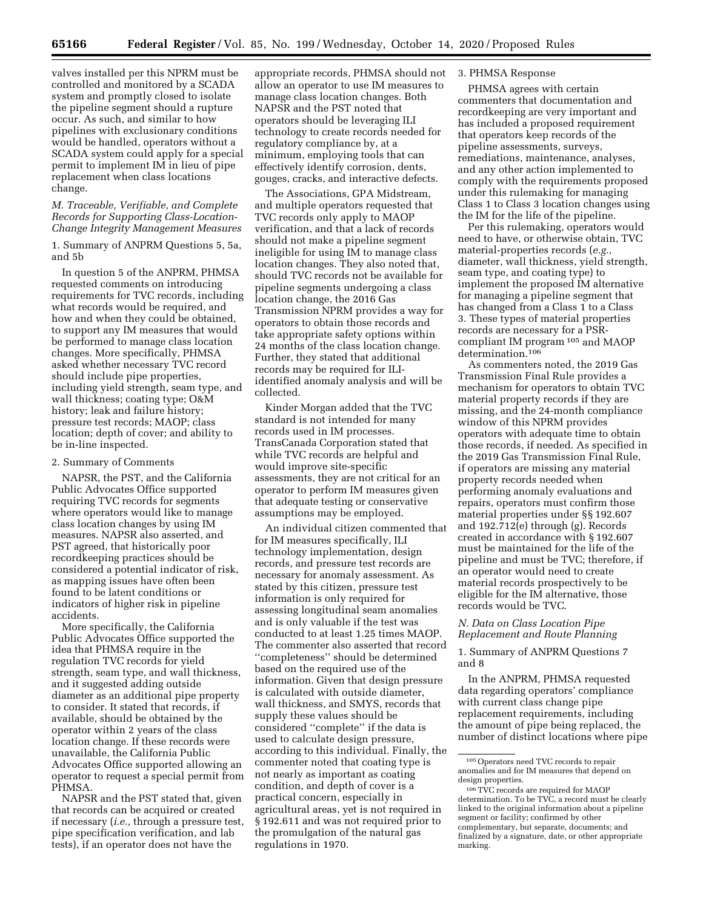valves installed per this NPRM must be controlled and monitored by a SCADA system and promptly closed to isolate the pipeline segment should a rupture occur. As such, and similar to how pipelines with exclusionary conditions would be handled, operators without a SCADA system could apply for a special permit to implement IM in lieu of pipe replacement when class locations change.

### *M. Traceable, Verifiable, and Complete Records for Supporting Class-Location-Change Integrity Management Measures*

1. Summary of ANPRM Questions 5, 5a, and 5b

In question 5 of the ANPRM, PHMSA requested comments on introducing requirements for TVC records, including what records would be required, and how and when they could be obtained, to support any IM measures that would be performed to manage class location changes. More specifically, PHMSA asked whether necessary TVC record should include pipe properties, including yield strength, seam type, and wall thickness; coating type; O&M history; leak and failure history; pressure test records; MAOP; class location; depth of cover; and ability to be in-line inspected.

2. Summary of Comments

NAPSR, the PST, and the California Public Advocates Office supported requiring TVC records for segments where operators would like to manage class location changes by using IM measures. NAPSR also asserted, and PST agreed, that historically poor recordkeeping practices should be considered a potential indicator of risk, as mapping issues have often been found to be latent conditions or indicators of higher risk in pipeline accidents.

More specifically, the California Public Advocates Office supported the idea that PHMSA require in the regulation TVC records for yield strength, seam type, and wall thickness, and it suggested adding outside diameter as an additional pipe property to consider. It stated that records, if available, should be obtained by the operator within 2 years of the class location change. If these records were unavailable, the California Public Advocates Office supported allowing an operator to request a special permit from PHMSA.

NAPSR and the PST stated that, given that records can be acquired or created if necessary (*i.e.,* through a pressure test, pipe specification verification, and lab tests), if an operator does not have the appropriate records, PHMSA should not allow an operator to use IM measures to manage class location changes. Both NAPSR and the PST noted that operators should be leveraging ILI technology to create records needed for regulatory compliance by, at a minimum, employing tools that can effectively identify corrosion, dents, gouges, cracks, and interactive defects.

The Associations, GPA Midstream, and multiple operators requested that TVC records only apply to MAOP verification, and that a lack of records should not make a pipeline segment ineligible for using IM to manage class location changes. They also noted that, should TVC records not be available for pipeline segments undergoing a class location change, the 2016 Gas Transmission NPRM provides a way for operators to obtain those records and take appropriate safety options within 24 months of the class location change. Further, they stated that additional records may be required for ILI-identified anomaly analysis and will be collected.

Kinder Morgan added that the TVC standard is not intended for many records used in IM processes. TransCanada Corporation stated that while TVC records are helpful and would improve site-specific assessments, they are not critical for an operator to perform IM measures given that adequate testing or conservative assumptions may be employed.

An individual citizen commented that for IM measures specifically, ILI technology implementation, design records, and pressure test records are necessary for anomaly assessment. As stated by this citizen, pressure test information is only required for assessing longitudinal seam anomalies and is only valuable if the test was conducted to at least 1.25 times MAOP. The commenter also asserted that record "completeness" should be determined based on the required use of the information. Given that design pressure is calculated with outside diameter, wall thickness, and SMYS, records that supply these values should be considered "complete" if the data is used to calculate design pressure, according to this individual. Finally, the commenter noted that coating type is not nearly as important as coating condition, and depth of cover is a practical concern, especially in agricultural areas, yet is not required in § 192.611 and was not required prior to the promulgation of the natural gas regulations in 1970.

3. PHMSA Response

PHMSA agrees with certain commenters that documentation and recordkeeping are very important and has included a proposed requirement that operators keep records of the pipeline assessments, surveys, remediations, maintenance, analyses, and any other action implemented to comply with the requirements proposed under this rulemaking for managing Class 1 to Class 3 location changes using the IM for the life of the pipeline.

Per this rulemaking, operators would need to have, or otherwise obtain, TVC material-properties records (*e.g.,* diameter, wall thickness, yield strength, seam type, and coating type) to implement the proposed IM alternative for managing a pipeline segment that has changed from a Class 1 to a Class 3. These types of material properties records are necessary for a PSR-compliant IM program[105] and MAOP determination.[106]

As commenters noted, the 2019 Gas Transmission Final Rule provides a mechanism for operators to obtain TVC material property records if they are missing, and the 24-month compliance window of this NPRM provides operators with adequate time to obtain those records, if needed. As specified in the 2019 Gas Transmission Final Rule, if operators are missing any material property records needed when performing anomaly evaluations and repairs, operators must confirm those material properties under §§ 192.607 and 192.712(e) through (g). Records created in accordance with § 192.607 must be maintained for the life of the pipeline and must be TVC; therefore, if an operator would need to create material records prospectively to be eligible for the IM alternative, those records would be TVC.

### *N. Data on Class Location Pipe Replacement and Route Planning*

1. Summary of ANPRM Questions 7 and 8

In the ANPRM, PHMSA requested data regarding operators' compliance with current class change pipe replacement requirements, including the amount of pipe being replaced, the number of distinct locations where pipe

[105] Operators need TVC records to repair anomalies and for IM measures that depend on design properties.

[106] TVC records are required for MAOP determination. To be TVC, a record must be clearly linked to the original information about a pipeline segment or facility; confirmed by other complementary, but separate, documents; and finalized by a signature, date, or other appropriate marking.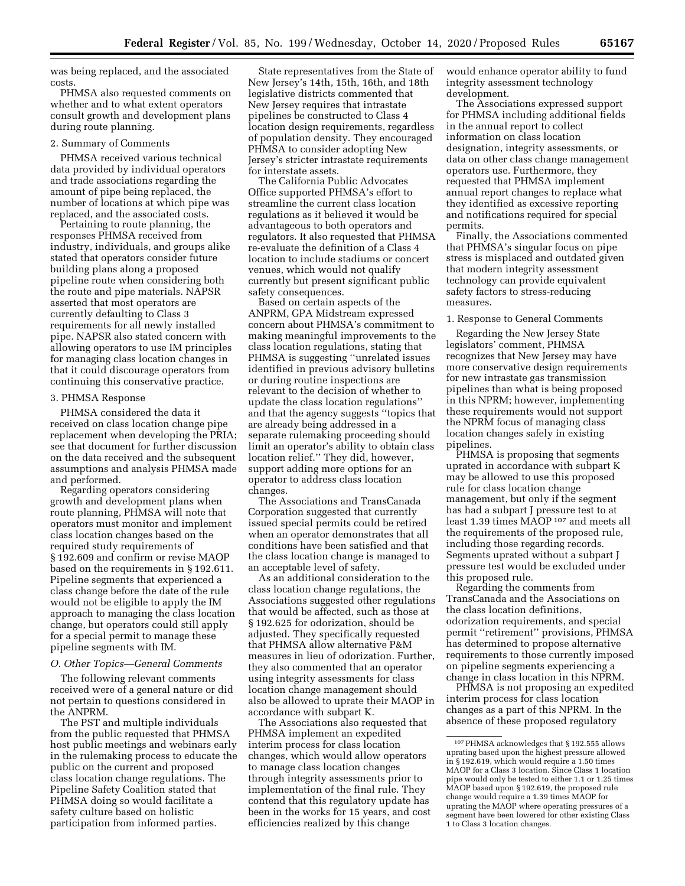was being replaced, and the associated costs.

PHMSA also requested comments on whether and to what extent operators consult growth and development plans during route planning.

2. Summary of Comments

PHMSA received various technical data provided by individual operators and trade associations regarding the amount of pipe being replaced, the number of locations at which pipe was replaced, and the associated costs.

Pertaining to route planning, the responses PHMSA received from industry, individuals, and groups alike stated that operators consider future building plans along a proposed pipeline route when considering both the route and pipe materials. NAPSR asserted that most operators are currently defaulting to Class 3 requirements for all newly installed pipe. NAPSR also stated concern with allowing operators to use IM principles for managing class location changes in that it could discourage operators from continuing this conservative practice.

3. PHMSA Response

PHMSA considered the data it received on class location change pipe replacement when developing the PRIA; see that document for further discussion on the data received and the subsequent assumptions and analysis PHMSA made and performed.

Regarding operators considering growth and development plans when route planning, PHMSA will note that operators must monitor and implement class location changes based on the required study requirements of § 192.609 and confirm or revise MAOP based on the requirements in § 192.611. Pipeline segments that experienced a class change before the date of the rule would not be eligible to apply the IM approach to managing the class location change, but operators could still apply for a special permit to manage these pipeline segments with IM.

### O. Other Topics—General Comments

The following relevant comments received were of a general nature or did not pertain to questions considered in the ANPRM.

The PST and multiple individuals from the public requested that PHMSA host public meetings and webinars early in the rulemaking process to educate the public on the current and proposed class location change regulations. The Pipeline Safety Coalition stated that PHMSA doing so would facilitate a safety culture based on holistic participation from informed parties.

State representatives from the State of New Jersey's 14th, 15th, 16th, and 18th legislative districts commented that New Jersey requires that intrastate pipelines be constructed to Class 4 location design requirements, regardless of population density. They encouraged PHMSA to consider adopting New Jersey's stricter intrastate requirements for interstate assets.

The California Public Advocates Office supported PHMSA's effort to streamline the current class location regulations as it believed it would be advantageous to both operators and regulators. It also requested that PHMSA re-evaluate the definition of a Class 4 location to include stadiums or concert venues, which would not qualify currently but present significant public safety consequences.

Based on certain aspects of the ANPRM, GPA Midstream expressed concern about PHMSA's commitment to making meaningful improvements to the class location regulations, stating that PHMSA is suggesting "unrelated issues identified in previous advisory bulletins or during routine inspections are relevant to the decision of whether to update the class location regulations" and that the agency suggests "topics that are already being addressed in a separate rulemaking proceeding should limit an operator's ability to obtain class location relief." They did, however, support adding more options for an operator to address class location changes.

The Associations and TransCanada Corporation suggested that currently issued special permits could be retired when an operator demonstrates that all conditions have been satisfied and that the class location change is managed to an acceptable level of safety.

As an additional consideration to the class location change regulations, the Associations suggested other regulations that would be affected, such as those at § 192.625 for odorization, should be adjusted. They specifically requested that PHMSA allow alternative P&M measures in lieu of odorization. Further, they also commented that an operator using integrity assessments for class location change management should also be allowed to uprate their MAOP in accordance with subpart K.

The Associations also requested that PHMSA implement an expedited interim process for class location changes, which would allow operators to manage class location changes through integrity assessments prior to implementation of the final rule. They contend that this regulatory update has been in the works for 15 years, and cost efficiencies realized by this change would enhance operator ability to fund integrity assessment technology development.

The Associations expressed support for PHMSA including additional fields in the annual report to collect information on class location designation, integrity assessments, or data on other class change management operators use. Furthermore, they requested that PHMSA implement annual report changes to replace what they identified as excessive reporting and notifications required for special permits.

Finally, the Associations commented that PHMSA's singular focus on pipe stress is misplaced and outdated given that modern integrity assessment technology can provide equivalent safety factors to stress-reducing measures.

1. Response to General Comments

Regarding the New Jersey State legislators' comment, PHMSA recognizes that New Jersey may have more conservative design requirements for new intrastate gas transmission pipelines than what is being proposed in this NPRM; however, implementing these requirements would not support the NPRM focus of managing class location changes safely in existing pipelines.

PHMSA is proposing that segments uprated in accordance with subpart K may be allowed to use this proposed rule for class location change management, but only if the segment has had a subpart J pressure test to at least 1.39 times MAOP [107] and meets all the requirements of the proposed rule, including those regarding records. Segments uprated without a subpart J pressure test would be excluded under this proposed rule.

Regarding the comments from TransCanada and the Associations on the class location definitions, odorization requirements, and special permit "retirement" provisions, PHMSA has determined to propose alternative requirements to those currently imposed on pipeline segments experiencing a change in class location in this NPRM.

PHMSA is not proposing an expedited interim process for class location changes as a part of this NPRM. In the absence of these proposed regulatory

[107] PHMSA acknowledges that § 192.555 allows uprating based upon the highest pressure allowed in § 192.619, which would require a 1.50 times MAOP for a Class 3 location. Since Class 1 location pipe would only be tested to either 1.1 or 1.25 times MAOP based upon § 192.619, the proposed rule change would require a 1.39 times MAOP for uprating the MAOP where operating pressures of a segment have been lowered for other existing Class 1 to Class 3 location changes.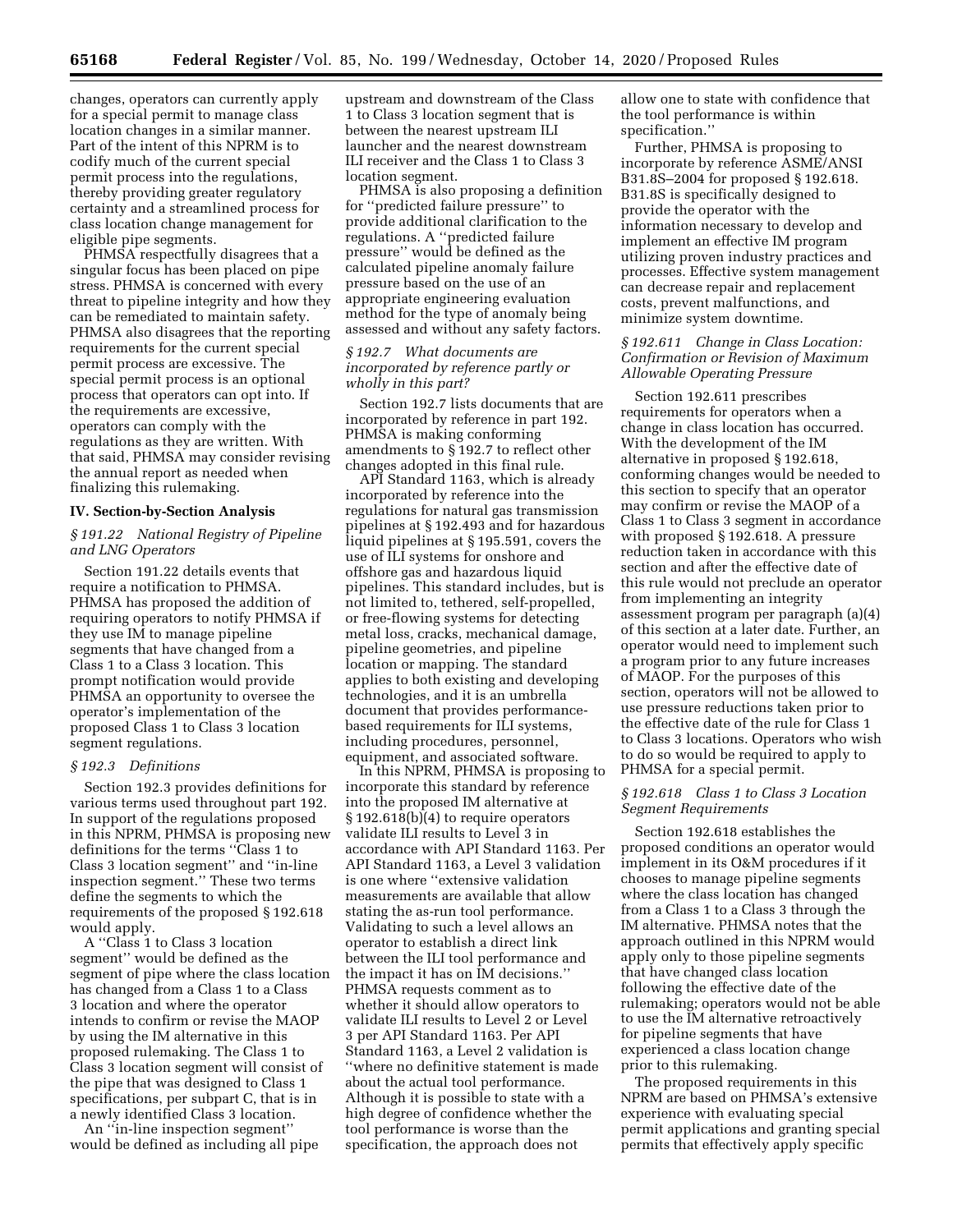changes, operators can currently apply for a special permit to manage class location changes in a similar manner. Part of the intent of this NPRM is to codify much of the current special permit process into the regulations, thereby providing greater regulatory certainty and a streamlined process for class location change management for eligible pipe segments.

PHMSA respectfully disagrees that a singular focus has been placed on pipe stress. PHMSA is concerned with every threat to pipeline integrity and how they can be remediated to maintain safety. PHMSA also disagrees that the reporting requirements for the current special permit process are excessive. The special permit process is an optional process that operators can opt into. If the requirements are excessive, operators can comply with the regulations as they are written. With that said, PHMSA may consider revising the annual report as needed when finalizing this rulemaking.

## IV. Section-by-Section Analysis

### *§ 191.22 National Registry of Pipeline and LNG Operators*

Section 191.22 details events that require a notification to PHMSA. PHMSA has proposed the addition of requiring operators to notify PHMSA if they use IM to manage pipeline segments that have changed from a Class 1 to a Class 3 location. This prompt notification would provide PHMSA an opportunity to oversee the operator's implementation of the proposed Class 1 to Class 3 location segment regulations.

### *§ 192.3 Definitions*

Section 192.3 provides definitions for various terms used throughout part 192. In support of the regulations proposed in this NPRM, PHMSA is proposing new definitions for the terms ''Class 1 to Class 3 location segment'' and ''in-line inspection segment.'' These two terms define the segments to which the requirements of the proposed § 192.618 would apply.

A ''Class 1 to Class 3 location segment'' would be defined as the segment of pipe where the class location has changed from a Class 1 to a Class 3 location and where the operator intends to confirm or revise the MAOP by using the IM alternative in this proposed rulemaking. The Class 1 to Class 3 location segment will consist of the pipe that was designed to Class 1 specifications, per subpart C, that is in a newly identified Class 3 location.

An ''in-line inspection segment'' would be defined as including all pipe upstream and downstream of the Class 1 to Class 3 location segment that is between the nearest upstream ILI launcher and the nearest downstream ILI receiver and the Class 1 to Class 3 location segment.

PHMSA is also proposing a definition for ''predicted failure pressure'' to provide additional clarification to the regulations. A ''predicted failure pressure'' would be defined as the calculated pipeline anomaly failure pressure based on the use of an appropriate engineering evaluation method for the type of anomaly being assessed and without any safety factors.

### *§ 192.7 What documents are incorporated by reference partly or wholly in this part?*

Section 192.7 lists documents that are incorporated by reference in part 192. PHMSA is making conforming amendments to § 192.7 to reflect other changes adopted in this final rule.

API Standard 1163, which is already incorporated by reference into the regulations for natural gas transmission pipelines at § 192.493 and for hazardous liquid pipelines at § 195.591, covers the use of ILI systems for onshore and offshore gas and hazardous liquid pipelines. This standard includes, but is not limited to, tethered, self-propelled, or free-flowing systems for detecting metal loss, cracks, mechanical damage, pipeline geometries, and pipeline location or mapping. The standard applies to both existing and developing technologies, and it is an umbrella document that provides performance-based requirements for ILI systems, including procedures, personnel, equipment, and associated software.

In this NPRM, PHMSA is proposing to incorporate this standard by reference into the proposed IM alternative at § 192.618(b)(4) to require operators validate ILI results to Level 3 in accordance with API Standard 1163. Per API Standard 1163, a Level 3 validation is one where ''extensive validation measurements are available that allow stating the as-run tool performance. Validating to such a level allows an operator to establish a direct link between the ILI tool performance and the impact it has on IM decisions.'' PHMSA requests comment as to whether it should allow operators to validate ILI results to Level 2 or Level 3 per API Standard 1163. Per API Standard 1163, a Level 2 validation is ''where no definitive statement is made about the actual tool performance. Although it is possible to state with a high degree of confidence whether the tool performance is worse than the specification, the approach does not allow one to state with confidence that the tool performance is within specification.''

Further, PHMSA is proposing to incorporate by reference ASME/ANSI B31.8S–2004 for proposed § 192.618. B31.8S is specifically designed to provide the operator with the information necessary to develop and implement an effective IM program utilizing proven industry practices and processes. Effective system management can decrease repair and replacement costs, prevent malfunctions, and minimize system downtime.

### *§ 192.611 Change in Class Location: Confirmation or Revision of Maximum Allowable Operating Pressure*

Section 192.611 prescribes requirements for operators when a change in class location has occurred. With the development of the IM alternative in proposed § 192.618, conforming changes would be needed to this section to specify that an operator may confirm or revise the MAOP of a Class 1 to Class 3 segment in accordance with proposed § 192.618. A pressure reduction taken in accordance with this section and after the effective date of this rule would not preclude an operator from implementing an integrity assessment program per paragraph (a)(4) of this section at a later date. Further, an operator would need to implement such a program prior to any future increases of MAOP. For the purposes of this section, operators will not be allowed to use pressure reductions taken prior to the effective date of the rule for Class 1 to Class 3 locations. Operators who wish to do so would be required to apply to PHMSA for a special permit.

### *§ 192.618 Class 1 to Class 3 Location Segment Requirements*

Section 192.618 establishes the proposed conditions an operator would implement in its O&M procedures if it chooses to manage pipeline segments where the class location has changed from a Class 1 to a Class 3 through the IM alternative. PHMSA notes that the approach outlined in this NPRM would apply only to those pipeline segments that have changed class location following the effective date of the rulemaking; operators would not be able to use the IM alternative retroactively for pipeline segments that have experienced a class location change prior to this rulemaking.

The proposed requirements in this NPRM are based on PHMSA's extensive experience with evaluating special permit applications and granting special permits that effectively apply specific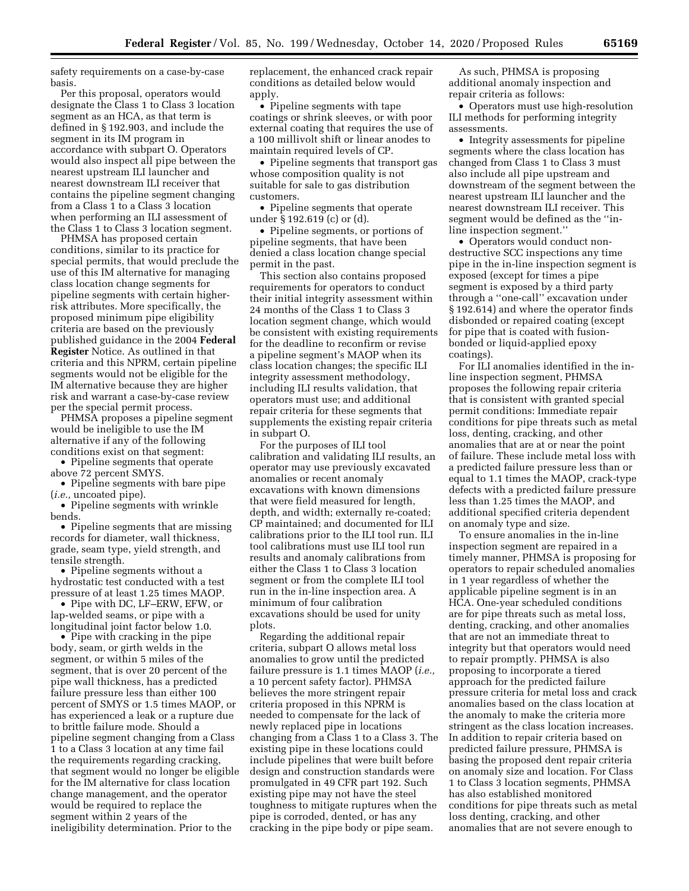safety requirements on a case-by-case basis.

Per this proposal, operators would designate the Class 1 to Class 3 location segment as an HCA, as that term is defined in § 192.903, and include the segment in its IM program in accordance with subpart O. Operators would also inspect all pipe between the nearest upstream ILI launcher and nearest downstream ILI receiver that contains the pipeline segment changing from a Class 1 to a Class 3 location when performing an ILI assessment of the Class 1 to Class 3 location segment.

PHMSA has proposed certain conditions, similar to its practice for special permits, that would preclude the use of this IM alternative for managing class location change segments for pipeline segments with certain higher-risk attributes. More specifically, the proposed minimum pipe eligibility criteria are based on the previously published guidance in the 2004 **Federal Register** Notice. As outlined in that criteria and this NPRM, certain pipeline segments would not be eligible for the IM alternative because they are higher risk and warrant a case-by-case review per the special permit process.

PHMSA proposes a pipeline segment would be ineligible to use the IM alternative if any of the following conditions exist on that segment:

- Pipeline segments that operate above 72 percent SMYS.
- Pipeline segments with bare pipe (*i.e.,* uncoated pipe).
- Pipeline segments with wrinkle bends.
- Pipeline segments that are missing records for diameter, wall thickness, grade, seam type, yield strength, and tensile strength.
- Pipeline segments without a hydrostatic test conducted with a test pressure of at least 1.25 times MAOP.
- Pipe with DC, LF–ERW, EFW, or lap-welded seams, or pipe with a longitudinal joint factor below 1.0.
- Pipe with cracking in the pipe body, seam, or girth welds in the segment, or within 5 miles of the segment, that is over 20 percent of the pipe wall thickness, has a predicted failure pressure less than either 100 percent of SMYS or 1.5 times MAOP, or has experienced a leak or a rupture due to brittle failure mode. Should a pipeline segment changing from a Class 1 to a Class 3 location at any time fail the requirements regarding cracking, that segment would no longer be eligible for the IM alternative for class location change management, and the operator would be required to replace the segment within 2 years of the ineligibility determination. Prior to the replacement, the enhanced crack repair conditions as detailed below would apply.
- Pipeline segments with tape coatings or shrink sleeves, or with poor external coating that requires the use of a 100 millivolt shift or linear anodes to maintain required levels of CP.
- Pipeline segments that transport gas whose composition quality is not suitable for sale to gas distribution customers.
- Pipeline segments that operate under § 192.619 (c) or (d).
- Pipeline segments, or portions of pipeline segments, that have been denied a class location change special permit in the past.

This section also contains proposed requirements for operators to conduct their initial integrity assessment within 24 months of the Class 1 to Class 3 location segment change, which would be consistent with existing requirements for the deadline to reconfirm or revise a pipeline segment's MAOP when its class location changes; the specific ILI integrity assessment methodology, including ILI results validation, that operators must use; and additional repair criteria for these segments that supplements the existing repair criteria in subpart O.

For the purposes of ILI tool calibration and validating ILI results, an operator may use previously excavated anomalies or recent anomaly excavations with known dimensions that were field measured for length, depth, and width; externally re-coated; CP maintained; and documented for ILI calibrations prior to the ILI tool run. ILI tool calibrations must use ILI tool run results and anomaly calibrations from either the Class 1 to Class 3 location segment or from the complete ILI tool run in the in-line inspection area. A minimum of four calibration excavations should be used for unity plots.

Regarding the additional repair criteria, subpart O allows metal loss anomalies to grow until the predicted failure pressure is 1.1 times MAOP (*i.e.,* a 10 percent safety factor). PHMSA believes the more stringent repair criteria proposed in this NPRM is needed to compensate for the lack of newly replaced pipe in locations changing from a Class 1 to a Class 3. The existing pipe in these locations could include pipelines that were built before design and construction standards were promulgated in 49 CFR part 192. Such existing pipe may not have the steel toughness to mitigate ruptures when the pipe is corroded, dented, or has any cracking in the pipe body or pipe seam.

As such, PHMSA is proposing additional anomaly inspection and repair criteria as follows:

- Operators must use high-resolution ILI methods for performing integrity assessments.
- Integrity assessments for pipeline segments where the class location has changed from Class 1 to Class 3 must also include all pipe upstream and downstream of the segment between the nearest upstream ILI launcher and the nearest downstream ILI receiver. This segment would be defined as the "in-line inspection segment."
- Operators would conduct non-destructive SCC inspections any time pipe in the in-line inspection segment is exposed (except for times a pipe segment is exposed by a third party through a "one-call" excavation under § 192.614) and where the operator finds disbonded or repaired coating (except for pipe that is coated with fusion-bonded or liquid-applied epoxy coatings).

For ILI anomalies identified in the in-line inspection segment, PHMSA proposes the following repair criteria that is consistent with granted special permit conditions: Immediate repair conditions for pipe threats such as metal loss, denting, cracking, and other anomalies that are at or near the point of failure. These include metal loss with a predicted failure pressure less than or equal to 1.1 times the MAOP, crack-type defects with a predicted failure pressure less than 1.25 times the MAOP, and additional specified criteria dependent on anomaly type and size.

To ensure anomalies in the in-line inspection segment are repaired in a timely manner, PHMSA is proposing for operators to repair scheduled anomalies in 1 year regardless of whether the applicable pipeline segment is in an HCA. One-year scheduled conditions are for pipe threats such as metal loss, denting, cracking, and other anomalies that are not an immediate threat to integrity but that operators would need to repair promptly. PHMSA is also proposing to incorporate a tiered approach for the predicted failure pressure criteria for metal loss and crack anomalies based on the class location at the anomaly to make the criteria more stringent as the class location increases. In addition to repair criteria based on predicted failure pressure, PHMSA is basing the proposed dent repair criteria on anomaly size and location. For Class 1 to Class 3 location segments, PHMSA has also established monitored conditions for pipe threats such as metal loss denting, cracking, and other anomalies that are not severe enough to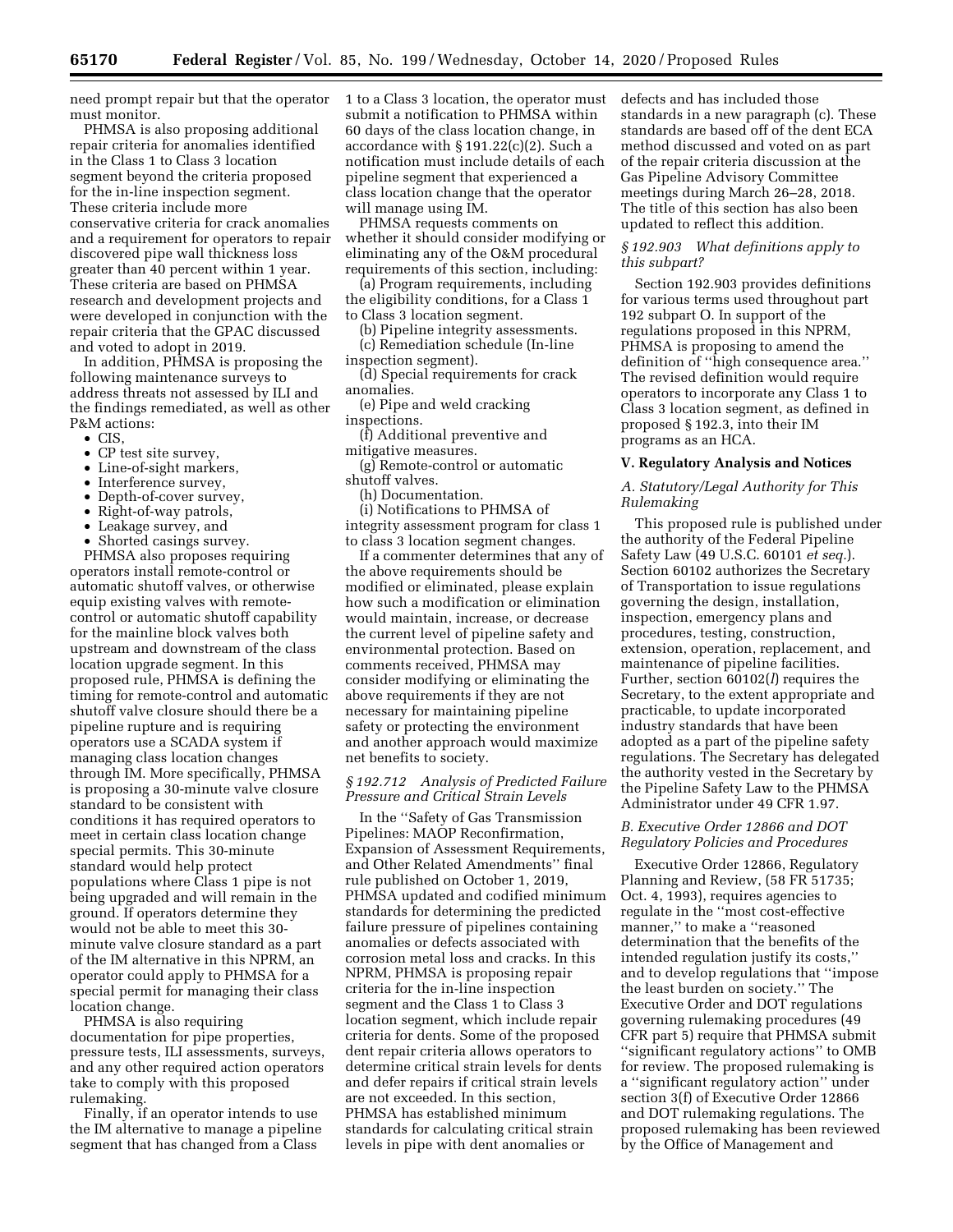need prompt repair but that the operator must monitor.

PHMSA is also proposing additional repair criteria for anomalies identified in the Class 1 to Class 3 location segment beyond the criteria proposed for the in-line inspection segment. These criteria include more conservative criteria for crack anomalies and a requirement for operators to repair discovered pipe wall thickness loss greater than 40 percent within 1 year. These criteria are based on PHMSA research and development projects and were developed in conjunction with the repair criteria that the GPAC discussed and voted to adopt in 2019.

In addition, PHMSA is proposing the following maintenance surveys to address threats not assessed by ILI and the findings remediated, as well as other P&M actions:

- CIS,
- CP test site survey,
- Line-of-sight markers,
- Interference survey,
- Depth-of-cover survey,
- Right-of-way patrols,
- Leakage survey, and
- Shorted casings survey.

PHMSA also proposes requiring operators install remote-control or automatic shutoff valves, or otherwise equip existing valves with remote-control or automatic shutoff capability for the mainline block valves both upstream and downstream of the class location upgrade segment. In this proposed rule, PHMSA is defining the timing for remote-control and automatic shutoff valve closure should there be a pipeline rupture and is requiring operators use a SCADA system if managing class location changes through IM. More specifically, PHMSA is proposing a 30-minute valve closure standard to be consistent with conditions it has required operators to meet in certain class location change special permits. This 30-minute standard would help protect populations where Class 1 pipe is not being upgraded and will remain in the ground. If operators determine they would not be able to meet this 30-minute valve closure standard as a part of the IM alternative in this NPRM, an operator could apply to PHMSA for a special permit for managing their class location change.

PHMSA is also requiring documentation for pipe properties, pressure tests, ILI assessments, surveys, and any other required action operators take to comply with this proposed rulemaking.

Finally, if an operator intends to use the IM alternative to manage a pipeline segment that has changed from a Class 1 to a Class 3 location, the operator must submit a notification to PHMSA within 60 days of the class location change, in accordance with § 191.22(c)(2). Such a notification must include details of each pipeline segment that experienced a class location change that the operator will manage using IM.

PHMSA requests comments on whether it should consider modifying or eliminating any of the O&M procedural requirements of this section, including:

(a) Program requirements, including the eligibility conditions, for a Class 1 to Class 3 location segment.

(b) Pipeline integrity assessments.

(c) Remediation schedule (In-line inspection segment).

(d) Special requirements for crack anomalies.

(e) Pipe and weld cracking inspections.

(f) Additional preventive and mitigative measures.

(g) Remote-control or automatic shutoff valves.

(h) Documentation.

(i) Notifications to PHMSA of integrity assessment program for class 1 to class 3 location segment changes.

If a commenter determines that any of the above requirements should be modified or eliminated, please explain how such a modification or elimination would maintain, increase, or decrease the current level of pipeline safety and environmental protection. Based on comments received, PHMSA may consider modifying or eliminating the above requirements if they are not necessary for maintaining pipeline safety or protecting the environment and another approach would maximize net benefits to society.

*§ 192.712 Analysis of Predicted Failure Pressure and Critical Strain Levels*

In the ''Safety of Gas Transmission Pipelines: MAOP Reconfirmation, Expansion of Assessment Requirements, and Other Related Amendments'' final rule published on October 1, 2019, PHMSA updated and codified minimum standards for determining the predicted failure pressure of pipelines containing anomalies or defects associated with corrosion metal loss and cracks. In this NPRM, PHMSA is proposing repair criteria for the in-line inspection segment and the Class 1 to Class 3 location segment, which include repair criteria for dents. Some of the proposed dent repair criteria allows operators to determine critical strain levels for dents and defer repairs if critical strain levels are not exceeded. In this section, PHMSA has established minimum standards for calculating critical strain levels in pipe with dent anomalies or defects and has included those standards in a new paragraph (c). These standards are based off of the dent ECA method discussed and voted on as part of the repair criteria discussion at the Gas Pipeline Advisory Committee meetings during March 26–28, 2018. The title of this section has also been updated to reflect this addition.

*§ 192.903 What definitions apply to this subpart?*

Section 192.903 provides definitions for various terms used throughout part 192 subpart O. In support of the regulations proposed in this NPRM, PHMSA is proposing to amend the definition of ''high consequence area.'' The revised definition would require operators to incorporate any Class 1 to Class 3 location segment, as defined in proposed § 192.3, into their IM programs as an HCA.

## V. Regulatory Analysis and Notices

### *A. Statutory/Legal Authority for This Rulemaking*

This proposed rule is published under the authority of the Federal Pipeline Safety Law (49 U.S.C. 60101 *et seq.*). Section 60102 authorizes the Secretary of Transportation to issue regulations governing the design, installation, inspection, emergency plans and procedures, testing, construction, extension, operation, replacement, and maintenance of pipeline facilities. Further, section 60102(*l*) requires the Secretary, to the extent appropriate and practicable, to update incorporated industry standards that have been adopted as a part of the pipeline safety regulations. The Secretary has delegated the authority vested in the Secretary by the Pipeline Safety Law to the PHMSA Administrator under 49 CFR 1.97.

### *B. Executive Order 12866 and DOT Regulatory Policies and Procedures*

Executive Order 12866, Regulatory Planning and Review, (58 FR 51735; Oct. 4, 1993), requires agencies to regulate in the ''most cost-effective manner,'' to make a ''reasoned determination that the benefits of the intended regulation justify its costs,'' and to develop regulations that ''impose the least burden on society.'' The Executive Order and DOT regulations governing rulemaking procedures (49 CFR part 5) require that PHMSA submit ''significant regulatory actions'' to OMB for review. The proposed rulemaking is a ''significant regulatory action'' under section 3(f) of Executive Order 12866 and DOT rulemaking regulations. The proposed rulemaking has been reviewed by the Office of Management and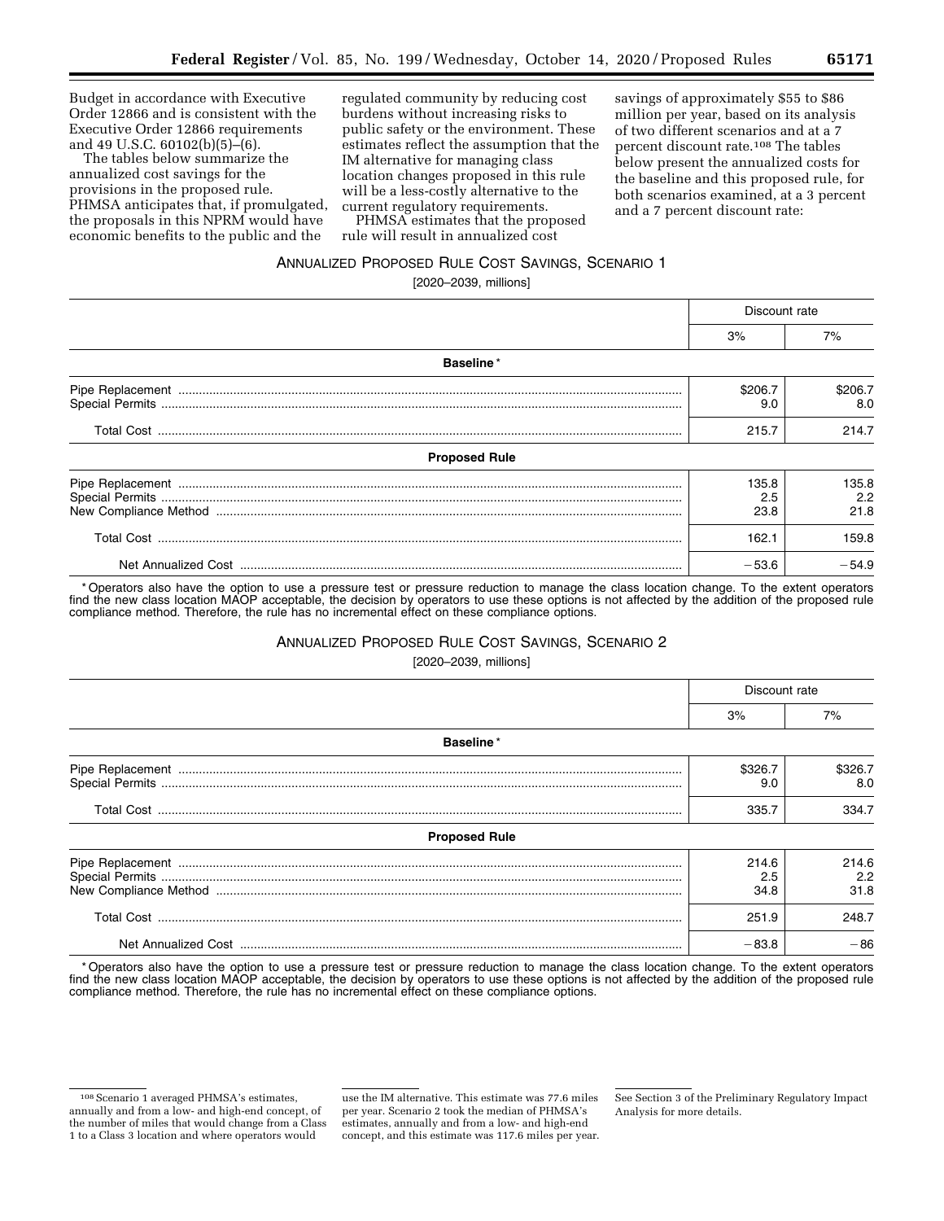Budget in accordance with Executive Order 12866 and is consistent with the Executive Order 12866 requirements and 49 U.S.C. 60102(b)(5)–(6).

The tables below summarize the annualized cost savings for the provisions in the proposed rule. PHMSA anticipates that, if promulgated, the proposals in this NPRM would have economic benefits to the public and the regulated community by reducing cost burdens without increasing risks to public safety or the environment. These estimates reflect the assumption that the IM alternative for managing class location changes proposed in this rule will be a less-costly alternative to the current regulatory requirements.

PHMSA estimates that the proposed rule will result in annualized cost savings of approximately $55 to $86 million per year, based on its analysis of two different scenarios and at a 7 percent discount rate.[108] The tables below present the annualized costs for the baseline and this proposed rule, for both scenarios examined, at a 3 percent and a 7 percent discount rate:

ANNUALIZED PROPOSED RULE COST SAVINGS, SCENARIO 1

[2020–2039, millions]

| | Discount rate | |
|---|---|---|
| | 3% | 7% |
| **Baseline*** | | |
| Pipe Replacement | $206.7 | $206.7 |
| Special Permits | 9.0 | 8.0 |
| Total Cost | 215.7 | 214.7 |
| **Proposed Rule** | | |
| Pipe Replacement | 135.8 | 135.8 |
| Special Permits | 2.5 | 2.2 |
| New Compliance Method | 23.8 | 21.8 |
| Total Cost | 162.1 | 159.8 |
| Net Annualized Cost | −53.6 | −54.9 |

* Operators also have the option to use a pressure test or pressure reduction to manage the class location change. To the extent operators find the new class location MAOP acceptable, the decision by operators to use these options is not affected by the addition of the proposed rule compliance method. Therefore, the rule has no incremental effect on these compliance options.

ANNUALIZED PROPOSED RULE COST SAVINGS, SCENARIO 2

[2020–2039, millions]

| | Discount rate | |
|---|---|---|
| | 3% | 7% |
| **Baseline*** | | |
| Pipe Replacement | $326.7 | $326.7 |
| Special Permits | 9.0 | 8.0 |
| Total Cost | 335.7 | 334.7 |
| **Proposed Rule** | | |
| Pipe Replacement | 214.6 | 214.6 |
| Special Permits | 2.5 | 2.2 |
| New Compliance Method | 34.8 | 31.8 |
| Total Cost | 251.9 | 248.7 |
| Net Annualized Cost | −83.8 | −86 |

* Operators also have the option to use a pressure test or pressure reduction to manage the class location change. To the extent operators find the new class location MAOP acceptable, the decision by operators to use these options is not affected by the addition of the proposed rule compliance method. Therefore, the rule has no incremental effect on these compliance options.

[108] Scenario 1 averaged PHMSA's estimates, annually and from a low- and high-end concept, of the number of miles that would change from a Class 1 to a Class 3 location and where operators would use the IM alternative. This estimate was 77.6 miles per year. Scenario 2 took the median of PHMSA's estimates, annually and from a low- and high-end concept, and this estimate was 117.6 miles per year. See Section 3 of the Preliminary Regulatory Impact Analysis for more details.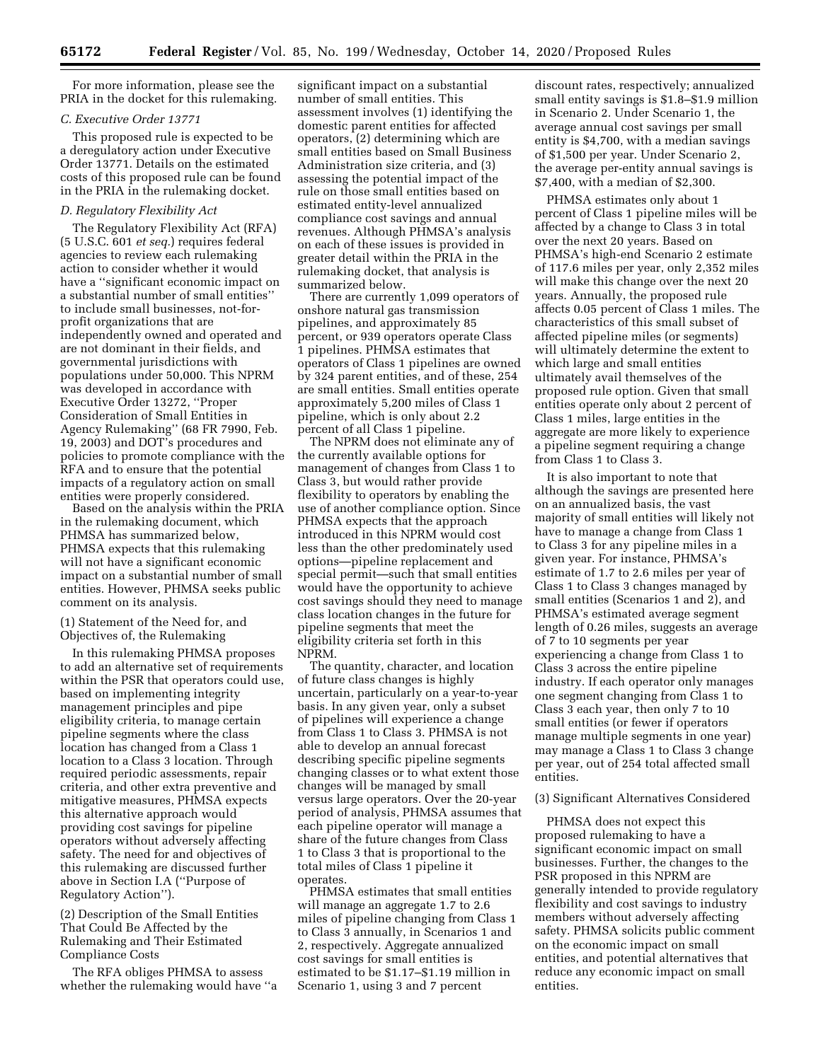For more information, please see the PRIA in the docket for this rulemaking.

### C. Executive Order 13771

This proposed rule is expected to be a deregulatory action under Executive Order 13771. Details on the estimated costs of this proposed rule can be found in the PRIA in the rulemaking docket.

### D. Regulatory Flexibility Act

The Regulatory Flexibility Act (RFA) (5 U.S.C. 601 *et seq.*) requires federal agencies to review each rulemaking action to consider whether it would have a "significant economic impact on a substantial number of small entities" to include small businesses, not-for-profit organizations that are independently owned and operated and are not dominant in their fields, and governmental jurisdictions with populations under 50,000. This NPRM was developed in accordance with Executive Order 13272, "Proper Consideration of Small Entities in Agency Rulemaking" (68 FR 7990, Feb. 19, 2003) and DOT's procedures and policies to promote compliance with the RFA and to ensure that the potential impacts of a regulatory action on small entities were properly considered.

Based on the analysis within the PRIA in the rulemaking document, which PHMSA has summarized below, PHMSA expects that this rulemaking will not have a significant economic impact on a substantial number of small entities. However, PHMSA seeks public comment on its analysis.

(1) Statement of the Need for, and Objectives of, the Rulemaking

In this rulemaking PHMSA proposes to add an alternative set of requirements within the PSR that operators could use, based on implementing integrity management principles and pipe eligibility criteria, to manage certain pipeline segments where the class location has changed from a Class 1 location to a Class 3 location. Through required periodic assessments, repair criteria, and other extra preventive and mitigative measures, PHMSA expects this alternative approach would providing cost savings for pipeline operators without adversely affecting safety. The need for and objectives of this rulemaking are discussed further above in Section I.A ("Purpose of Regulatory Action").

(2) Description of the Small Entities That Could Be Affected by the Rulemaking and Their Estimated Compliance Costs

The RFA obliges PHMSA to assess whether the rulemaking would have "a significant impact on a substantial number of small entities. This assessment involves (1) identifying the domestic parent entities for affected operators, (2) determining which are small entities based on Small Business Administration size criteria, and (3) assessing the potential impact of the rule on those small entities based on estimated entity-level annualized compliance cost savings and annual revenues. Although PHMSA's analysis on each of these issues is provided in greater detail within the PRIA in the rulemaking docket, that analysis is summarized below.

There are currently 1,099 operators of onshore natural gas transmission pipelines, and approximately 85 percent, or 939 operators operate Class 1 pipelines. PHMSA estimates that operators of Class 1 pipelines are owned by 324 parent entities, and of these, 254 are small entities. Small entities operate approximately 5,200 miles of Class 1 pipeline, which is only about 2.2 percent of all Class 1 pipeline.

The NPRM does not eliminate any of the currently available options for management of changes from Class 1 to Class 3, but would rather provide flexibility to operators by enabling the use of another compliance option. Since PHMSA expects that the approach introduced in this NPRM would cost less than the other predominately used options—pipeline replacement and special permit—such that small entities would have the opportunity to achieve cost savings should they need to manage class location changes in the future for pipeline segments that meet the eligibility criteria set forth in this NPRM.

The quantity, character, and location of future class changes is highly uncertain, particularly on a year-to-year basis. In any given year, only a subset of pipelines will experience a change from Class 1 to Class 3. PHMSA is not able to develop an annual forecast describing specific pipeline segments changing classes or to what extent those changes will be managed by small versus large operators. Over the 20-year period of analysis, PHMSA assumes that each pipeline operator will manage a share of the future changes from Class 1 to Class 3 that is proportional to the total miles of Class 1 pipeline it operates.

PHMSA estimates that small entities will manage an aggregate 1.7 to 2.6 miles of pipeline changing from Class 1 to Class 3 annually, in Scenarios 1 and 2, respectively. Aggregate annualized cost savings for small entities is estimated to be $1.17–$1.19 million in Scenario 1, using 3 and 7 percent discount rates, respectively; annualized small entity savings is $1.8–$1.9 million in Scenario 2. Under Scenario 1, the average annual cost savings per small entity is $4,700, with a median savings of $1,500 per year. Under Scenario 2, the average per-entity annual savings is $7,400, with a median of $2,300.

PHMSA estimates only about 1 percent of Class 1 pipeline miles will be affected by a change to Class 3 in total over the next 20 years. Based on PHMSA's high-end Scenario 2 estimate of 117.6 miles per year, only 2,352 miles will make this change over the next 20 years. Annually, the proposed rule affects 0.05 percent of Class 1 miles. The characteristics of this small subset of affected pipeline miles (or segments) will ultimately determine the extent to which large and small entities ultimately avail themselves of the proposed rule option. Given that small entities operate only about 2 percent of Class 1 miles, large entities in the aggregate are more likely to experience a pipeline segment requiring a change from Class 1 to Class 3.

It is also important to note that although the savings are presented here on an annualized basis, the vast majority of small entities will likely not have to manage a change from Class 1 to Class 3 for any pipeline miles in a given year. For instance, PHMSA's estimate of 1.7 to 2.6 miles per year of Class 1 to Class 3 changes managed by small entities (Scenarios 1 and 2), and PHMSA's estimated average segment length of 0.26 miles, suggests an average of 7 to 10 segments per year experiencing a change from Class 1 to Class 3 across the entire pipeline industry. If each operator only manages one segment changing from Class 1 to Class 3 each year, then only 7 to 10 small entities (or fewer if operators manage multiple segments in one year) may manage a Class 1 to Class 3 change per year, out of 254 total affected small entities.

(3) Significant Alternatives Considered

PHMSA does not expect this proposed rulemaking to have a significant economic impact on small businesses. Further, the changes to the PSR proposed in this NPRM are generally intended to provide regulatory flexibility and cost savings to industry members without adversely affecting safety. PHMSA solicits public comment on the economic impact on small entities, and potential alternatives that reduce any economic impact on small entities.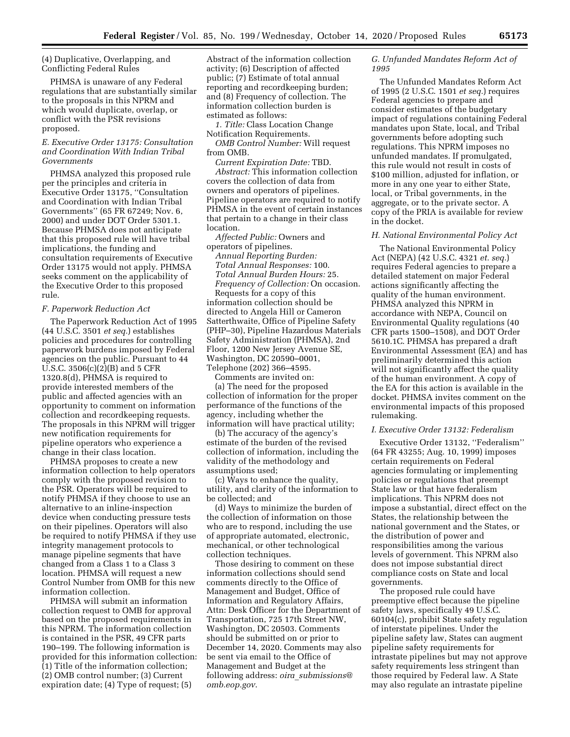(4) Duplicative, Overlapping, and Conflicting Federal Rules

PHMSA is unaware of any Federal regulations that are substantially similar to the proposals in this NPRM and which would duplicate, overlap, or conflict with the PSR revisions proposed.

### *E. Executive Order 13175: Consultation and Coordination With Indian Tribal Governments*

PHMSA analyzed this proposed rule per the principles and criteria in Executive Order 13175, ''Consultation and Coordination with Indian Tribal Governments'' (65 FR 67249; Nov. 6, 2000) and under DOT Order 5301.1. Because PHMSA does not anticipate that this proposed rule will have tribal implications, the funding and consultation requirements of Executive Order 13175 would not apply. PHMSA seeks comment on the applicability of the Executive Order to this proposed rule.

### *F. Paperwork Reduction Act*

The Paperwork Reduction Act of 1995 (44 U.S.C. 3501 *et seq.*) establishes policies and procedures for controlling paperwork burdens imposed by Federal agencies on the public. Pursuant to 44 U.S.C. 3506(c)(2)(B) and 5 CFR 1320.8(d), PHMSA is required to provide interested members of the public and affected agencies with an opportunity to comment on information collection and recordkeeping requests. The proposals in this NPRM will trigger new notification requirements for pipeline operators who experience a change in their class location.

PHMSA proposes to create a new information collection to help operators comply with the proposed revision to the PSR. Operators will be required to notify PHMSA if they choose to use an alternative to an inline-inspection device when conducting pressure tests on their pipelines. Operators will also be required to notify PHMSA if they use integrity management protocols to manage pipeline segments that have changed from a Class 1 to a Class 3 location. PHMSA will request a new Control Number from OMB for this new information collection.

PHMSA will submit an information collection request to OMB for approval based on the proposed requirements in this NPRM. The information collection is contained in the PSR, 49 CFR parts 190–199. The following information is provided for this information collection: (1) Title of the information collection; (2) OMB control number; (3) Current expiration date; (4) Type of request; (5) Abstract of the information collection activity; (6) Description of affected public; (7) Estimate of total annual reporting and recordkeeping burden; and (8) Frequency of collection. The information collection burden is estimated as follows:

*1. Title:* Class Location Change Notification Requirements.

*OMB Control Number:* Will request from OMB.

*Current Expiration Date:* TBD.

*Abstract:* This information collection covers the collection of data from owners and operators of pipelines. Pipeline operators are required to notify PHMSA in the event of certain instances that pertain to a change in their class location.

*Affected Public:* Owners and operators of pipelines.

*Annual Reporting Burden:*

*Total Annual Responses:* 100.

*Total Annual Burden Hours:* 25.

*Frequency of Collection:* On occasion.

Requests for a copy of this information collection should be directed to Angela Hill or Cameron Satterthwaite, Office of Pipeline Safety (PHP–30), Pipeline Hazardous Materials Safety Administration (PHMSA), 2nd Floor, 1200 New Jersey Avenue SE, Washington, DC 20590–0001, Telephone (202) 366–4595.

Comments are invited on:

(a) The need for the proposed collection of information for the proper performance of the functions of the agency, including whether the information will have practical utility;

(b) The accuracy of the agency's estimate of the burden of the revised collection of information, including the validity of the methodology and assumptions used;

(c) Ways to enhance the quality, utility, and clarity of the information to be collected; and

(d) Ways to minimize the burden of the collection of information on those who are to respond, including the use of appropriate automated, electronic, mechanical, or other technological collection techniques.

Those desiring to comment on these information collections should send comments directly to the Office of Management and Budget, Office of Information and Regulatory Affairs, Attn: Desk Officer for the Department of Transportation, 725 17th Street NW, Washington, DC 20503. Comments should be submitted on or prior to December 14, 2020. Comments may also be sent via email to the Office of Management and Budget at the following address: *oira_submissions@omb.eop.gov*.

### *G. Unfunded Mandates Reform Act of 1995*

The Unfunded Mandates Reform Act of 1995 (2 U.S.C. 1501 *et seq.*) requires Federal agencies to prepare and consider estimates of the budgetary impact of regulations containing Federal mandates upon State, local, and Tribal governments before adopting such regulations. This NPRM imposes no unfunded mandates. If promulgated, this rule would not result in costs of $100 million, adjusted for inflation, or more in any one year to either State, local, or Tribal governments, in the aggregate, or to the private sector. A copy of the PRIA is available for review in the docket.

### *H. National Environmental Policy Act*

The National Environmental Policy Act (NEPA) (42 U.S.C. 4321 *et. seq.*) requires Federal agencies to prepare a detailed statement on major Federal actions significantly affecting the quality of the human environment. PHMSA analyzed this NPRM in accordance with NEPA, Council on Environmental Quality regulations (40 CFR parts 1500–1508), and DOT Order 5610.1C. PHMSA has prepared a draft Environmental Assessment (EA) and has preliminarily determined this action will not significantly affect the quality of the human environment. A copy of the EA for this action is available in the docket. PHMSA invites comment on the environmental impacts of this proposed rulemaking.

### *I. Executive Order 13132: Federalism*

Executive Order 13132, ''Federalism'' (64 FR 43255; Aug. 10, 1999) imposes certain requirements on Federal agencies formulating or implementing policies or regulations that preempt State law or that have federalism implications. This NPRM does not impose a substantial, direct effect on the States, the relationship between the national government and the States, or the distribution of power and responsibilities among the various levels of government. This NPRM also does not impose substantial direct compliance costs on State and local governments.

The proposed rule could have preemptive effect because the pipeline safety laws, specifically 49 U.S.C. 60104(c), prohibit State safety regulation of interstate pipelines. Under the pipeline safety law, States can augment pipeline safety requirements for intrastate pipelines but may not approve safety requirements less stringent than those required by Federal law. A State may also regulate an intrastate pipeline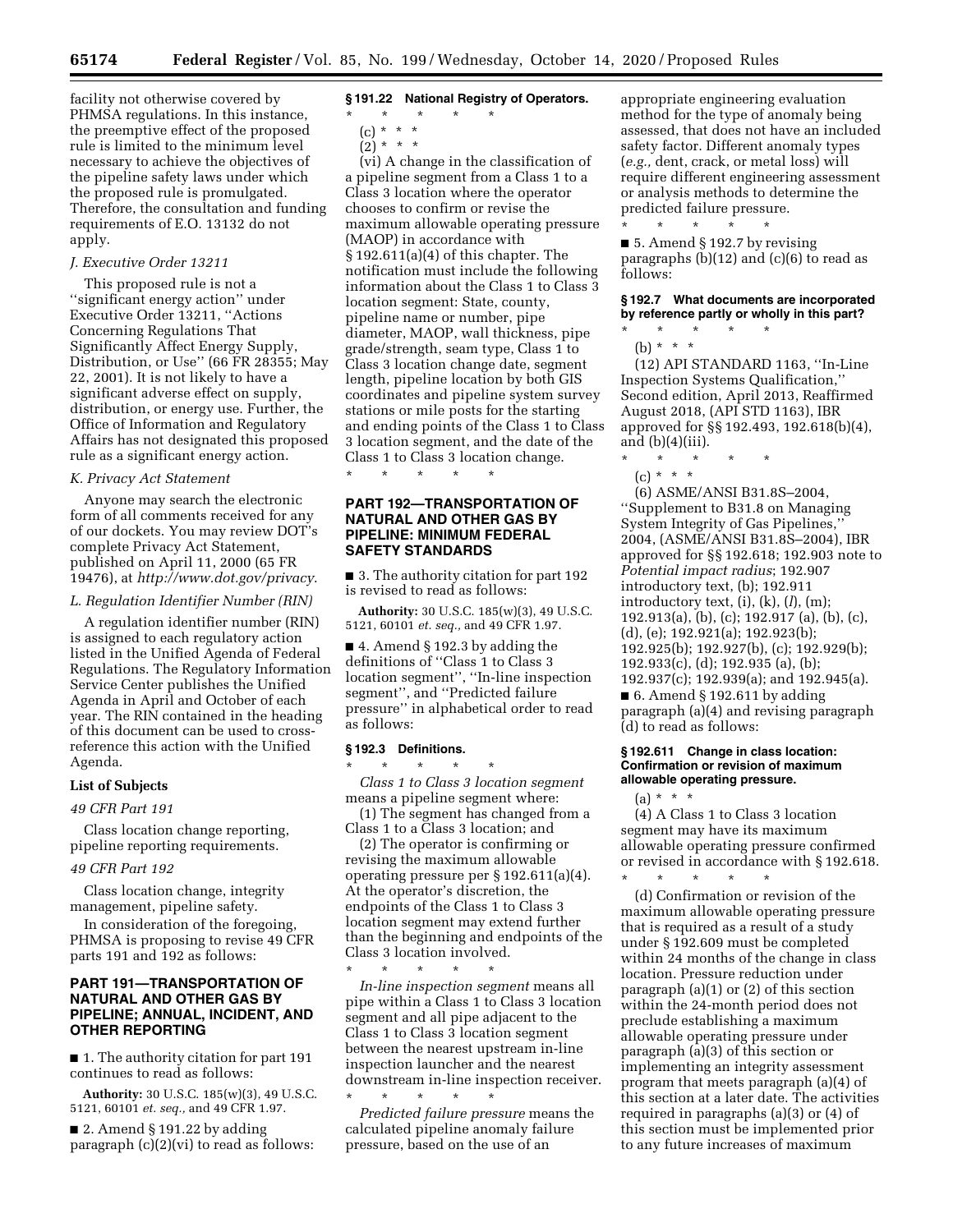facility not otherwise covered by PHMSA regulations. In this instance, the preemptive effect of the proposed rule is limited to the minimum level necessary to achieve the objectives of the pipeline safety laws under which the proposed rule is promulgated. Therefore, the consultation and funding requirements of E.O. 13132 do not apply.

### *J. Executive Order 13211*

This proposed rule is not a "significant energy action" under Executive Order 13211, "Actions Concerning Regulations That Significantly Affect Energy Supply, Distribution, or Use" (66 FR 28355; May 22, 2001). It is not likely to have a significant adverse effect on supply, distribution, or energy use. Further, the Office of Information and Regulatory Affairs has not designated this proposed rule as a significant energy action.

### *K. Privacy Act Statement*

Anyone may search the electronic form of all comments received for any of our dockets. You may review DOT's complete Privacy Act Statement, published on April 11, 2000 (65 FR 19476), at *http://www.dot.gov/privacy*.

### *L. Regulation Identifier Number (RIN)*

A regulation identifier number (RIN) is assigned to each regulatory action listed in the Unified Agenda of Federal Regulations. The Regulatory Information Service Center publishes the Unified Agenda in April and October of each year. The RIN contained in the heading of this document can be used to cross-reference this action with the Unified Agenda.

### List of Subjects

*49 CFR Part 191*

Class location change reporting, pipeline reporting requirements.

*49 CFR Part 192*

Class location change, integrity management, pipeline safety.

In consideration of the foregoing, PHMSA is proposing to revise 49 CFR parts 191 and 192 as follows:

## PART 191—TRANSPORTATION OF NATURAL AND OTHER GAS BY PIPELINE; ANNUAL, INCIDENT, AND OTHER REPORTING

■ 1. The authority citation for part 191 continues to read as follows:

**Authority:** 30 U.S.C. 185(w)(3), 49 U.S.C. 5121, 60101 *et. seq.*, and 49 CFR 1.97.

■ 2. Amend § 191.22 by adding paragraph (c)(2)(vi) to read as follows:

### § 191.22 National Registry of Operators.

\* \* \* \* \*

(c) \* \* \*

(2) \* \* \*

(vi) A change in the classification of a pipeline segment from a Class 1 to a Class 3 location where the operator chooses to confirm or revise the maximum allowable operating pressure (MAOP) in accordance with § 192.611(a)(4) of this chapter. The notification must include the following information about the Class 1 to Class 3 location segment: State, county, pipeline name or number, pipe diameter, MAOP, wall thickness, pipe grade/strength, seam type, Class 1 to Class 3 location change date, segment length, pipeline location by both GIS coordinates and pipeline system survey stations or mile posts for the starting and ending points of the Class 1 to Class 3 location segment, and the date of the Class 1 to Class 3 location change.

\* \* \* \* \*

## PART 192—TRANSPORTATION OF NATURAL AND OTHER GAS BY PIPELINE: MINIMUM FEDERAL SAFETY STANDARDS

■ 3. The authority citation for part 192 is revised to read as follows:

**Authority:** 30 U.S.C. 185(w)(3), 49 U.S.C. 5121, 60101 *et. seq.*, and 49 CFR 1.97.

■ 4. Amend § 192.3 by adding the definitions of "Class 1 to Class 3 location segment", "In-line inspection segment", and "Predicted failure pressure" in alphabetical order to read as follows:

### § 192.3 Definitions.

\* \* \* \* \*

*Class 1 to Class 3 location segment* means a pipeline segment where:

(1) The segment has changed from a Class 1 to a Class 3 location; and

(2) The operator is confirming or revising the maximum allowable operating pressure per § 192.611(a)(4). At the operator's discretion, the endpoints of the Class 1 to Class 3 location segment may extend further than the beginning and endpoints of the Class 3 location involved.

\* \* \* \* \*

*In-line inspection segment* means all pipe within a Class 1 to Class 3 location segment and all pipe adjacent to the Class 1 to Class 3 location segment between the nearest upstream in-line inspection launcher and the nearest downstream in-line inspection receiver.

\* \* \* \* \*

*Predicted failure pressure* means the calculated pipeline anomaly failure pressure, based on the use of an appropriate engineering evaluation method for the type of anomaly being assessed, that does not have an included safety factor. Different anomaly types (*e.g.,* dent, crack, or metal loss) will require different engineering assessment or analysis methods to determine the predicted failure pressure.

\* \* \* \* \*

■ 5. Amend § 192.7 by revising paragraphs (b)(12) and (c)(6) to read as follows:

### § 192.7 What documents are incorporated by reference partly or wholly in this part?

\* \* \* \* \*

(b) \* \* \*

(12) API STANDARD 1163, "In-Line Inspection Systems Qualification," Second edition, April 2013, Reaffirmed August 2018, (API STD 1163), IBR approved for §§ 192.493, 192.618(b)(4), and (b)(4)(iii).

\* \* \* \* \*

(c) \* \* \*

(6) ASME/ANSI B31.8S–2004, "Supplement to B31.8 on Managing System Integrity of Gas Pipelines," 2004, (ASME/ANSI B31.8S–2004), IBR approved for §§ 192.618; 192.903 note to *Potential impact radius*; 192.907 introductory text, (b); 192.911 introductory text, (i), (k), (*l*), (m); 192.913(a), (b), (c); 192.917 (a), (b), (c), (d), (e); 192.921(a); 192.923(b); 192.925(b); 192.927(b), (c); 192.929(b); 192.933(c), (d); 192.935 (a), (b); 192.937(c); 192.939(a); and 192.945(a).

■ 6. Amend § 192.611 by adding paragraph (a)(4) and revising paragraph (d) to read as follows:

### § 192.611 Change in class location: Confirmation or revision of maximum allowable operating pressure.

(a) \* \* \*

(4) A Class 1 to Class 3 location segment may have its maximum allowable operating pressure confirmed or revised in accordance with § 192.618.

\* \* \* \* \*

(d) Confirmation or revision of the maximum allowable operating pressure that is required as a result of a study under § 192.609 must be completed within 24 months of the change in class location. Pressure reduction under paragraph (a)(1) or (2) of this section within the 24-month period does not preclude establishing a maximum allowable operating pressure under paragraph (a)(3) of this section or implementing an integrity assessment program that meets paragraph (a)(4) of this section at a later date. The activities required in paragraphs (a)(3) or (4) of this section must be implemented prior to any future increases of maximum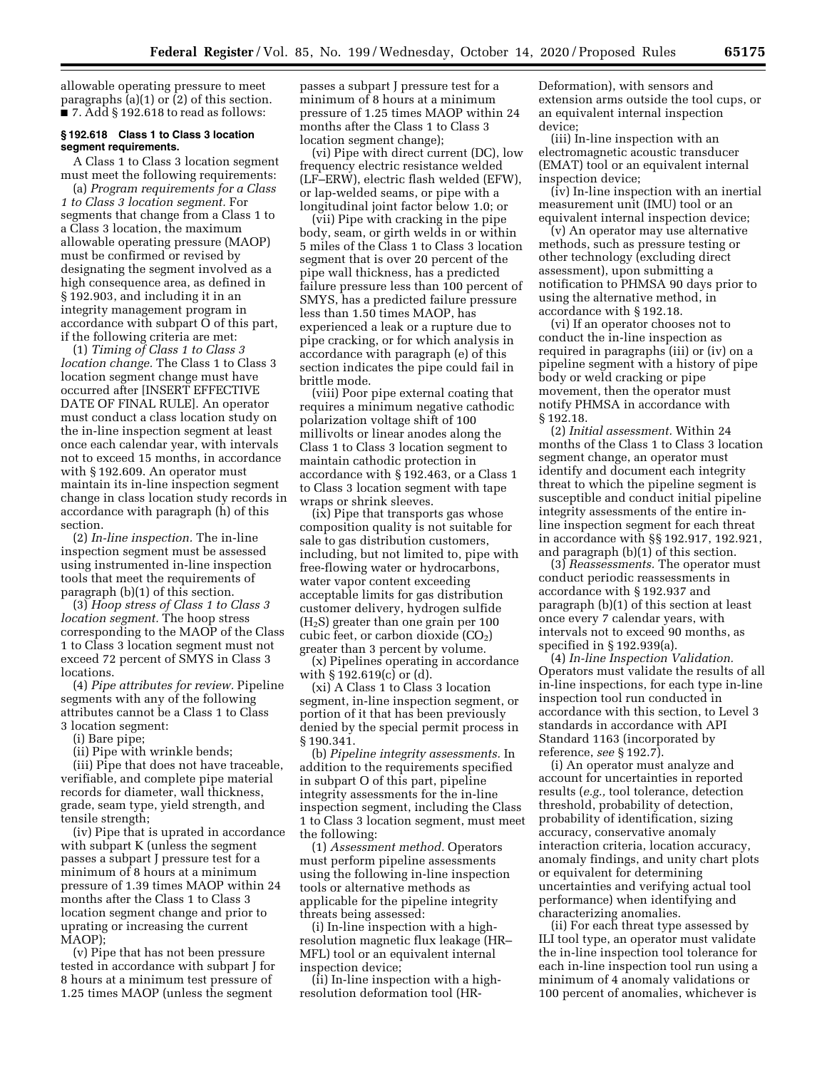allowable operating pressure to meet paragraphs (a)(1) or (2) of this section.

■ 7. Add § 192.618 to read as follows:

### § 192.618 Class 1 to Class 3 location segment requirements.

A Class 1 to Class 3 location segment must meet the following requirements:

(a) *Program requirements for a Class 1 to Class 3 location segment.* For segments that change from a Class 1 to a Class 3 location, the maximum allowable operating pressure (MAOP) must be confirmed or revised by designating the segment involved as a high consequence area, as defined in § 192.903, and including it in an integrity management program in accordance with subpart O of this part, if the following criteria are met:

(1) *Timing of Class 1 to Class 3 location change.* The Class 1 to Class 3 location segment change must have occurred after [INSERT EFFECTIVE DATE OF FINAL RULE]. An operator must conduct a class location study on the in-line inspection segment at least once each calendar year, with intervals not to exceed 15 months, in accordance with § 192.609. An operator must maintain its in-line inspection segment change in class location study records in accordance with paragraph (h) of this section.

(2) *In-line inspection.* The in-line inspection segment must be assessed using instrumented in-line inspection tools that meet the requirements of paragraph (b)(1) of this section.

(3) *Hoop stress of Class 1 to Class 3 location segment.* The hoop stress corresponding to the MAOP of the Class 1 to Class 3 location segment must not exceed 72 percent of SMYS in Class 3 locations.

(4) *Pipe attributes for review.* Pipeline segments with any of the following attributes cannot be a Class 1 to Class 3 location segment:

(i) Bare pipe;

(ii) Pipe with wrinkle bends;

(iii) Pipe that does not have traceable, verifiable, and complete pipe material records for diameter, wall thickness, grade, seam type, yield strength, and tensile strength;

(iv) Pipe that is uprated in accordance with subpart K (unless the segment passes a subpart J pressure test for a minimum of 8 hours at a minimum pressure of 1.39 times MAOP within 24 months after the Class 1 to Class 3 location segment change and prior to uprating or increasing the current MAOP);

(v) Pipe that has not been pressure tested in accordance with subpart J for 8 hours at a minimum test pressure of 1.25 times MAOP (unless the segment passes a subpart J pressure test for a minimum of 8 hours at a minimum pressure of 1.25 times MAOP within 24 months after the Class 1 to Class 3 location segment change);

(vi) Pipe with direct current (DC), low frequency electric resistance welded (LF–ERW), electric flash welded (EFW), or lap-welded seams, or pipe with a longitudinal joint factor below 1.0; or

(vii) Pipe with cracking in the pipe body, seam, or girth welds in or within 5 miles of the Class 1 to Class 3 location segment that is over 20 percent of the pipe wall thickness, has a predicted failure pressure less than 100 percent of SMYS, has a predicted failure pressure less than 1.50 times MAOP, has experienced a leak or a rupture due to pipe cracking, or for which analysis in accordance with paragraph (e) of this section indicates the pipe could fail in brittle mode.

(viii) Poor pipe external coating that requires a minimum negative cathodic polarization voltage shift of 100 millivolts or linear anodes along the Class 1 to Class 3 location segment to maintain cathodic protection in accordance with § 192.463, or a Class 1 to Class 3 location segment with tape wraps or shrink sleeves.

(ix) Pipe that transports gas whose composition quality is not suitable for sale to gas distribution customers, including, but not limited to, pipe with free-flowing water or hydrocarbons, water vapor content exceeding acceptable limits for gas distribution customer delivery, hydrogen sulfide ($H_2S$) greater than one grain per 100 cubic feet, or carbon dioxide ($CO_2$) greater than 3 percent by volume.

(x) Pipelines operating in accordance with § 192.619(c) or (d).

(xi) A Class 1 to Class 3 location segment, in-line inspection segment, or portion of it that has been previously denied by the special permit process in § 190.341.

(b) *Pipeline integrity assessments.* In addition to the requirements specified in subpart O of this part, pipeline integrity assessments for the in-line inspection segment, including the Class 1 to Class 3 location segment, must meet the following:

(1) *Assessment method.* Operators must perform pipeline assessments using the following in-line inspection tools or alternative methods as applicable for the pipeline integrity threats being assessed:

(i) In-line inspection with a high-resolution magnetic flux leakage (HR–MFL) tool or an equivalent internal inspection device;

(ii) In-line inspection with a high-resolution deformation tool (HR-Deformation), with sensors and extension arms outside the tool cups, or an equivalent internal inspection device;

(iii) In-line inspection with an electromagnetic acoustic transducer (EMAT) tool or an equivalent internal inspection device;

(iv) In-line inspection with an inertial measurement unit (IMU) tool or an equivalent internal inspection device;

(v) An operator may use alternative methods, such as pressure testing or other technology (excluding direct assessment), upon submitting a notification to PHMSA 90 days prior to using the alternative method, in accordance with § 192.18.

(vi) If an operator chooses not to conduct the in-line inspection as required in paragraphs (iii) or (iv) on a pipeline segment with a history of pipe body or weld cracking or pipe movement, then the operator must notify PHMSA in accordance with § 192.18.

(2) *Initial assessment.* Within 24 months of the Class 1 to Class 3 location segment change, an operator must identify and document each integrity threat to which the pipeline segment is susceptible and conduct initial pipeline integrity assessments of the entire in-line inspection segment for each threat in accordance with §§ 192.917, 192.921, and paragraph (b)(1) of this section.

(3) *Reassessments.* The operator must conduct periodic reassessments in accordance with § 192.937 and paragraph (b)(1) of this section at least once every 7 calendar years, with intervals not to exceed 90 months, as specified in § 192.939(a).

(4) *In-line Inspection Validation.* Operators must validate the results of all in-line inspections, for each type in-line inspection tool run conducted in accordance with this section, to Level 3 standards in accordance with API Standard 1163 (incorporated by reference, *see* § 192.7).

(i) An operator must analyze and account for uncertainties in reported results (*e.g.,* tool tolerance, detection threshold, probability of detection, probability of identification, sizing accuracy, conservative anomaly interaction criteria, location accuracy, anomaly findings, and unity chart plots or equivalent for determining uncertainties and verifying actual tool performance) when identifying and characterizing anomalies.

(ii) For each threat type assessed by ILI tool type, an operator must validate the in-line inspection tool tolerance for each in-line inspection tool run using a minimum of 4 anomaly validations or 100 percent of anomalies, whichever is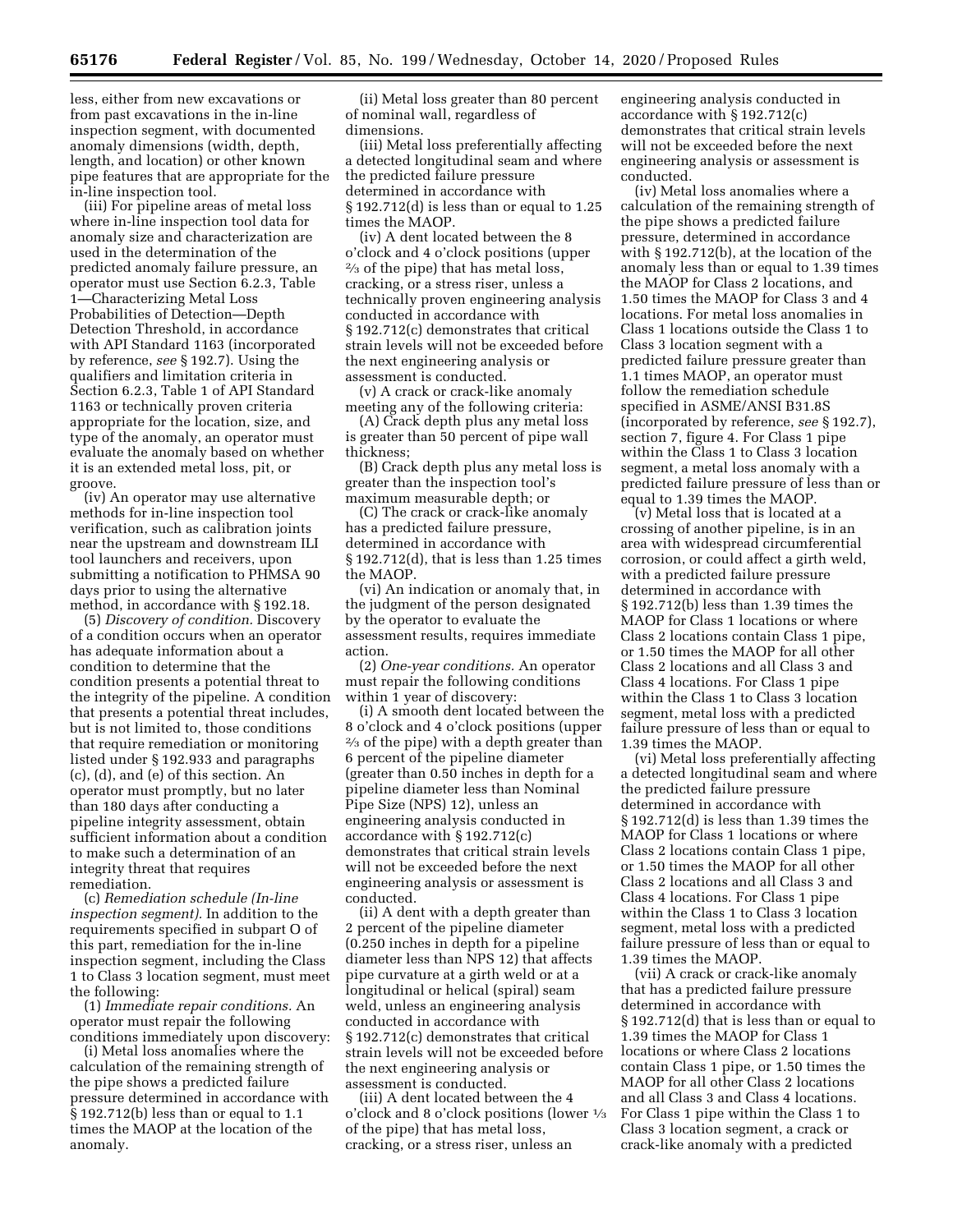less, either from new excavations or from past excavations in the in-line inspection segment, with documented anomaly dimensions (width, depth, length, and location) or other known pipe features that are appropriate for the in-line inspection tool.

(iii) For pipeline areas of metal loss where in-line inspection tool data for anomaly size and characterization are used in the determination of the predicted anomaly failure pressure, an operator must use Section 6.2.3, Table 1—Characterizing Metal Loss Probabilities of Detection—Depth Detection Threshold, in accordance with API Standard 1163 (incorporated by reference, *see* § 192.7). Using the qualifiers and limitation criteria in Section 6.2.3, Table 1 of API Standard 1163 or technically proven criteria appropriate for the location, size, and type of the anomaly, an operator must evaluate the anomaly based on whether it is an extended metal loss, pit, or groove.

(iv) An operator may use alternative methods for in-line inspection tool verification, such as calibration joints near the upstream and downstream ILI tool launchers and receivers, upon submitting a notification to PHMSA 90 days prior to using the alternative method, in accordance with § 192.18.

(5) *Discovery of condition.* Discovery of a condition occurs when an operator has adequate information about a condition to determine that the condition presents a potential threat to the integrity of the pipeline. A condition that presents a potential threat includes, but is not limited to, those conditions that require remediation or monitoring listed under § 192.933 and paragraphs (c), (d), and (e) of this section. An operator must promptly, but no later than 180 days after conducting a pipeline integrity assessment, obtain sufficient information about a condition to make such a determination of an integrity threat that requires remediation.

(c) *Remediation schedule (In-line inspection segment).* In addition to the requirements specified in subpart O of this part, remediation for the in-line inspection segment, including the Class 1 to Class 3 location segment, must meet the following:

(1) *Immediate repair conditions.* An operator must repair the following conditions immediately upon discovery:

(i) Metal loss anomalies where the calculation of the remaining strength of the pipe shows a predicted failure pressure determined in accordance with § 192.712(b) less than or equal to 1.1 times the MAOP at the location of the anomaly.

(ii) Metal loss greater than 80 percent of nominal wall, regardless of dimensions.

(iii) Metal loss preferentially affecting a detected longitudinal seam and where the predicted failure pressure determined in accordance with § 192.712(d) is less than or equal to 1.25 times the MAOP.

(iv) A dent located between the 8 o'clock and 4 o'clock positions (upper ⅔ of the pipe) that has metal loss, cracking, or a stress riser, unless a technically proven engineering analysis conducted in accordance with § 192.712(c) demonstrates that critical strain levels will not be exceeded before the next engineering analysis or assessment is conducted.

(v) A crack or crack-like anomaly meeting any of the following criteria:

(A) Crack depth plus any metal loss is greater than 50 percent of pipe wall thickness;

(B) Crack depth plus any metal loss is greater than the inspection tool's maximum measurable depth; or

(C) The crack or crack-like anomaly has a predicted failure pressure, determined in accordance with § 192.712(d), that is less than 1.25 times the MAOP.

(vi) An indication or anomaly that, in the judgment of the person designated by the operator to evaluate the assessment results, requires immediate action.

(2) *One-year conditions.* An operator must repair the following conditions within 1 year of discovery:

(i) A smooth dent located between the 8 o'clock and 4 o'clock positions (upper ⅔ of the pipe) with a depth greater than 6 percent of the pipeline diameter (greater than 0.50 inches in depth for a pipeline diameter less than Nominal Pipe Size (NPS) 12), unless an engineering analysis conducted in accordance with § 192.712(c) demonstrates that critical strain levels will not be exceeded before the next engineering analysis or assessment is conducted.

(ii) A dent with a depth greater than 2 percent of the pipeline diameter (0.250 inches in depth for a pipeline diameter less than NPS 12) that affects pipe curvature at a girth weld or at a longitudinal or helical (spiral) seam weld, unless an engineering analysis conducted in accordance with § 192.712(c) demonstrates that critical strain levels will not be exceeded before the next engineering analysis or assessment is conducted.

(iii) A dent located between the 4 o'clock and 8 o'clock positions (lower ⅓ of the pipe) that has metal loss, cracking, or a stress riser, unless an engineering analysis conducted in accordance with § 192.712(c) demonstrates that critical strain levels will not be exceeded before the next engineering analysis or assessment is conducted.

(iv) Metal loss anomalies where a calculation of the remaining strength of the pipe shows a predicted failure pressure, determined in accordance with § 192.712(b), at the location of the anomaly less than or equal to 1.39 times the MAOP for Class 2 locations, and 1.50 times the MAOP for Class 3 and 4 locations. For metal loss anomalies in Class 1 locations outside the Class 1 to Class 3 location segment with a predicted failure pressure greater than 1.1 times MAOP, an operator must follow the remediation schedule specified in ASME/ANSI B31.8S (incorporated by reference, *see* § 192.7), section 7, figure 4. For Class 1 pipe within the Class 1 to Class 3 location segment, a metal loss anomaly with a predicted failure pressure of less than or equal to 1.39 times the MAOP.

(v) Metal loss that is located at a crossing of another pipeline, is in an area with widespread circumferential corrosion, or could affect a girth weld, with a predicted failure pressure determined in accordance with § 192.712(b) less than 1.39 times the MAOP for Class 1 locations or where Class 2 locations contain Class 1 pipe, or 1.50 times the MAOP for all other Class 2 locations and all Class 3 and Class 4 locations. For Class 1 pipe within the Class 1 to Class 3 location segment, metal loss with a predicted failure pressure of less than or equal to 1.39 times the MAOP.

(vi) Metal loss preferentially affecting a detected longitudinal seam and where the predicted failure pressure determined in accordance with § 192.712(d) is less than 1.39 times the MAOP for Class 1 locations or where Class 2 locations contain Class 1 pipe, or 1.50 times the MAOP for all other Class 2 locations and all Class 3 and Class 4 locations. For Class 1 pipe within the Class 1 to Class 3 location segment, metal loss with a predicted failure pressure of less than or equal to 1.39 times the MAOP.

(vii) A crack or crack-like anomaly that has a predicted failure pressure determined in accordance with § 192.712(d) that is less than or equal to 1.39 times the MAOP for Class 1 locations or where Class 2 locations contain Class 1 pipe, or 1.50 times the MAOP for all other Class 2 locations and all Class 3 and Class 4 locations. For Class 1 pipe within the Class 1 to Class 3 location segment, a crack or crack-like anomaly with a predicted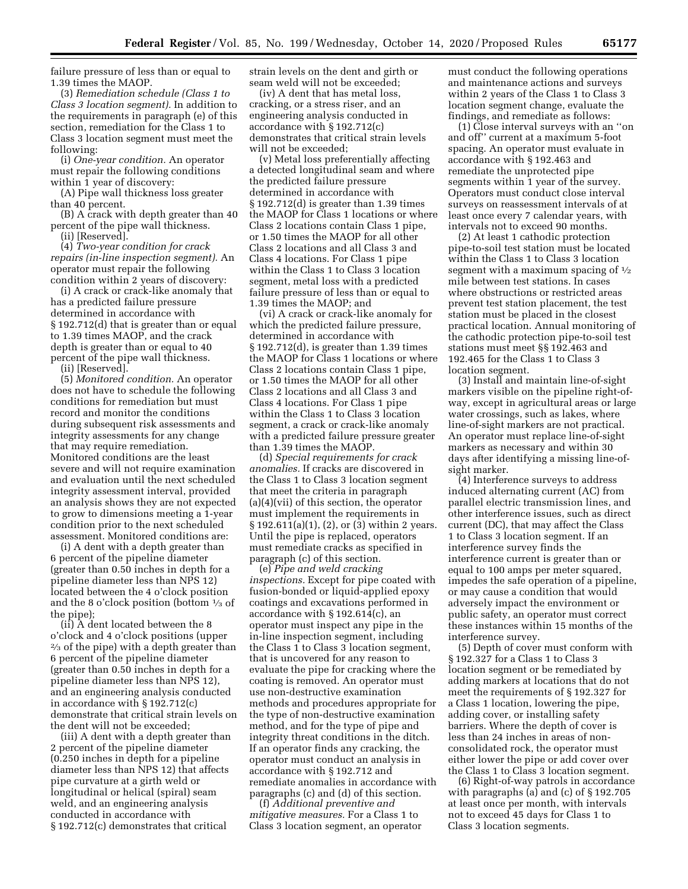failure pressure of less than or equal to 1.39 times the MAOP.

(3) *Remediation schedule (Class 1 to Class 3 location segment).* In addition to the requirements in paragraph (e) of this section, remediation for the Class 1 to Class 3 location segment must meet the following:

(i) *One-year condition.* An operator must repair the following conditions within 1 year of discovery:

(A) Pipe wall thickness loss greater than 40 percent.

(B) A crack with depth greater than 40 percent of the pipe wall thickness.

(ii) [Reserved].

(4) *Two-year condition for crack repairs (in-line inspection segment).* An operator must repair the following condition within 2 years of discovery:

(i) A crack or crack-like anomaly that has a predicted failure pressure determined in accordance with § 192.712(d) that is greater than or equal to 1.39 times MAOP, and the crack depth is greater than or equal to 40 percent of the pipe wall thickness.

(ii) [Reserved].

(5) *Monitored condition.* An operator does not have to schedule the following conditions for remediation but must record and monitor the conditions during subsequent risk assessments and integrity assessments for any change that may require remediation. Monitored conditions are the least severe and will not require examination and evaluation until the next scheduled integrity assessment interval, provided an analysis shows they are not expected to grow to dimensions meeting a 1-year condition prior to the next scheduled assessment. Monitored conditions are:

(i) A dent with a depth greater than 6 percent of the pipeline diameter (greater than 0.50 inches in depth for a pipeline diameter less than NPS 12) located between the 4 o'clock position and the 8 o'clock position (bottom ⅓ of the pipe);

(ii) A dent located between the 8 o'clock and 4 o'clock positions (upper ⅔ of the pipe) with a depth greater than 6 percent of the pipeline diameter (greater than 0.50 inches in depth for a pipeline diameter less than NPS 12), and an engineering analysis conducted in accordance with § 192.712(c) demonstrate that critical strain levels on the dent will not be exceeded;

(iii) A dent with a depth greater than 2 percent of the pipeline diameter (0.250 inches in depth for a pipeline diameter less than NPS 12) that affects pipe curvature at a girth weld or longitudinal or helical (spiral) seam weld, and an engineering analysis conducted in accordance with § 192.712(c) demonstrates that critical strain levels on the dent and girth or seam weld will not be exceeded;

(iv) A dent that has metal loss, cracking, or a stress riser, and an engineering analysis conducted in accordance with § 192.712(c) demonstrates that critical strain levels will not be exceeded;

(v) Metal loss preferentially affecting a detected longitudinal seam and where the predicted failure pressure determined in accordance with § 192.712(d) is greater than 1.39 times the MAOP for Class 1 locations or where Class 2 locations contain Class 1 pipe, or 1.50 times the MAOP for all other Class 2 locations and all Class 3 and Class 4 locations. For Class 1 pipe within the Class 1 to Class 3 location segment, metal loss with a predicted failure pressure of less than or equal to 1.39 times the MAOP; and

(vi) A crack or crack-like anomaly for which the predicted failure pressure, determined in accordance with § 192.712(d), is greater than 1.39 times the MAOP for Class 1 locations or where Class 2 locations contain Class 1 pipe, or 1.50 times the MAOP for all other Class 2 locations and all Class 3 and Class 4 locations. For Class 1 pipe within the Class 1 to Class 3 location segment, a crack or crack-like anomaly with a predicted failure pressure greater than 1.39 times the MAOP.

(d) *Special requirements for crack anomalies.* If cracks are discovered in the Class 1 to Class 3 location segment that meet the criteria in paragraph (a)(4)(vii) of this section, the operator must implement the requirements in § 192.611(a)(1), (2), or (3) within 2 years. Until the pipe is replaced, operators must remediate cracks as specified in paragraph (c) of this section.

(e) *Pipe and weld cracking inspections.* Except for pipe coated with fusion-bonded or liquid-applied epoxy coatings and excavations performed in accordance with § 192.614(c), an operator must inspect any pipe in the in-line inspection segment, including the Class 1 to Class 3 location segment, that is uncovered for any reason to evaluate the pipe for cracking where the coating is removed. An operator must use non-destructive examination methods and procedures appropriate for the type of non-destructive examination method, and for the type of pipe and integrity threat conditions in the ditch. If an operator finds any cracking, the operator must conduct an analysis in accordance with § 192.712 and remediate anomalies in accordance with paragraphs (c) and (d) of this section.

(f) *Additional preventive and mitigative measures.* For a Class 1 to Class 3 location segment, an operator must conduct the following operations and maintenance actions and surveys within 2 years of the Class 1 to Class 3 location segment change, evaluate the findings, and remediate as follows:

(1) Close interval surveys with an "on and off" current at a maximum 5-foot spacing. An operator must evaluate in accordance with § 192.463 and remediate the unprotected pipe segments within 1 year of the survey. Operators must conduct close interval surveys on reassessment intervals of at least once every 7 calendar years, with intervals not to exceed 90 months.

(2) At least 1 cathodic protection pipe-to-soil test station must be located within the Class 1 to Class 3 location segment with a maximum spacing of ½ mile between test stations. In cases where obstructions or restricted areas prevent test station placement, the test station must be placed in the closest practical location. Annual monitoring of the cathodic protection pipe-to-soil test stations must meet §§ 192.463 and 192.465 for the Class 1 to Class 3 location segment.

(3) Install and maintain line-of-sight markers visible on the pipeline right-of-way, except in agricultural areas or large water crossings, such as lakes, where line-of-sight markers are not practical. An operator must replace line-of-sight markers as necessary and within 30 days after identifying a missing line-of-sight marker.

(4) Interference surveys to address induced alternating current (AC) from parallel electric transmission lines, and other interference issues, such as direct current (DC), that may affect the Class 1 to Class 3 location segment. If an interference survey finds the interference current is greater than or equal to 100 amps per meter squared, impedes the safe operation of a pipeline, or may cause a condition that would adversely impact the environment or public safety, an operator must correct these instances within 15 months of the interference survey.

(5) Depth of cover must conform with § 192.327 for a Class 1 to Class 3 location segment or be remediated by adding markers at locations that do not meet the requirements of § 192.327 for a Class 1 location, lowering the pipe, adding cover, or installing safety barriers. Where the depth of cover is less than 24 inches in areas of non-consolidated rock, the operator must either lower the pipe or add cover over the Class 1 to Class 3 location segment.

(6) Right-of-way patrols in accordance with paragraphs (a) and (c) of § 192.705 at least once per month, with intervals not to exceed 45 days for Class 1 to Class 3 location segments.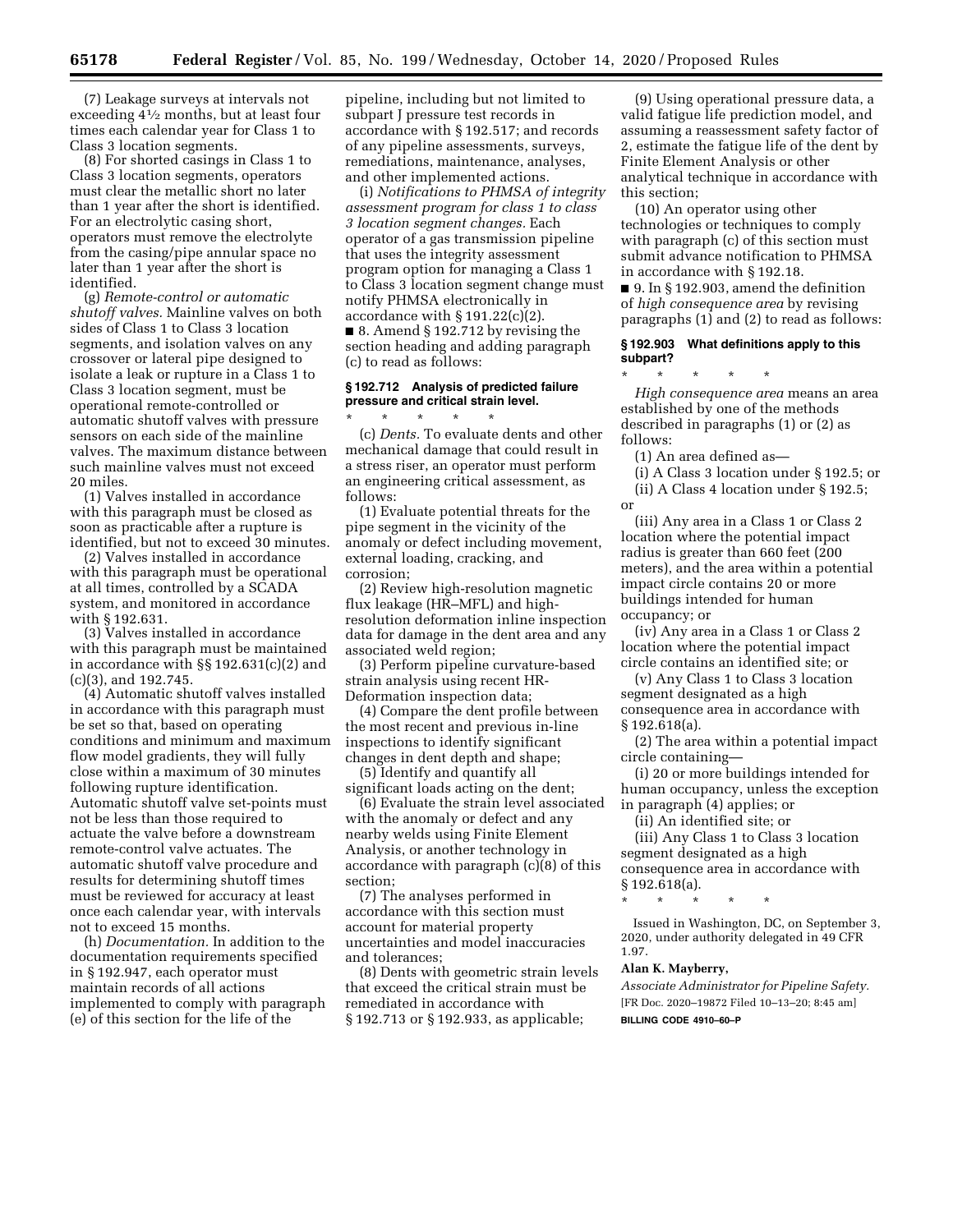(7) Leakage surveys at intervals not exceeding 4½ months, but at least four times each calendar year for Class 1 to Class 3 location segments.

(8) For shorted casings in Class 1 to Class 3 location segments, operators must clear the metallic short no later than 1 year after the short is identified. For an electrolytic casing short, operators must remove the electrolyte from the casing/pipe annular space no later than 1 year after the short is identified.

(g) *Remote-control or automatic shutoff valves.* Mainline valves on both sides of Class 1 to Class 3 location segments, and isolation valves on any crossover or lateral pipe designed to isolate a leak or rupture in a Class 1 to Class 3 location segment, must be operational remote-controlled or automatic shutoff valves with pressure sensors on each side of the mainline valves. The maximum distance between such mainline valves must not exceed 20 miles.

(1) Valves installed in accordance with this paragraph must be closed as soon as practicable after a rupture is identified, but not to exceed 30 minutes.

(2) Valves installed in accordance with this paragraph must be operational at all times, controlled by a SCADA system, and monitored in accordance with § 192.631.

(3) Valves installed in accordance with this paragraph must be maintained in accordance with §§ 192.631(c)(2) and (c)(3), and 192.745.

(4) Automatic shutoff valves installed in accordance with this paragraph must be set so that, based on operating conditions and minimum and maximum flow model gradients, they will fully close within a maximum of 30 minutes following rupture identification. Automatic shutoff valve set-points must not be less than those required to actuate the valve before a downstream remote-control valve actuates. The automatic shutoff valve procedure and results for determining shutoff times must be reviewed for accuracy at least once each calendar year, with intervals not to exceed 15 months.

(h) *Documentation.* In addition to the documentation requirements specified in § 192.947, each operator must maintain records of all actions implemented to comply with paragraph (e) of this section for the life of the pipeline, including but not limited to subpart J pressure test records in accordance with § 192.517; and records of any pipeline assessments, surveys, remediations, maintenance, analyses, and other implemented actions.

(i) *Notifications to PHMSA of integrity assessment program for class 1 to class 3 location segment changes.* Each operator of a gas transmission pipeline that uses the integrity assessment program option for managing a Class 1 to Class 3 location segment change must notify PHMSA electronically in accordance with § 191.22(c)(2).

■ 8. Amend § 192.712 by revising the section heading and adding paragraph (c) to read as follows:

**§ 192.712 Analysis of predicted failure pressure and critical strain level.**

\* \* \* \* \*

(c) *Dents.* To evaluate dents and other mechanical damage that could result in a stress riser, an operator must perform an engineering critical assessment, as follows:

(1) Evaluate potential threats for the pipe segment in the vicinity of the anomaly or defect including movement, external loading, cracking, and corrosion;

(2) Review high-resolution magnetic flux leakage (HR–MFL) and high-resolution deformation inline inspection data for damage in the dent area and any associated weld region;

(3) Perform pipeline curvature-based strain analysis using recent HR-Deformation inspection data;

(4) Compare the dent profile between the most recent and previous in-line inspections to identify significant changes in dent depth and shape;

(5) Identify and quantify all significant loads acting on the dent;

(6) Evaluate the strain level associated with the anomaly or defect and any nearby welds using Finite Element Analysis, or another technology in accordance with paragraph (c)(8) of this section;

(7) The analyses performed in accordance with this section must account for material property uncertainties and model inaccuracies and tolerances;

(8) Dents with geometric strain levels that exceed the critical strain must be remediated in accordance with § 192.713 or § 192.933, as applicable;

(9) Using operational pressure data, a valid fatigue life prediction model, and assuming a reassessment safety factor of 2, estimate the fatigue life of the dent by Finite Element Analysis or other analytical technique in accordance with this section;

(10) An operator using other technologies or techniques to comply with paragraph (c) of this section must submit advance notification to PHMSA in accordance with § 192.18.

■ 9. In § 192.903, amend the definition of *high consequence area* by revising paragraphs (1) and (2) to read as follows:

**§ 192.903 What definitions apply to this subpart?**

\* \* \* \* \*

*High consequence area* means an area established by one of the methods described in paragraphs (1) or (2) as follows:

(1) An area defined as—

(i) A Class 3 location under § 192.5; or

(ii) A Class 4 location under § 192.5; or

(iii) Any area in a Class 1 or Class 2 location where the potential impact radius is greater than 660 feet (200 meters), and the area within a potential impact circle contains 20 or more buildings intended for human occupancy; or

(iv) Any area in a Class 1 or Class 2 location where the potential impact circle contains an identified site; or

(v) Any Class 1 to Class 3 location segment designated as a high consequence area in accordance with § 192.618(a).

(2) The area within a potential impact circle containing—

(i) 20 or more buildings intended for human occupancy, unless the exception in paragraph (4) applies; or

(ii) An identified site; or

(iii) Any Class 1 to Class 3 location segment designated as a high consequence area in accordance with § 192.618(a).

\* \* \* \* \*

Issued in Washington, DC, on September 3, 2020, under authority delegated in 49 CFR 1.97.

**Alan K. Mayberry,**

*Associate Administrator for Pipeline Safety.*

[FR Doc. 2020–19872 Filed 10–13–20; 8:45 am]

**BILLING CODE 4910–60–P**